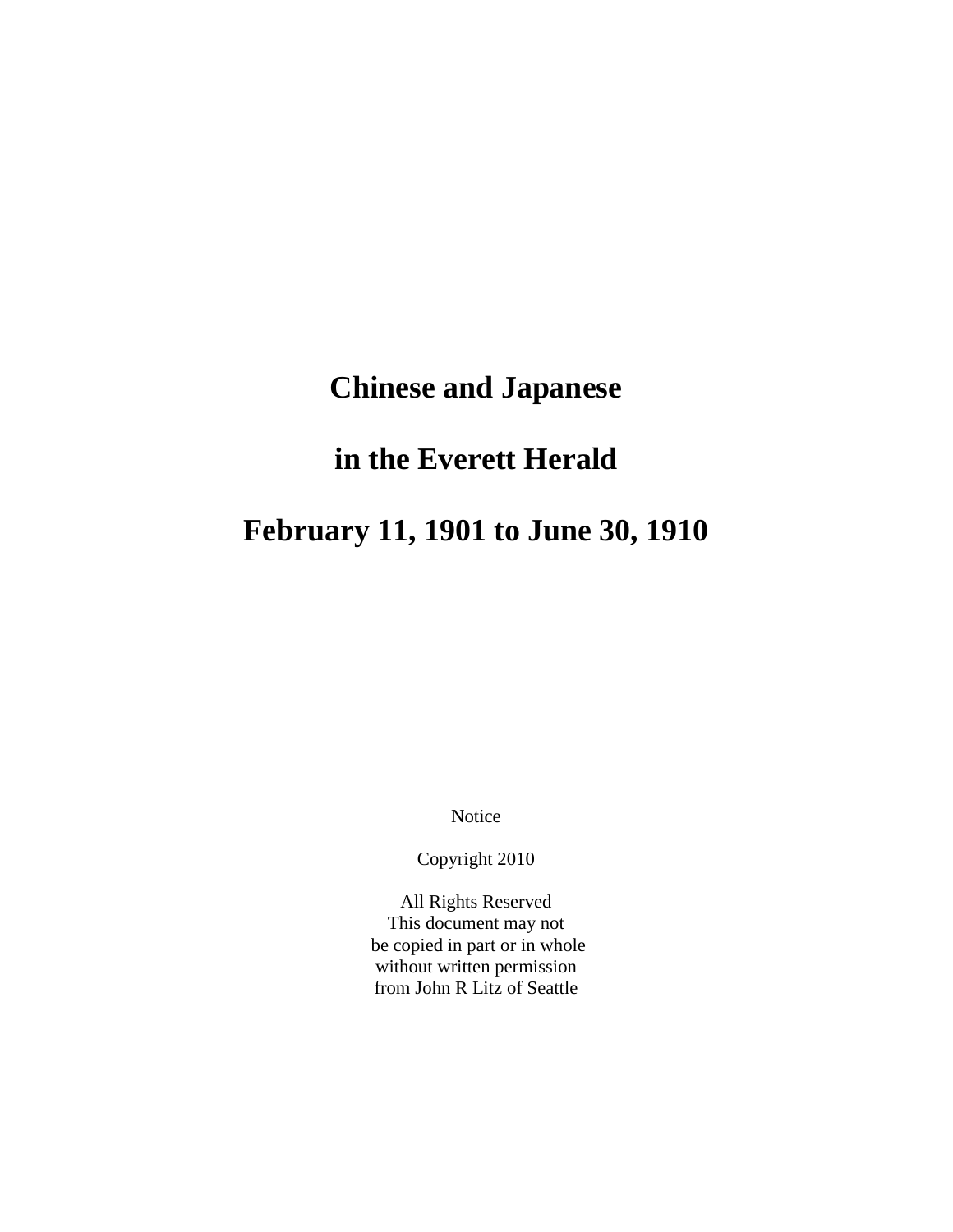# Chinese and Japanese

# in the Everett Herald

# February 11, 1901 to June 30, 1910

Notice

Copyright 2010

All Rights Reserved
This document may not
be copied in part or in whole
without written permission
from John R Litz of Seattle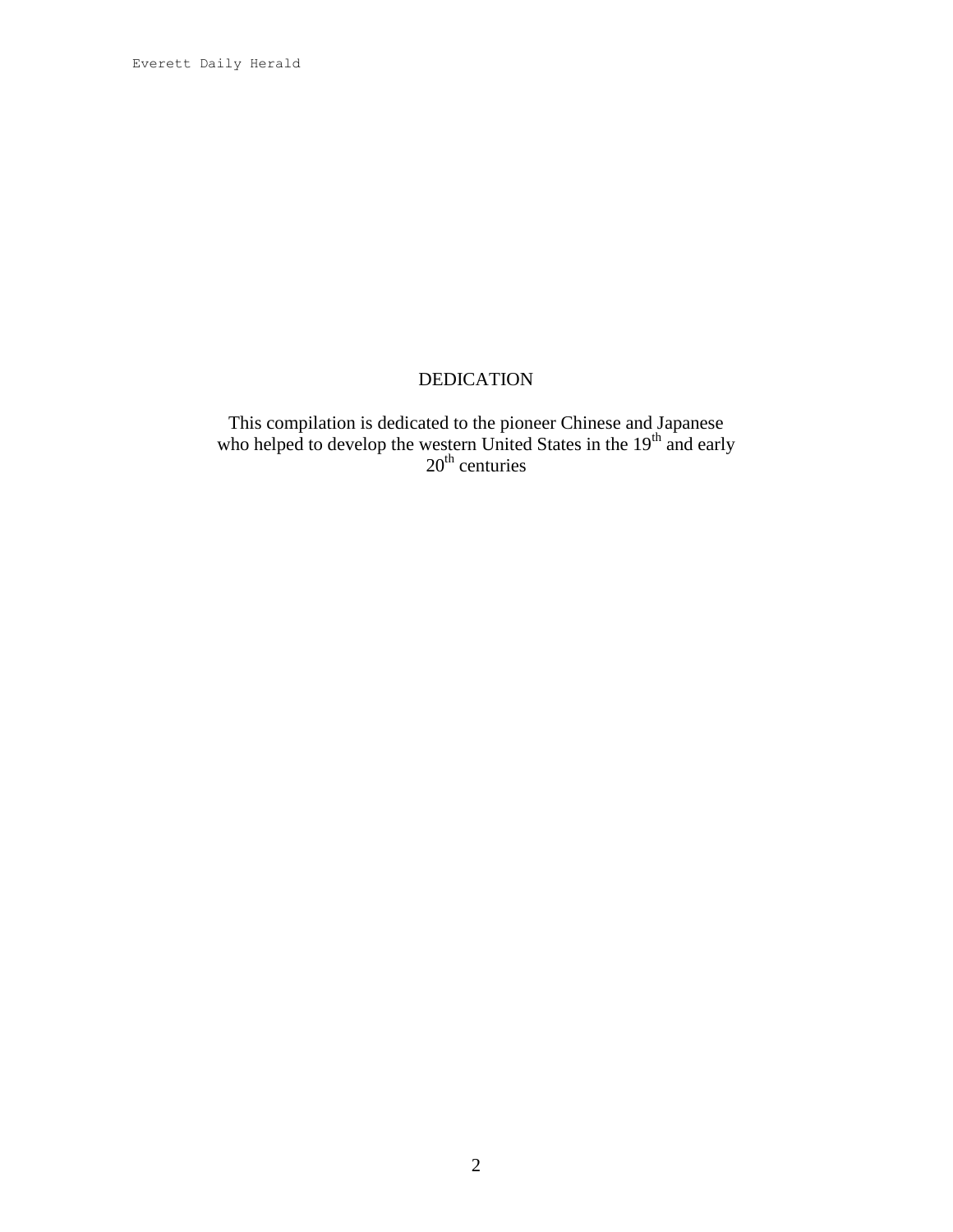# DEDICATION

This compilation is dedicated to the pioneer Chinese and Japanese who helped to develop the western United States in the 19th and early 20th centuries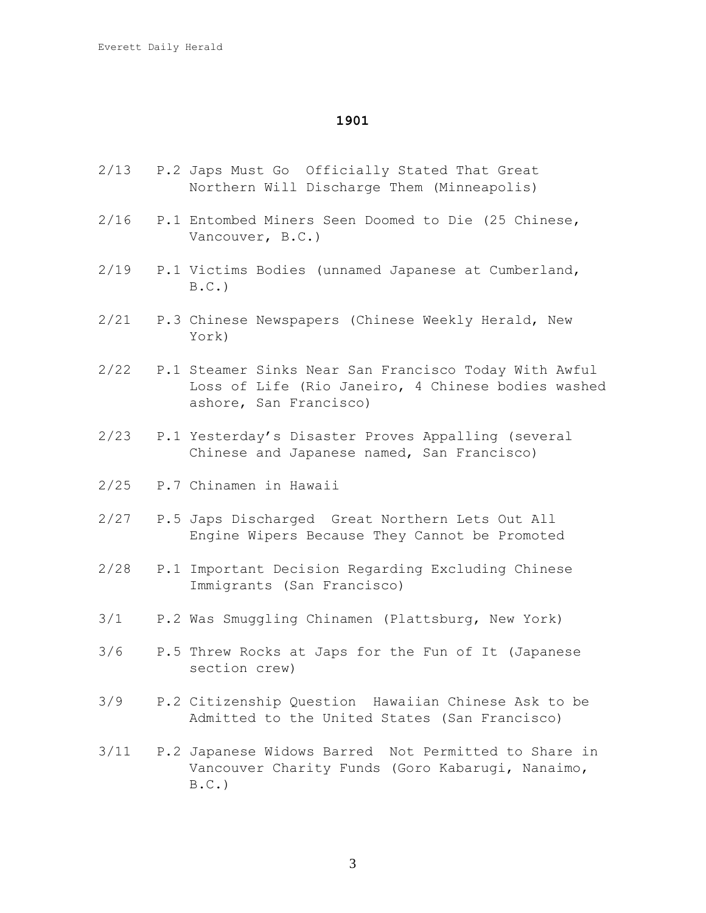## 1901

2/13 P.2 Japs Must Go Officially Stated That Great Northern Will Discharge Them (Minneapolis)

2/16 P.1 Entombed Miners Seen Doomed to Die (25 Chinese, Vancouver, B.C.)

2/19 P.1 Victims Bodies (unnamed Japanese at Cumberland, B.C.)

2/21 P.3 Chinese Newspapers (Chinese Weekly Herald, New York)

2/22 P.1 Steamer Sinks Near San Francisco Today With Awful Loss of Life (Rio Janeiro, 4 Chinese bodies washed ashore, San Francisco)

2/23 P.1 Yesterday's Disaster Proves Appalling (several Chinese and Japanese named, San Francisco)

2/25 P.7 Chinamen in Hawaii

2/27 P.5 Japs Discharged Great Northern Lets Out All Engine Wipers Because They Cannot be Promoted

2/28 P.1 Important Decision Regarding Excluding Chinese Immigrants (San Francisco)

3/1 P.2 Was Smuggling Chinamen (Plattsburg, New York)

3/6 P.5 Threw Rocks at Japs for the Fun of It (Japanese section crew)

3/9 P.2 Citizenship Question Hawaiian Chinese Ask to be Admitted to the United States (San Francisco)

3/11 P.2 Japanese Widows Barred Not Permitted to Share in Vancouver Charity Funds (Goro Kabarugi, Nanaimo, B.C.)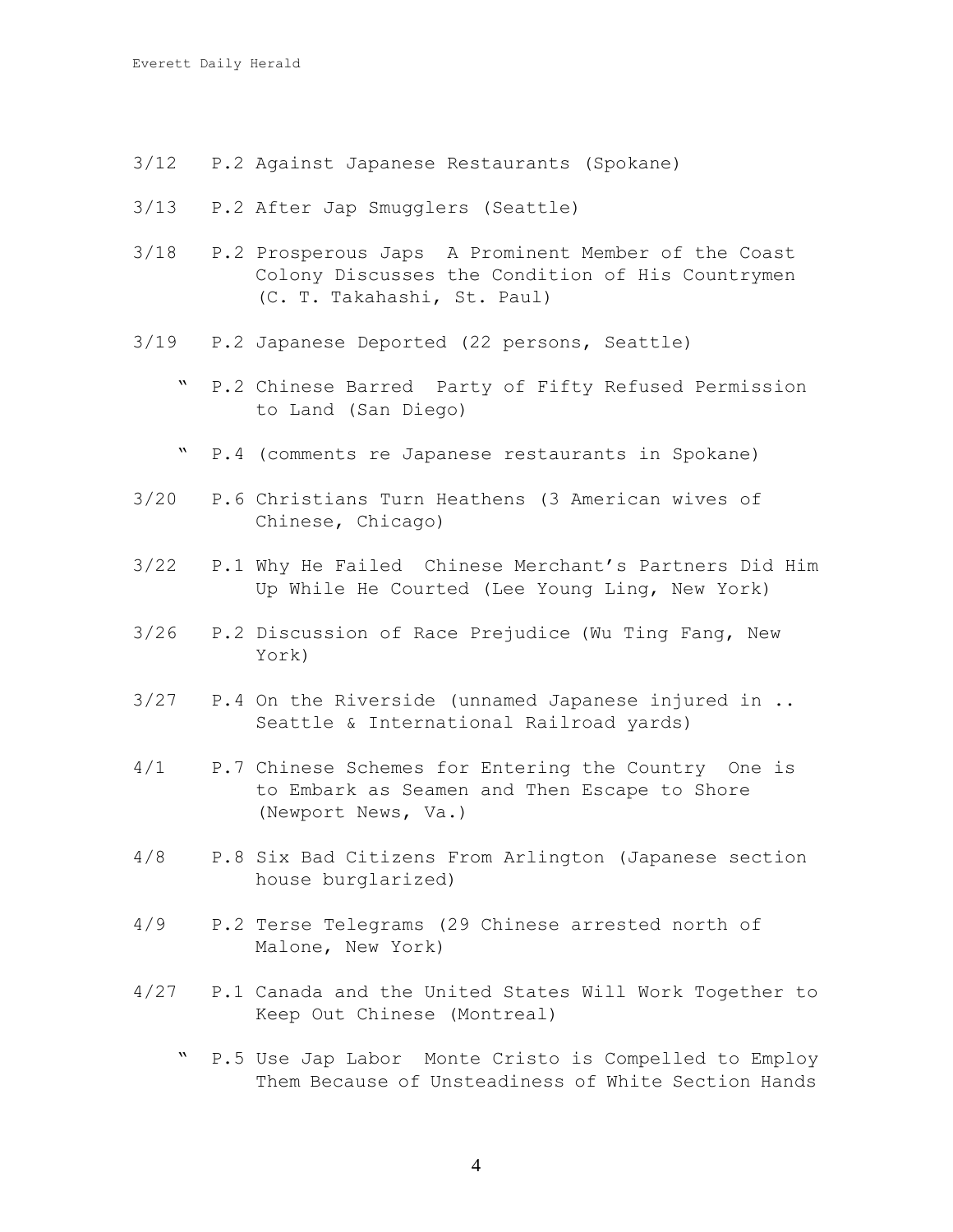3/12 P.2 Against Japanese Restaurants (Spokane)

3/13 P.2 After Jap Smugglers (Seattle)

3/18 P.2 Prosperous Japs A Prominent Member of the Coast Colony Discusses the Condition of His Countrymen (C. T. Takahashi, St. Paul)

3/19 P.2 Japanese Deported (22 persons, Seattle)

" P.2 Chinese Barred Party of Fifty Refused Permission to Land (San Diego)

" P.4 (comments re Japanese restaurants in Spokane)

3/20 P.6 Christians Turn Heathens (3 American wives of Chinese, Chicago)

3/22 P.1 Why He Failed Chinese Merchant's Partners Did Him Up While He Courted (Lee Young Ling, New York)

3/26 P.2 Discussion of Race Prejudice (Wu Ting Fang, New York)

3/27 P.4 On the Riverside (unnamed Japanese injured in .. Seattle & International Railroad yards)

4/1 P.7 Chinese Schemes for Entering the Country One is to Embark as Seamen and Then Escape to Shore (Newport News, Va.)

4/8 P.8 Six Bad Citizens From Arlington (Japanese section house burglarized)

4/9 P.2 Terse Telegrams (29 Chinese arrested north of Malone, New York)

4/27 P.1 Canada and the United States Will Work Together to Keep Out Chinese (Montreal)

" P.5 Use Jap Labor Monte Cristo is Compelled to Employ Them Because of Unsteadiness of White Section Hands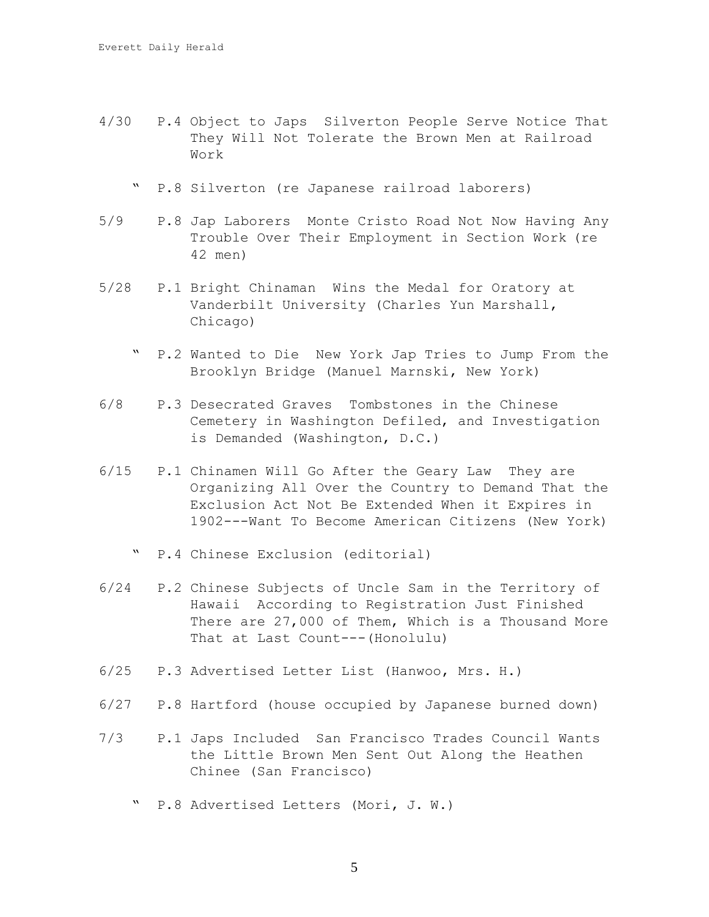4/30 P.4 Object to Japs  Silverton People Serve Notice That They Will Not Tolerate the Brown Men at Railroad Work

" P.8 Silverton (re Japanese railroad laborers)

5/9 P.8 Jap Laborers  Monte Cristo Road Not Now Having Any Trouble Over Their Employment in Section Work (re 42 men)

5/28 P.1 Bright Chinaman  Wins the Medal for Oratory at Vanderbilt University (Charles Yun Marshall, Chicago)

" P.2 Wanted to Die  New York Jap Tries to Jump From the Brooklyn Bridge (Manuel Marnski, New York)

6/8 P.3 Desecrated Graves  Tombstones in the Chinese Cemetery in Washington Defiled, and Investigation is Demanded (Washington, D.C.)

6/15 P.1 Chinamen Will Go After the Geary Law  They are Organizing All Over the Country to Demand That the Exclusion Act Not Be Extended When it Expires in 1902---Want To Become American Citizens (New York)

" P.4 Chinese Exclusion (editorial)

6/24 P.2 Chinese Subjects of Uncle Sam in the Territory of Hawaii  According to Registration Just Finished There are 27,000 of Them, Which is a Thousand More That at Last Count---(Honolulu)

6/25 P.3 Advertised Letter List (Hanwoo, Mrs. H.)

6/27 P.8 Hartford (house occupied by Japanese burned down)

7/3 P.1 Japs Included  San Francisco Trades Council Wants the Little Brown Men Sent Out Along the Heathen Chinee (San Francisco)

" P.8 Advertised Letters (Mori, J. W.)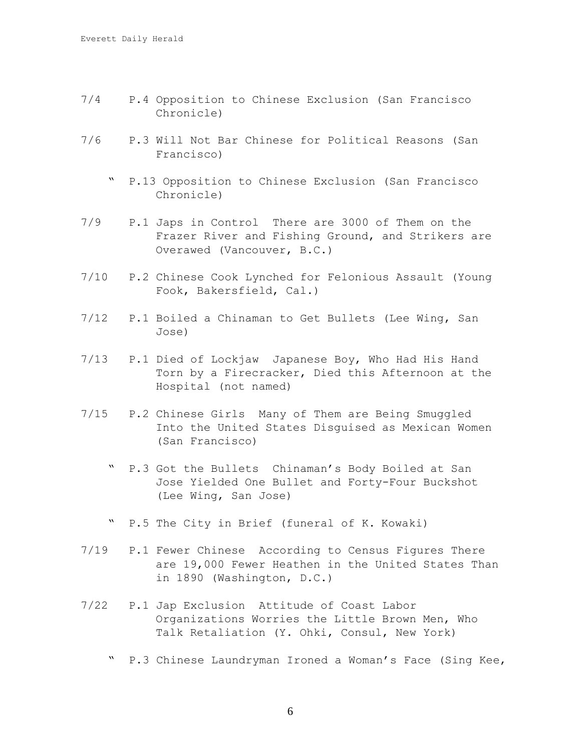7/4 P.4 Opposition to Chinese Exclusion (San Francisco Chronicle)

7/6 P.3 Will Not Bar Chinese for Political Reasons (San Francisco)

" P.13 Opposition to Chinese Exclusion (San Francisco Chronicle)

7/9 P.1 Japs in Control There are 3000 of Them on the Frazer River and Fishing Ground, and Strikers are Overawed (Vancouver, B.C.)

7/10 P.2 Chinese Cook Lynched for Felonious Assault (Young Fook, Bakersfield, Cal.)

7/12 P.1 Boiled a Chinaman to Get Bullets (Lee Wing, San Jose)

7/13 P.1 Died of Lockjaw Japanese Boy, Who Had His Hand Torn by a Firecracker, Died this Afternoon at the Hospital (not named)

7/15 P.2 Chinese Girls Many of Them are Being Smuggled Into the United States Disguised as Mexican Women (San Francisco)

" P.3 Got the Bullets Chinaman's Body Boiled at San Jose Yielded One Bullet and Forty-Four Buckshot (Lee Wing, San Jose)

" P.5 The City in Brief (funeral of K. Kowaki)

7/19 P.1 Fewer Chinese According to Census Figures There are 19,000 Fewer Heathen in the United States Than in 1890 (Washington, D.C.)

7/22 P.1 Jap Exclusion Attitude of Coast Labor Organizations Worries the Little Brown Men, Who Talk Retaliation (Y. Ohki, Consul, New York)

" P.3 Chinese Laundryman Ironed a Woman's Face (Sing Kee,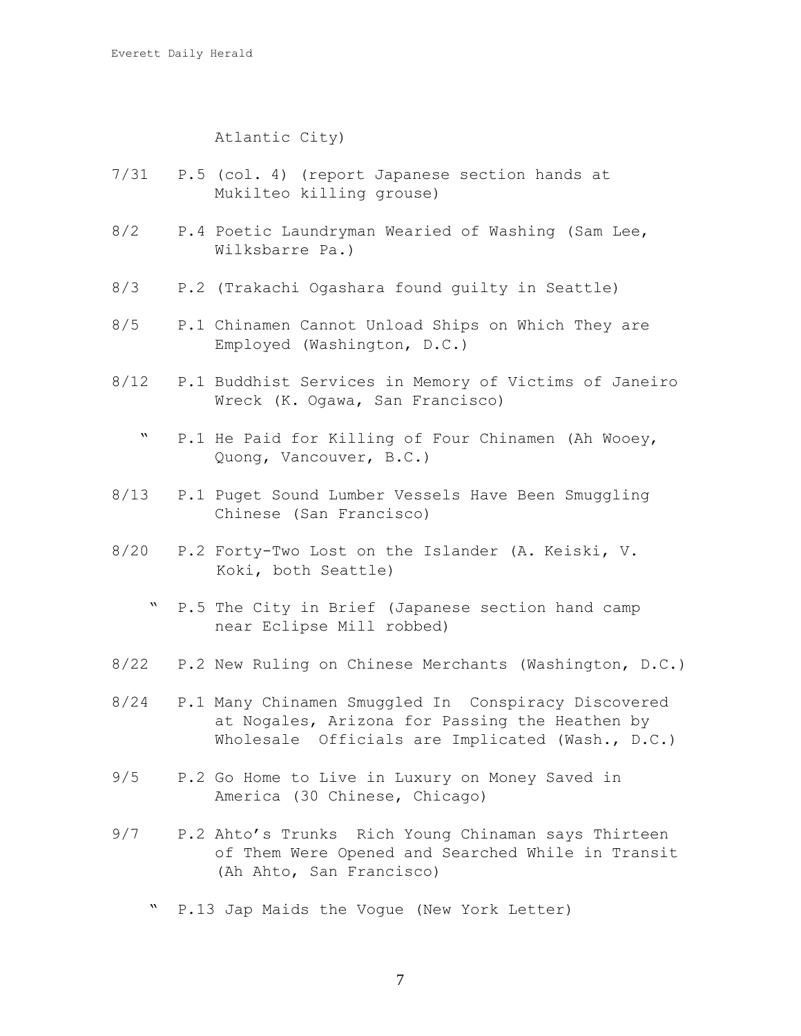Atlantic City)

7/31 P.5 (col. 4) (report Japanese section hands at Mukilteo killing grouse)

8/2 P.4 Poetic Laundryman Wearied of Washing (Sam Lee, Wilksbarre Pa.)

8/3 P.2 (Trakachi Ogashara found guilty in Seattle)

8/5 P.1 Chinamen Cannot Unload Ships on Which They are Employed (Washington, D.C.)

8/12 P.1 Buddhist Services in Memory of Victims of Janeiro Wreck (K. Ogawa, San Francisco)

" P.1 He Paid for Killing of Four Chinamen (Ah Wooey, Quong, Vancouver, B.C.)

8/13 P.1 Puget Sound Lumber Vessels Have Been Smuggling Chinese (San Francisco)

8/20 P.2 Forty-Two Lost on the Islander (A. Keiski, V. Koki, both Seattle)

" P.5 The City in Brief (Japanese section hand camp near Eclipse Mill robbed)

8/22 P.2 New Ruling on Chinese Merchants (Washington, D.C.)

8/24 P.1 Many Chinamen Smuggled In Conspiracy Discovered at Nogales, Arizona for Passing the Heathen by Wholesale Officials are Implicated (Wash., D.C.)

9/5 P.2 Go Home to Live in Luxury on Money Saved in America (30 Chinese, Chicago)

9/7 P.2 Ahto's Trunks Rich Young Chinaman says Thirteen of Them Were Opened and Searched While in Transit (Ah Ahto, San Francisco)

" P.13 Jap Maids the Vogue (New York Letter)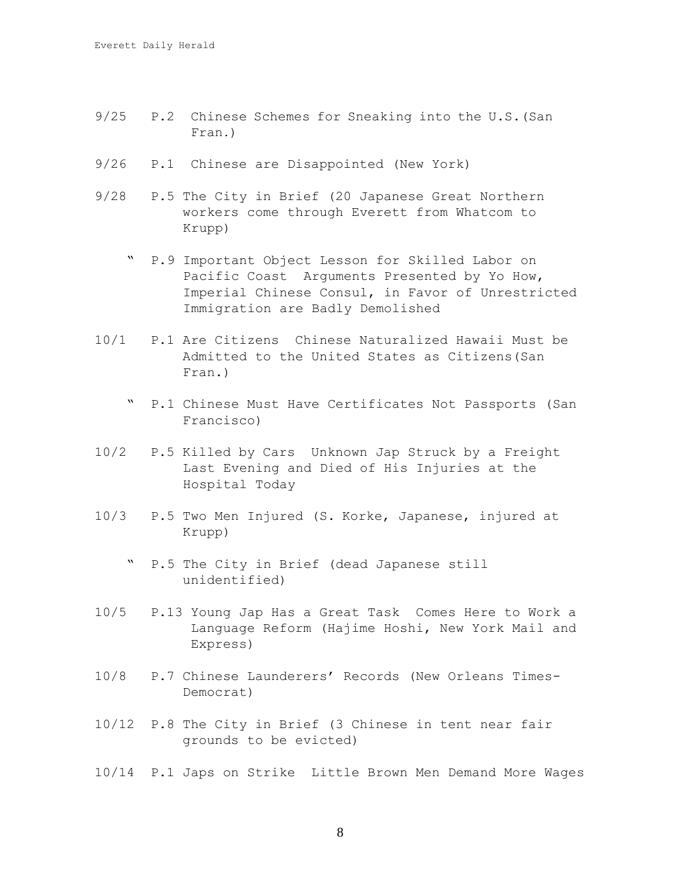9/25 P.2 Chinese Schemes for Sneaking into the U.S.(San Fran.)

9/26 P.1 Chinese are Disappointed (New York)

9/28 P.5 The City in Brief (20 Japanese Great Northern workers come through Everett from Whatcom to Krupp)

" P.9 Important Object Lesson for Skilled Labor on Pacific Coast Arguments Presented by Yo How, Imperial Chinese Consul, in Favor of Unrestricted Immigration are Badly Demolished

10/1 P.1 Are Citizens Chinese Naturalized Hawaii Must be Admitted to the United States as Citizens(San Fran.)

" P.1 Chinese Must Have Certificates Not Passports (San Francisco)

10/2 P.5 Killed by Cars Unknown Jap Struck by a Freight Last Evening and Died of His Injuries at the Hospital Today

10/3 P.5 Two Men Injured (S. Korke, Japanese, injured at Krupp)

" P.5 The City in Brief (dead Japanese still unidentified)

10/5 P.13 Young Jap Has a Great Task Comes Here to Work a Language Reform (Hajime Hoshi, New York Mail and Express)

10/8 P.7 Chinese Launderers' Records (New Orleans Times-Democrat)

10/12 P.8 The City in Brief (3 Chinese in tent near fair grounds to be evicted)

10/14 P.1 Japs on Strike Little Brown Men Demand More Wages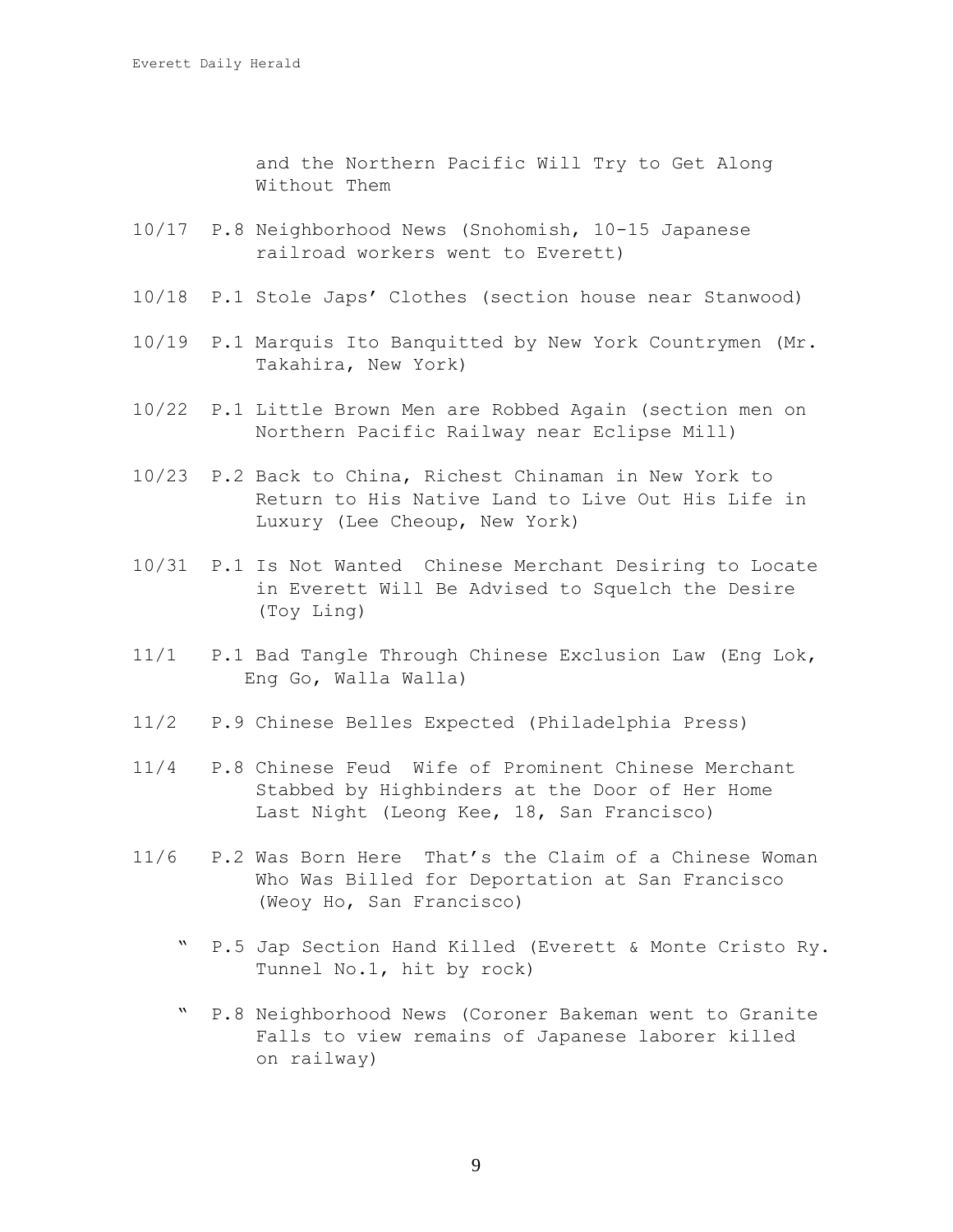and the Northern Pacific Will Try to Get Along Without Them

10/17 P.8 Neighborhood News (Snohomish, 10-15 Japanese railroad workers went to Everett)

10/18 P.1 Stole Japs' Clothes (section house near Stanwood)

10/19 P.1 Marquis Ito Banquitted by New York Countrymen (Mr. Takahira, New York)

10/22 P.1 Little Brown Men are Robbed Again (section men on Northern Pacific Railway near Eclipse Mill)

10/23 P.2 Back to China, Richest Chinaman in New York to Return to His Native Land to Live Out His Life in Luxury (Lee Cheoup, New York)

10/31 P.1 Is Not Wanted Chinese Merchant Desiring to Locate in Everett Will Be Advised to Squelch the Desire (Toy Ling)

11/1 P.1 Bad Tangle Through Chinese Exclusion Law (Eng Lok, Eng Go, Walla Walla)

11/2 P.9 Chinese Belles Expected (Philadelphia Press)

11/4 P.8 Chinese Feud Wife of Prominent Chinese Merchant Stabbed by Highbinders at the Door of Her Home Last Night (Leong Kee, 18, San Francisco)

11/6 P.2 Was Born Here That's the Claim of a Chinese Woman Who Was Billed for Deportation at San Francisco (Weoy Ho, San Francisco)

" P.5 Jap Section Hand Killed (Everett & Monte Cristo Ry. Tunnel No.1, hit by rock)

" P.8 Neighborhood News (Coroner Bakeman went to Granite Falls to view remains of Japanese laborer killed on railway)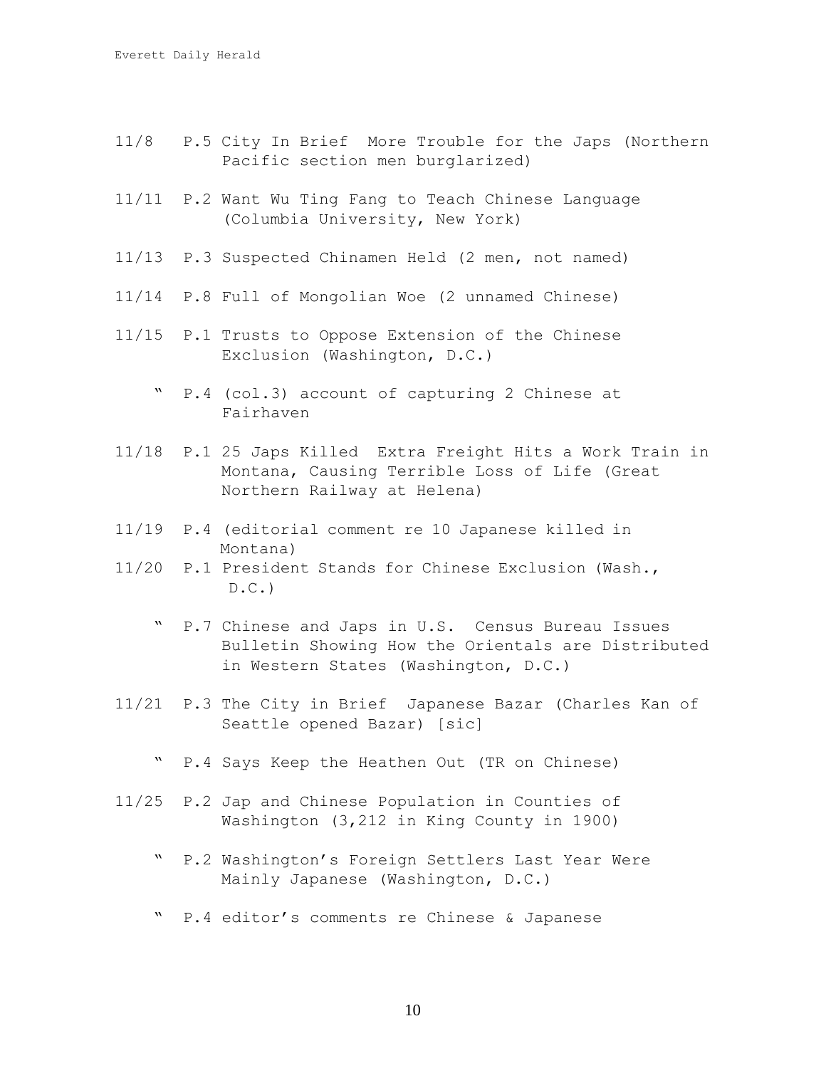11/8 P.5 City In Brief More Trouble for the Japs (Northern Pacific section men burglarized)

11/11 P.2 Want Wu Ting Fang to Teach Chinese Language (Columbia University, New York)

11/13 P.3 Suspected Chinamen Held (2 men, not named)

11/14 P.8 Full of Mongolian Woe (2 unnamed Chinese)

11/15 P.1 Trusts to Oppose Extension of the Chinese Exclusion (Washington, D.C.)

" P.4 (col.3) account of capturing 2 Chinese at Fairhaven

11/18 P.1 25 Japs Killed Extra Freight Hits a Work Train in Montana, Causing Terrible Loss of Life (Great Northern Railway at Helena)

11/19 P.4 (editorial comment re 10 Japanese killed in Montana)

11/20 P.1 President Stands for Chinese Exclusion (Wash., D.C.)

" P.7 Chinese and Japs in U.S. Census Bureau Issues Bulletin Showing How the Orientals are Distributed in Western States (Washington, D.C.)

11/21 P.3 The City in Brief Japanese Bazar (Charles Kan of Seattle opened Bazar) [sic]

" P.4 Says Keep the Heathen Out (TR on Chinese)

11/25 P.2 Jap and Chinese Population in Counties of Washington (3,212 in King County in 1900)

" P.2 Washington's Foreign Settlers Last Year Were Mainly Japanese (Washington, D.C.)

" P.4 editor's comments re Chinese & Japanese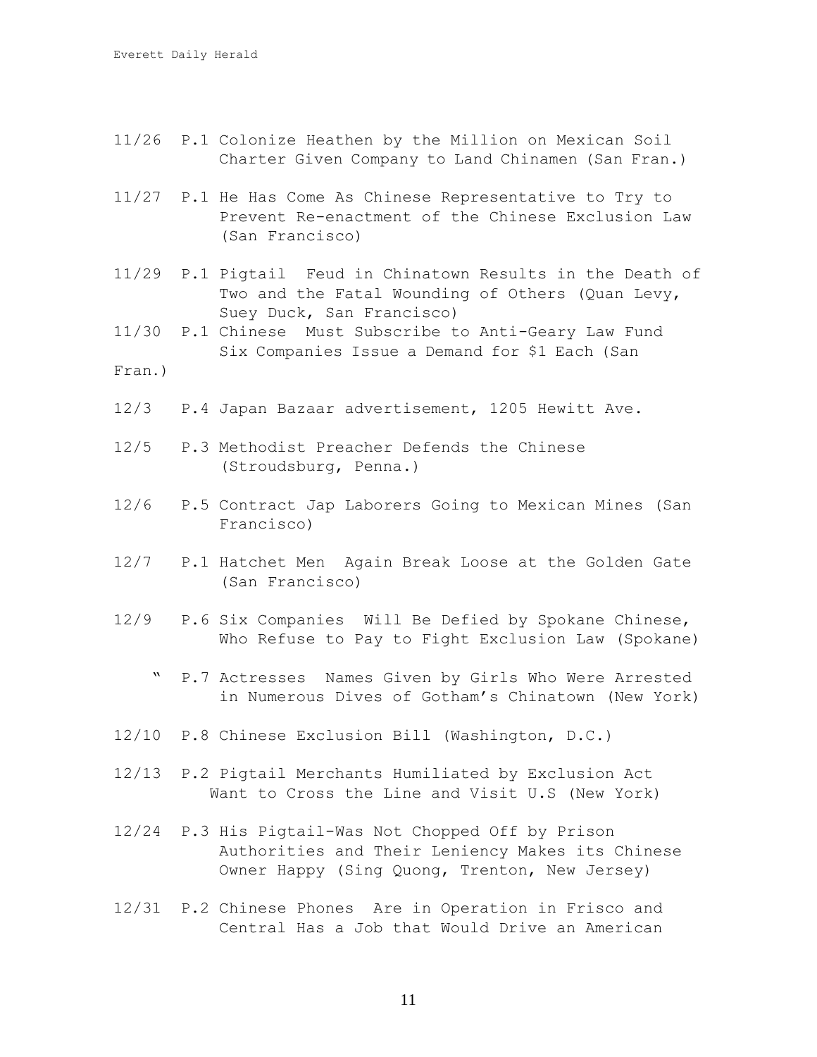11/26 P.1 Colonize Heathen by the Million on Mexican Soil Charter Given Company to Land Chinamen (San Fran.)

11/27 P.1 He Has Come As Chinese Representative to Try to Prevent Re-enactment of the Chinese Exclusion Law (San Francisco)

11/29 P.1 Pigtail Feud in Chinatown Results in the Death of Two and the Fatal Wounding of Others (Quan Levy, Suey Duck, San Francisco)

11/30 P.1 Chinese Must Subscribe to Anti-Geary Law Fund Six Companies Issue a Demand for $1 Each (San Fran.)

12/3 P.4 Japan Bazaar advertisement, 1205 Hewitt Ave.

12/5 P.3 Methodist Preacher Defends the Chinese (Stroudsburg, Penna.)

12/6 P.5 Contract Jap Laborers Going to Mexican Mines (San Francisco)

12/7 P.1 Hatchet Men Again Break Loose at the Golden Gate (San Francisco)

12/9 P.6 Six Companies Will Be Defied by Spokane Chinese, Who Refuse to Pay to Fight Exclusion Law (Spokane)

" P.7 Actresses Names Given by Girls Who Were Arrested in Numerous Dives of Gotham's Chinatown (New York)

12/10 P.8 Chinese Exclusion Bill (Washington, D.C.)

12/13 P.2 Pigtail Merchants Humiliated by Exclusion Act Want to Cross the Line and Visit U.S (New York)

12/24 P.3 His Pigtail-Was Not Chopped Off by Prison Authorities and Their Leniency Makes its Chinese Owner Happy (Sing Quong, Trenton, New Jersey)

12/31 P.2 Chinese Phones Are in Operation in Frisco and Central Has a Job that Would Drive an American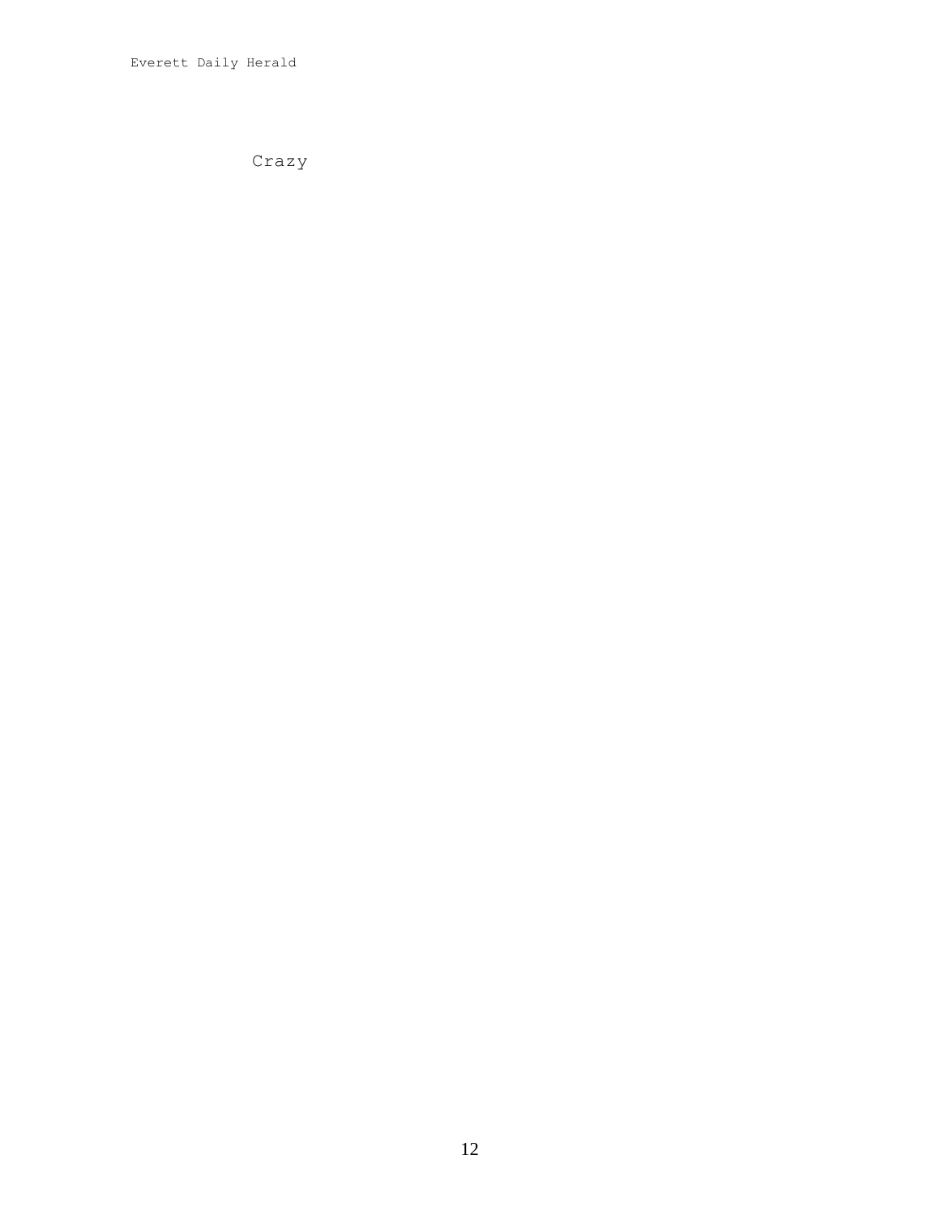Everett Daily Herald

Crazy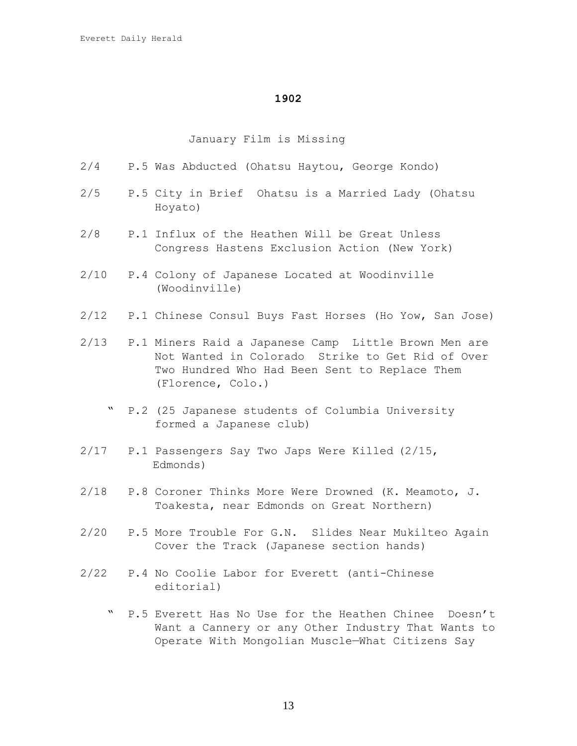## 1902

January Film is Missing

2/4 P.5 Was Abducted (Ohatsu Haytou, George Kondo)

2/5 P.5 City in Brief Ohatsu is a Married Lady (Ohatsu Hoyato)

2/8 P.1 Influx of the Heathen Will be Great Unless Congress Hastens Exclusion Action (New York)

2/10 P.4 Colony of Japanese Located at Woodinville (Woodinville)

2/12 P.1 Chinese Consul Buys Fast Horses (Ho Yow, San Jose)

2/13 P.1 Miners Raid a Japanese Camp Little Brown Men are Not Wanted in Colorado Strike to Get Rid of Over Two Hundred Who Had Been Sent to Replace Them (Florence, Colo.)

" P.2 (25 Japanese students of Columbia University formed a Japanese club)

2/17 P.1 Passengers Say Two Japs Were Killed (2/15, Edmonds)

2/18 P.8 Coroner Thinks More Were Drowned (K. Meamoto, J. Toakesta, near Edmonds on Great Northern)

2/20 P.5 More Trouble For G.N. Slides Near Mukilteo Again Cover the Track (Japanese section hands)

2/22 P.4 No Coolie Labor for Everett (anti-Chinese editorial)

" P.5 Everett Has No Use for the Heathen Chinee Doesn't Want a Cannery or any Other Industry That Wants to Operate With Mongolian Muscle—What Citizens Say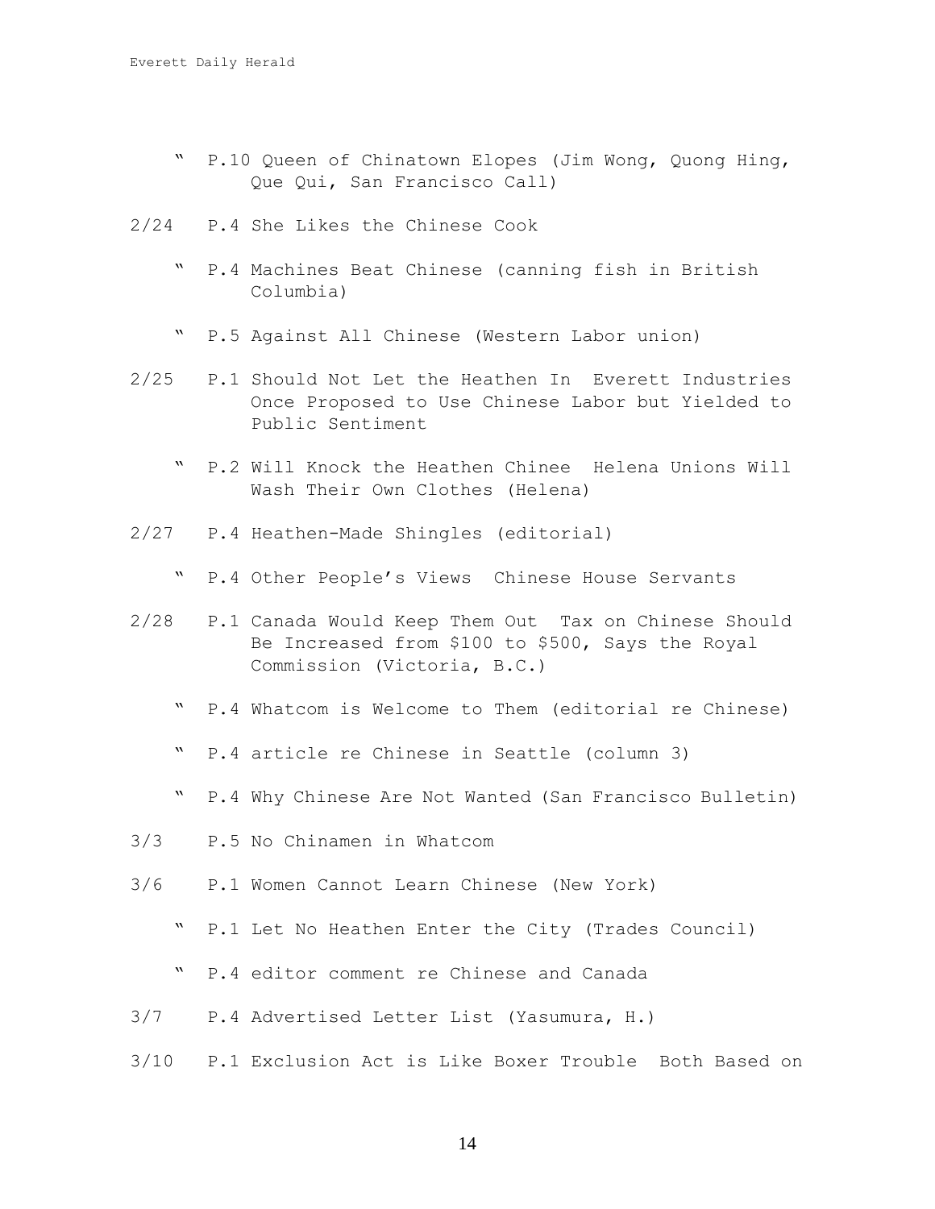" P.10 Queen of Chinatown Elopes (Jim Wong, Quong Hing, Que Qui, San Francisco Call)

2/24 P.4 She Likes the Chinese Cook

" P.4 Machines Beat Chinese (canning fish in British Columbia)

" P.5 Against All Chinese (Western Labor union)

2/25 P.1 Should Not Let the Heathen In Everett Industries Once Proposed to Use Chinese Labor but Yielded to Public Sentiment

" P.2 Will Knock the Heathen Chinee Helena Unions Will Wash Their Own Clothes (Helena)

2/27 P.4 Heathen-Made Shingles (editorial)

" P.4 Other People's Views Chinese House Servants

2/28 P.1 Canada Would Keep Them Out Tax on Chinese Should Be Increased from $100 to $500, Says the Royal Commission (Victoria, B.C.)

" P.4 Whatcom is Welcome to Them (editorial re Chinese)

" P.4 article re Chinese in Seattle (column 3)

" P.4 Why Chinese Are Not Wanted (San Francisco Bulletin)

3/3 P.5 No Chinamen in Whatcom

3/6 P.1 Women Cannot Learn Chinese (New York)

" P.1 Let No Heathen Enter the City (Trades Council)

" P.4 editor comment re Chinese and Canada

3/7 P.4 Advertised Letter List (Yasumura, H.)

3/10 P.1 Exclusion Act is Like Boxer Trouble Both Based on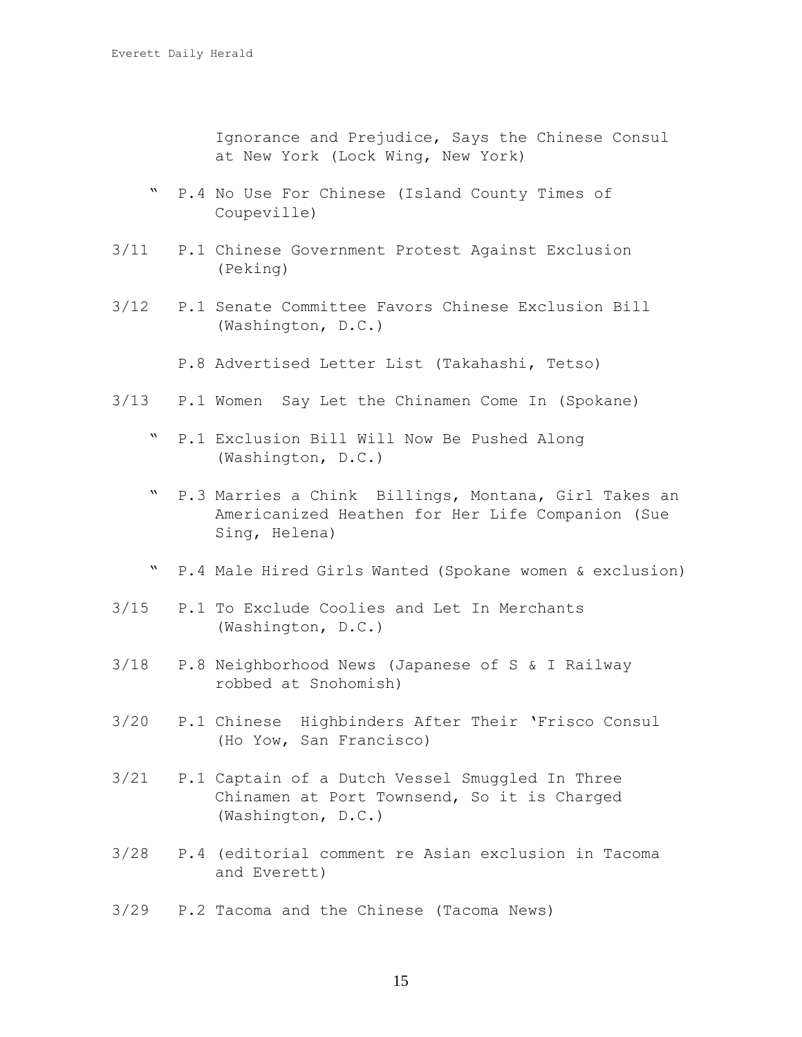Ignorance and Prejudice, Says the Chinese Consul at New York (Lock Wing, New York)

" P.4 No Use For Chinese (Island County Times of Coupeville)

3/11 P.1 Chinese Government Protest Against Exclusion (Peking)

3/12 P.1 Senate Committee Favors Chinese Exclusion Bill (Washington, D.C.)

P.8 Advertised Letter List (Takahashi, Tetso)

3/13 P.1 Women Say Let the Chinamen Come In (Spokane)

" P.1 Exclusion Bill Will Now Be Pushed Along (Washington, D.C.)

" P.3 Marries a Chink Billings, Montana, Girl Takes an Americanized Heathen for Her Life Companion (Sue Sing, Helena)

" P.4 Male Hired Girls Wanted (Spokane women & exclusion)

3/15 P.1 To Exclude Coolies and Let In Merchants (Washington, D.C.)

3/18 P.8 Neighborhood News (Japanese of S & I Railway robbed at Snohomish)

3/20 P.1 Chinese Highbinders After Their 'Frisco Consul (Ho Yow, San Francisco)

3/21 P.1 Captain of a Dutch Vessel Smuggled In Three Chinamen at Port Townsend, So it is Charged (Washington, D.C.)

3/28 P.4 (editorial comment re Asian exclusion in Tacoma and Everett)

3/29 P.2 Tacoma and the Chinese (Tacoma News)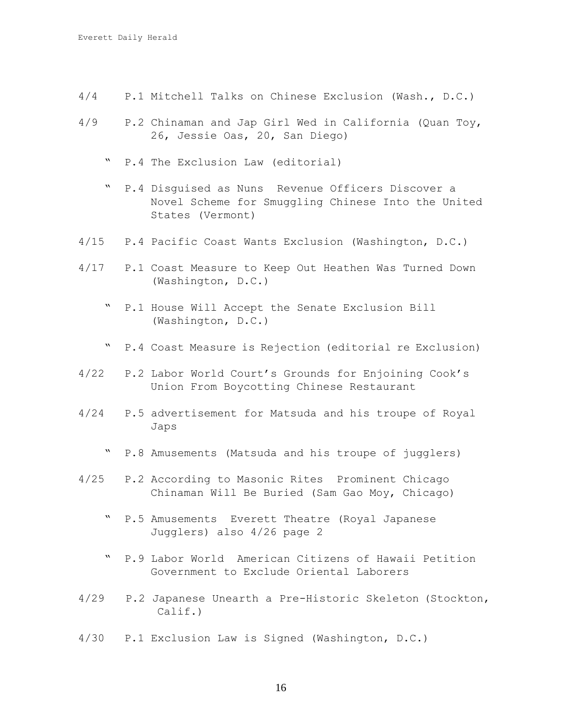4/4 P.1 Mitchell Talks on Chinese Exclusion (Wash., D.C.)

4/9 P.2 Chinaman and Jap Girl Wed in California (Quan Toy, 26, Jessie Oas, 20, San Diego)

" P.4 The Exclusion Law (editorial)

" P.4 Disguised as Nuns Revenue Officers Discover a Novel Scheme for Smuggling Chinese Into the United States (Vermont)

4/15 P.4 Pacific Coast Wants Exclusion (Washington, D.C.)

4/17 P.1 Coast Measure to Keep Out Heathen Was Turned Down (Washington, D.C.)

" P.1 House Will Accept the Senate Exclusion Bill (Washington, D.C.)

" P.4 Coast Measure is Rejection (editorial re Exclusion)

4/22 P.2 Labor World Court's Grounds for Enjoining Cook's Union From Boycotting Chinese Restaurant

4/24 P.5 advertisement for Matsuda and his troupe of Royal Japs

" P.8 Amusements (Matsuda and his troupe of jugglers)

4/25 P.2 According to Masonic Rites Prominent Chicago Chinaman Will Be Buried (Sam Gao Moy, Chicago)

" P.5 Amusements Everett Theatre (Royal Japanese Jugglers) also 4/26 page 2

" P.9 Labor World American Citizens of Hawaii Petition Government to Exclude Oriental Laborers

4/29 P.2 Japanese Unearth a Pre-Historic Skeleton (Stockton, Calif.)

4/30 P.1 Exclusion Law is Signed (Washington, D.C.)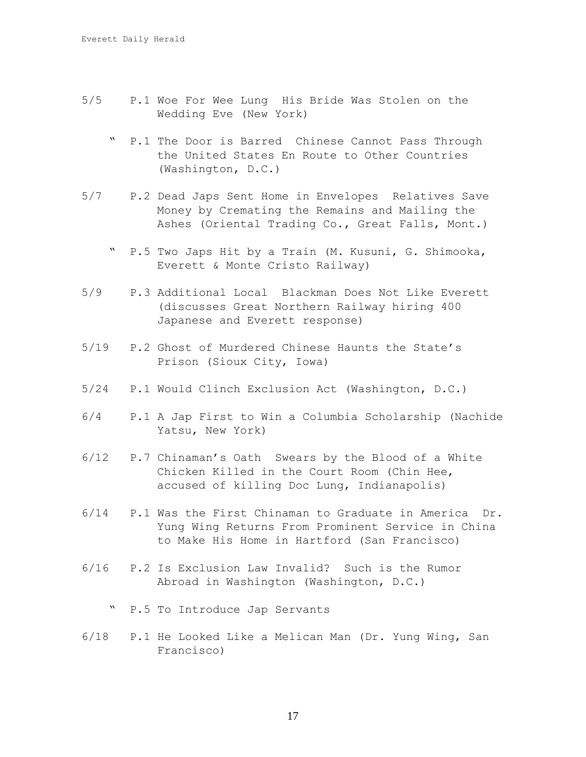5/5 P.1 Woe For Wee Lung His Bride Was Stolen on the Wedding Eve (New York)

" P.1 The Door is Barred Chinese Cannot Pass Through the United States En Route to Other Countries (Washington, D.C.)

5/7 P.2 Dead Japs Sent Home in Envelopes Relatives Save Money by Cremating the Remains and Mailing the Ashes (Oriental Trading Co., Great Falls, Mont.)

" P.5 Two Japs Hit by a Train (M. Kusuni, G. Shimooka, Everett & Monte Cristo Railway)

5/9 P.3 Additional Local Blackman Does Not Like Everett (discusses Great Northern Railway hiring 400 Japanese and Everett response)

5/19 P.2 Ghost of Murdered Chinese Haunts the State's Prison (Sioux City, Iowa)

5/24 P.1 Would Clinch Exclusion Act (Washington, D.C.)

6/4 P.1 A Jap First to Win a Columbia Scholarship (Nachide Yatsu, New York)

6/12 P.7 Chinaman's Oath Swears by the Blood of a White Chicken Killed in the Court Room (Chin Hee, accused of killing Doc Lung, Indianapolis)

6/14 P.1 Was the First Chinaman to Graduate in America Dr. Yung Wing Returns From Prominent Service in China to Make His Home in Hartford (San Francisco)

6/16 P.2 Is Exclusion Law Invalid? Such is the Rumor Abroad in Washington (Washington, D.C.)

" P.5 To Introduce Jap Servants

6/18 P.1 He Looked Like a Melican Man (Dr. Yung Wing, San Francisco)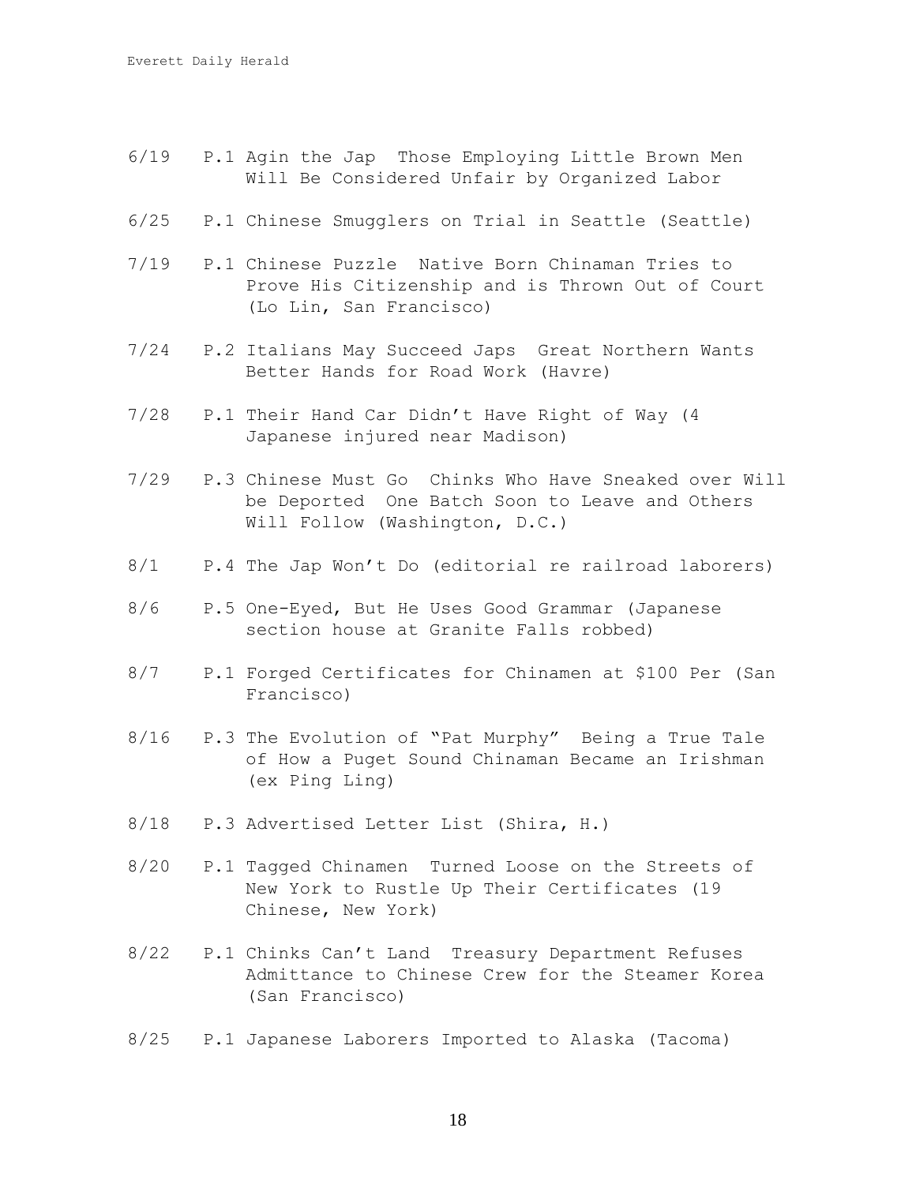6/19 P.1 Agin the Jap Those Employing Little Brown Men Will Be Considered Unfair by Organized Labor

6/25 P.1 Chinese Smugglers on Trial in Seattle (Seattle)

7/19 P.1 Chinese Puzzle Native Born Chinaman Tries to Prove His Citizenship and is Thrown Out of Court (Lo Lin, San Francisco)

7/24 P.2 Italians May Succeed Japs Great Northern Wants Better Hands for Road Work (Havre)

7/28 P.1 Their Hand Car Didn't Have Right of Way (4 Japanese injured near Madison)

7/29 P.3 Chinese Must Go Chinks Who Have Sneaked over Will be Deported One Batch Soon to Leave and Others Will Follow (Washington, D.C.)

8/1 P.4 The Jap Won't Do (editorial re railroad laborers)

8/6 P.5 One-Eyed, But He Uses Good Grammar (Japanese section house at Granite Falls robbed)

8/7 P.1 Forged Certificates for Chinamen at $100 Per (San Francisco)

8/16 P.3 The Evolution of "Pat Murphy" Being a True Tale of How a Puget Sound Chinaman Became an Irishman (ex Ping Ling)

8/18 P.3 Advertised Letter List (Shira, H.)

8/20 P.1 Tagged Chinamen Turned Loose on the Streets of New York to Rustle Up Their Certificates (19 Chinese, New York)

8/22 P.1 Chinks Can't Land Treasury Department Refuses Admittance to Chinese Crew for the Steamer Korea (San Francisco)

8/25 P.1 Japanese Laborers Imported to Alaska (Tacoma)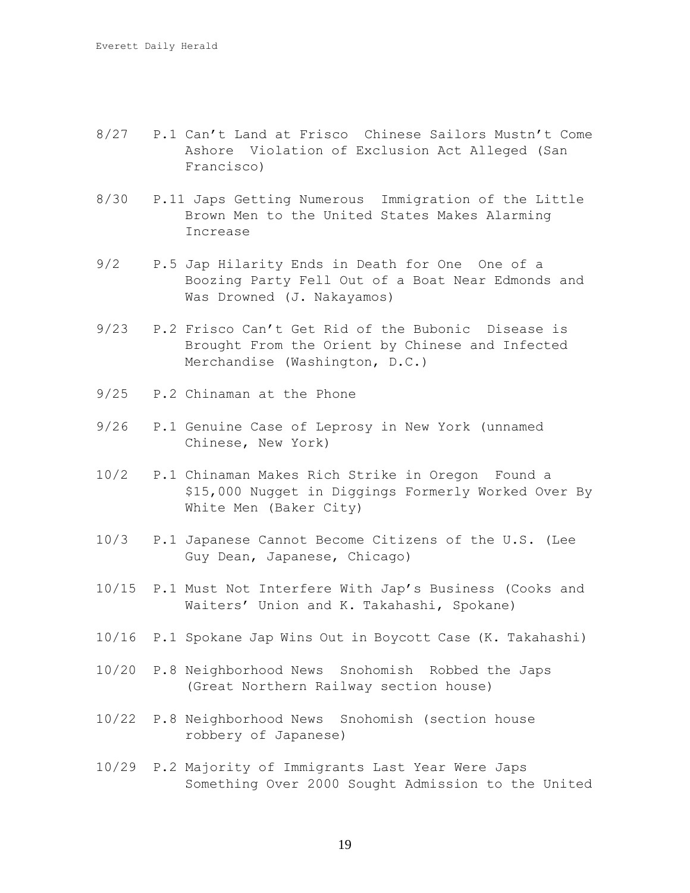8/27 P.1 Can't Land at Frisco Chinese Sailors Mustn't Come Ashore Violation of Exclusion Act Alleged (San Francisco)

8/30 P.11 Japs Getting Numerous Immigration of the Little Brown Men to the United States Makes Alarming Increase

9/2 P.5 Jap Hilarity Ends in Death for One One of a Boozing Party Fell Out of a Boat Near Edmonds and Was Drowned (J. Nakayamos)

9/23 P.2 Frisco Can't Get Rid of the Bubonic Disease is Brought From the Orient by Chinese and Infected Merchandise (Washington, D.C.)

9/25 P.2 Chinaman at the Phone

9/26 P.1 Genuine Case of Leprosy in New York (unnamed Chinese, New York)

10/2 P.1 Chinaman Makes Rich Strike in Oregon Found a $15,000 Nugget in Diggings Formerly Worked Over By White Men (Baker City)

10/3 P.1 Japanese Cannot Become Citizens of the U.S. (Lee Guy Dean, Japanese, Chicago)

10/15 P.1 Must Not Interfere With Jap's Business (Cooks and Waiters' Union and K. Takahashi, Spokane)

10/16 P.1 Spokane Jap Wins Out in Boycott Case (K. Takahashi)

10/20 P.8 Neighborhood News Snohomish Robbed the Japs (Great Northern Railway section house)

10/22 P.8 Neighborhood News Snohomish (section house robbery of Japanese)

10/29 P.2 Majority of Immigrants Last Year Were Japs Something Over 2000 Sought Admission to the United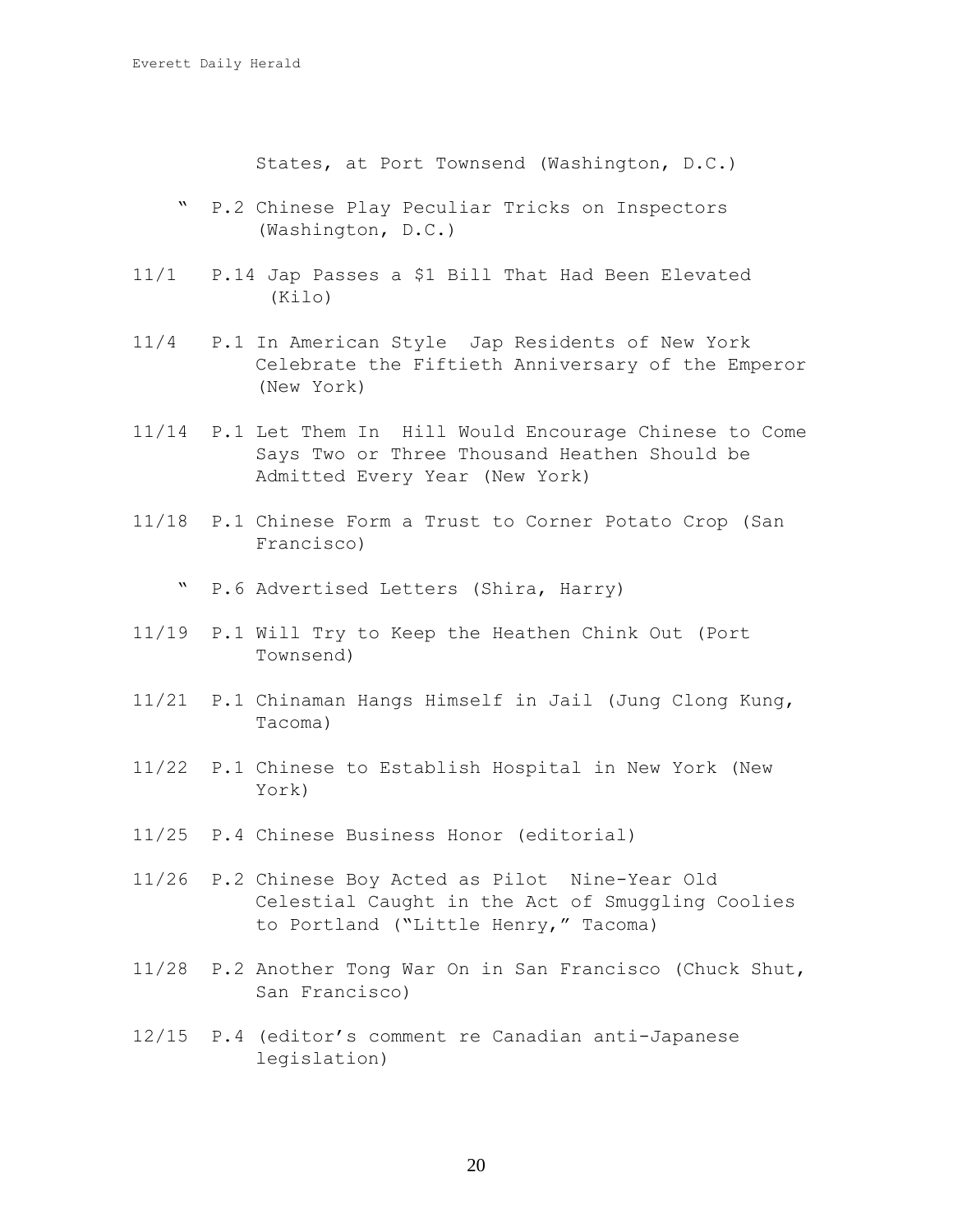States, at Port Townsend (Washington, D.C.)

" P.2 Chinese Play Peculiar Tricks on Inspectors (Washington, D.C.)

11/1 P.14 Jap Passes a $1 Bill That Had Been Elevated (Kilo)

11/4 P.1 In American Style Jap Residents of New York Celebrate the Fiftieth Anniversary of the Emperor (New York)

11/14 P.1 Let Them In Hill Would Encourage Chinese to Come Says Two or Three Thousand Heathen Should be Admitted Every Year (New York)

11/18 P.1 Chinese Form a Trust to Corner Potato Crop (San Francisco)

" P.6 Advertised Letters (Shira, Harry)

11/19 P.1 Will Try to Keep the Heathen Chink Out (Port Townsend)

11/21 P.1 Chinaman Hangs Himself in Jail (Jung Clong Kung, Tacoma)

11/22 P.1 Chinese to Establish Hospital in New York (New York)

11/25 P.4 Chinese Business Honor (editorial)

11/26 P.2 Chinese Boy Acted as Pilot Nine-Year Old Celestial Caught in the Act of Smuggling Coolies to Portland ("Little Henry," Tacoma)

11/28 P.2 Another Tong War On in San Francisco (Chuck Shut, San Francisco)

12/15 P.4 (editor's comment re Canadian anti-Japanese legislation)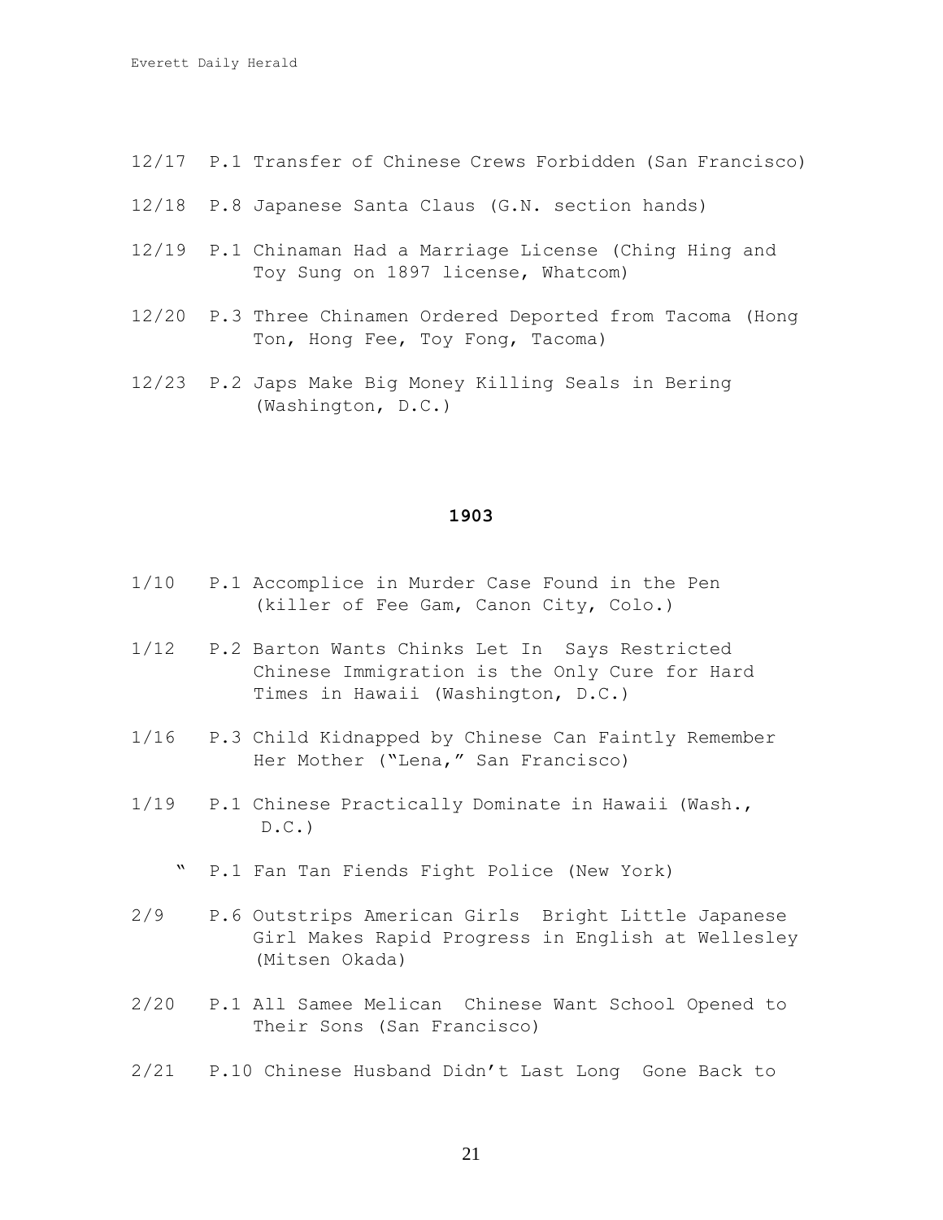12/17 P.1 Transfer of Chinese Crews Forbidden (San Francisco)

12/18 P.8 Japanese Santa Claus (G.N. section hands)

12/19 P.1 Chinaman Had a Marriage License (Ching Hing and Toy Sung on 1897 license, Whatcom)

12/20 P.3 Three Chinamen Ordered Deported from Tacoma (Hong Ton, Hong Fee, Toy Fong, Tacoma)

12/23 P.2 Japs Make Big Money Killing Seals in Bering (Washington, D.C.)

## 1903

1/10 P.1 Accomplice in Murder Case Found in the Pen (killer of Fee Gam, Canon City, Colo.)

1/12 P.2 Barton Wants Chinks Let In Says Restricted Chinese Immigration is the Only Cure for Hard Times in Hawaii (Washington, D.C.)

1/16 P.3 Child Kidnapped by Chinese Can Faintly Remember Her Mother ("Lena," San Francisco)

1/19 P.1 Chinese Practically Dominate in Hawaii (Wash., D.C.)

" P.1 Fan Tan Fiends Fight Police (New York)

2/9 P.6 Outstrips American Girls Bright Little Japanese Girl Makes Rapid Progress in English at Wellesley (Mitsen Okada)

2/20 P.1 All Samee Melican Chinese Want School Opened to Their Sons (San Francisco)

2/21 P.10 Chinese Husband Didn't Last Long Gone Back to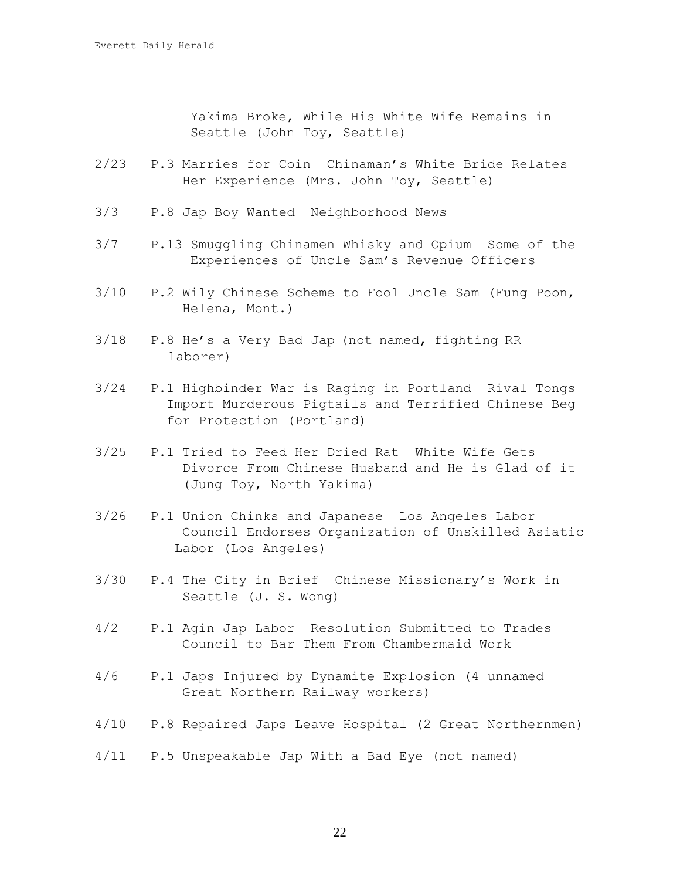Yakima Broke, While His White Wife Remains in Seattle (John Toy, Seattle)

2/23 P.3 Marries for Coin Chinaman's White Bride Relates Her Experience (Mrs. John Toy, Seattle)

3/3 P.8 Jap Boy Wanted Neighborhood News

3/7 P.13 Smuggling Chinamen Whisky and Opium Some of the Experiences of Uncle Sam's Revenue Officers

3/10 P.2 Wily Chinese Scheme to Fool Uncle Sam (Fung Poon, Helena, Mont.)

3/18 P.8 He's a Very Bad Jap (not named, fighting RR laborer)

3/24 P.1 Highbinder War is Raging in Portland Rival Tongs Import Murderous Pigtails and Terrified Chinese Beg for Protection (Portland)

3/25 P.1 Tried to Feed Her Dried Rat White Wife Gets Divorce From Chinese Husband and He is Glad of it (Jung Toy, North Yakima)

3/26 P.1 Union Chinks and Japanese Los Angeles Labor Council Endorses Organization of Unskilled Asiatic Labor (Los Angeles)

3/30 P.4 The City in Brief Chinese Missionary's Work in Seattle (J. S. Wong)

4/2 P.1 Agin Jap Labor Resolution Submitted to Trades Council to Bar Them From Chambermaid Work

4/6 P.1 Japs Injured by Dynamite Explosion (4 unnamed Great Northern Railway workers)

4/10 P.8 Repaired Japs Leave Hospital (2 Great Northernmen)

4/11 P.5 Unspeakable Jap With a Bad Eye (not named)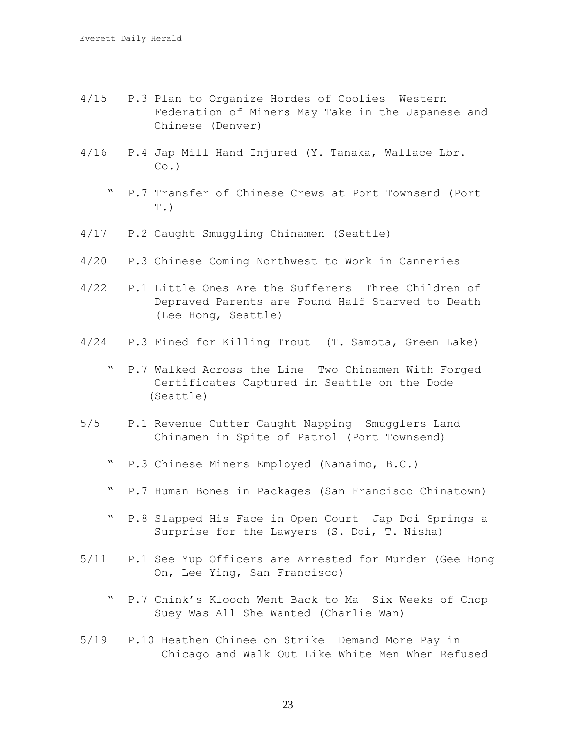4/15 P.3 Plan to Organize Hordes of Coolies  Western Federation of Miners May Take in the Japanese and Chinese (Denver)

4/16 P.4 Jap Mill Hand Injured (Y. Tanaka, Wallace Lbr. Co.)

" P.7 Transfer of Chinese Crews at Port Townsend (Port T.)

4/17 P.2 Caught Smuggling Chinamen (Seattle)

4/20 P.3 Chinese Coming Northwest to Work in Canneries

4/22 P.1 Little Ones Are the Sufferers  Three Children of Depraved Parents are Found Half Starved to Death (Lee Hong, Seattle)

4/24 P.3 Fined for Killing Trout  (T. Samota, Green Lake)

" P.7 Walked Across the Line  Two Chinamen With Forged Certificates Captured in Seattle on the Dode (Seattle)

5/5 P.1 Revenue Cutter Caught Napping  Smugglers Land Chinamen in Spite of Patrol (Port Townsend)

" P.3 Chinese Miners Employed (Nanaimo, B.C.)

" P.7 Human Bones in Packages (San Francisco Chinatown)

" P.8 Slapped His Face in Open Court  Jap Doi Springs a Surprise for the Lawyers (S. Doi, T. Nisha)

5/11 P.1 See Yup Officers are Arrested for Murder (Gee Hong On, Lee Ying, San Francisco)

" P.7 Chink's Klooch Went Back to Ma  Six Weeks of Chop Suey Was All She Wanted (Charlie Wan)

5/19 P.10 Heathen Chinee on Strike  Demand More Pay in Chicago and Walk Out Like White Men When Refused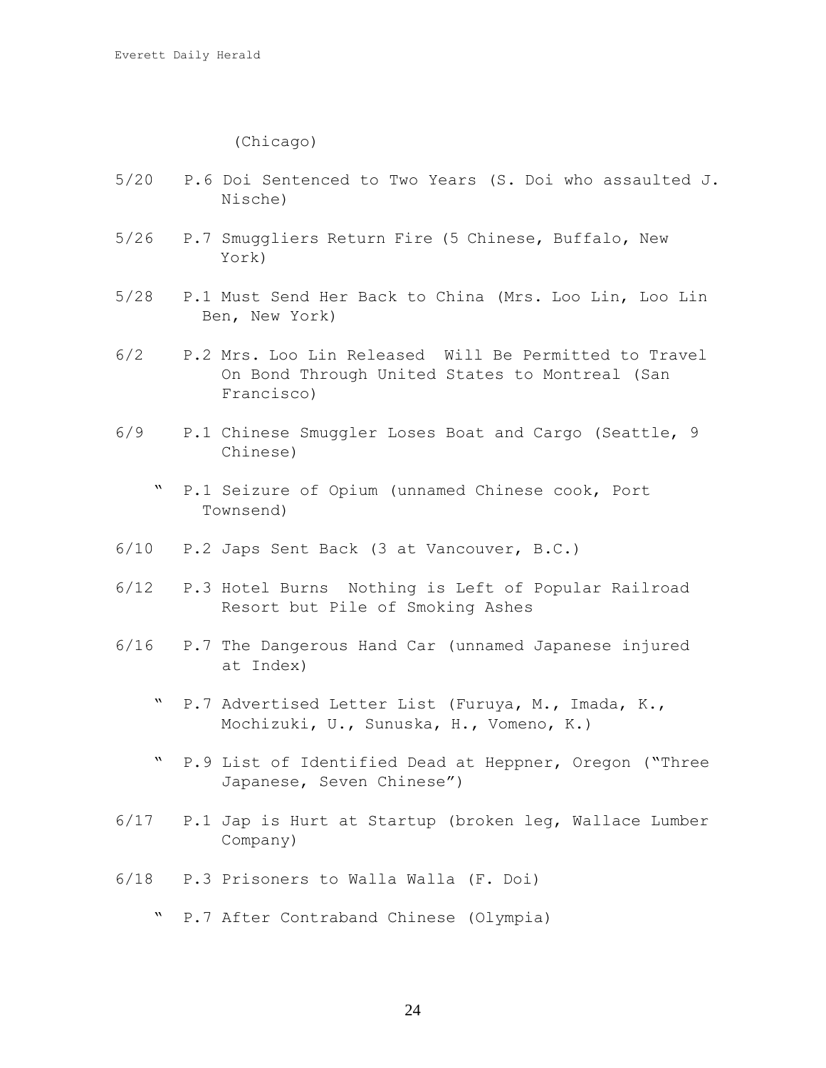(Chicago)

5/20 P.6 Doi Sentenced to Two Years (S. Doi who assaulted J. Nische)

5/26 P.7 Smuggliers Return Fire (5 Chinese, Buffalo, New York)

5/28 P.1 Must Send Her Back to China (Mrs. Loo Lin, Loo Lin Ben, New York)

6/2 P.2 Mrs. Loo Lin Released Will Be Permitted to Travel On Bond Through United States to Montreal (San Francisco)

6/9 P.1 Chinese Smuggler Loses Boat and Cargo (Seattle, 9 Chinese)

" P.1 Seizure of Opium (unnamed Chinese cook, Port Townsend)

6/10 P.2 Japs Sent Back (3 at Vancouver, B.C.)

6/12 P.3 Hotel Burns Nothing is Left of Popular Railroad Resort but Pile of Smoking Ashes

6/16 P.7 The Dangerous Hand Car (unnamed Japanese injured at Index)

" P.7 Advertised Letter List (Furuya, M., Imada, K., Mochizuki, U., Sunuska, H., Vomeno, K.)

" P.9 List of Identified Dead at Heppner, Oregon ("Three Japanese, Seven Chinese")

6/17 P.1 Jap is Hurt at Startup (broken leg, Wallace Lumber Company)

6/18 P.3 Prisoners to Walla Walla (F. Doi)

" P.7 After Contraband Chinese (Olympia)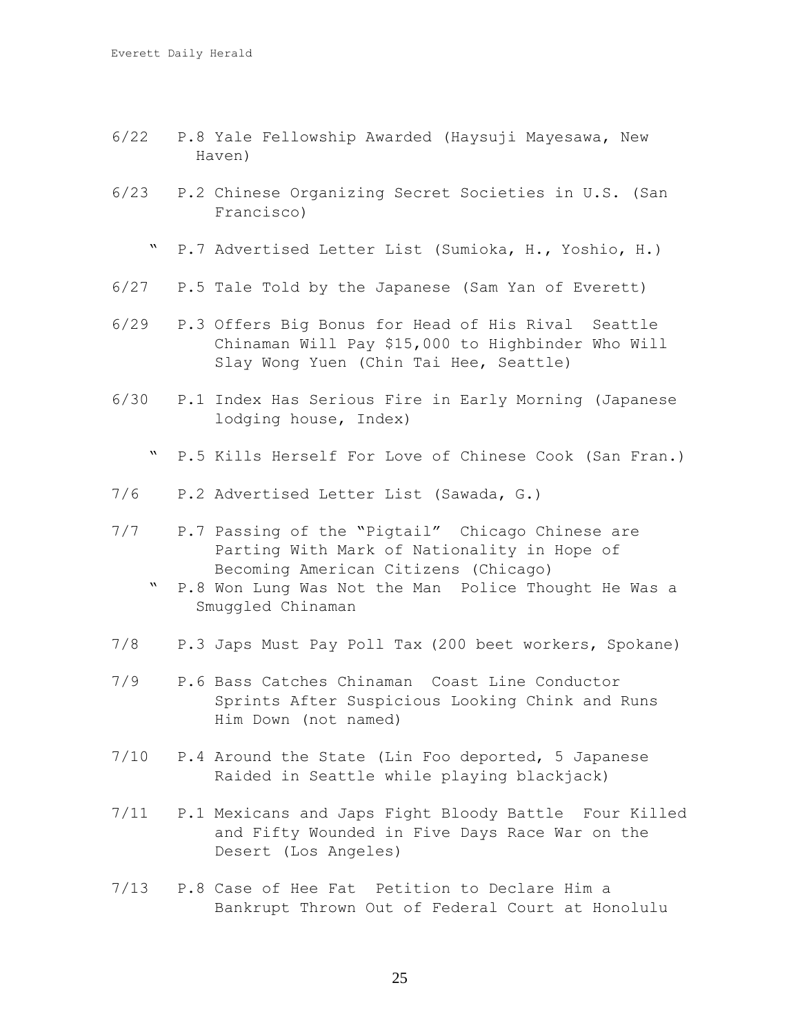6/22 P.8 Yale Fellowship Awarded (Haysuji Mayesawa, New Haven)

6/23 P.2 Chinese Organizing Secret Societies in U.S. (San Francisco)

" P.7 Advertised Letter List (Sumioka, H., Yoshio, H.)

6/27 P.5 Tale Told by the Japanese (Sam Yan of Everett)

6/29 P.3 Offers Big Bonus for Head of His Rival Seattle Chinaman Will Pay $15,000 to Highbinder Who Will Slay Wong Yuen (Chin Tai Hee, Seattle)

6/30 P.1 Index Has Serious Fire in Early Morning (Japanese lodging house, Index)

" P.5 Kills Herself For Love of Chinese Cook (San Fran.)

7/6 P.2 Advertised Letter List (Sawada, G.)

7/7 P.7 Passing of the "Pigtail" Chicago Chinese are Parting With Mark of Nationality in Hope of Becoming American Citizens (Chicago)

" P.8 Won Lung Was Not the Man Police Thought He Was a Smuggled Chinaman

7/8 P.3 Japs Must Pay Poll Tax (200 beet workers, Spokane)

7/9 P.6 Bass Catches Chinaman Coast Line Conductor Sprints After Suspicious Looking Chink and Runs Him Down (not named)

7/10 P.4 Around the State (Lin Foo deported, 5 Japanese Raided in Seattle while playing blackjack)

7/11 P.1 Mexicans and Japs Fight Bloody Battle Four Killed and Fifty Wounded in Five Days Race War on the Desert (Los Angeles)

7/13 P.8 Case of Hee Fat Petition to Declare Him a Bankrupt Thrown Out of Federal Court at Honolulu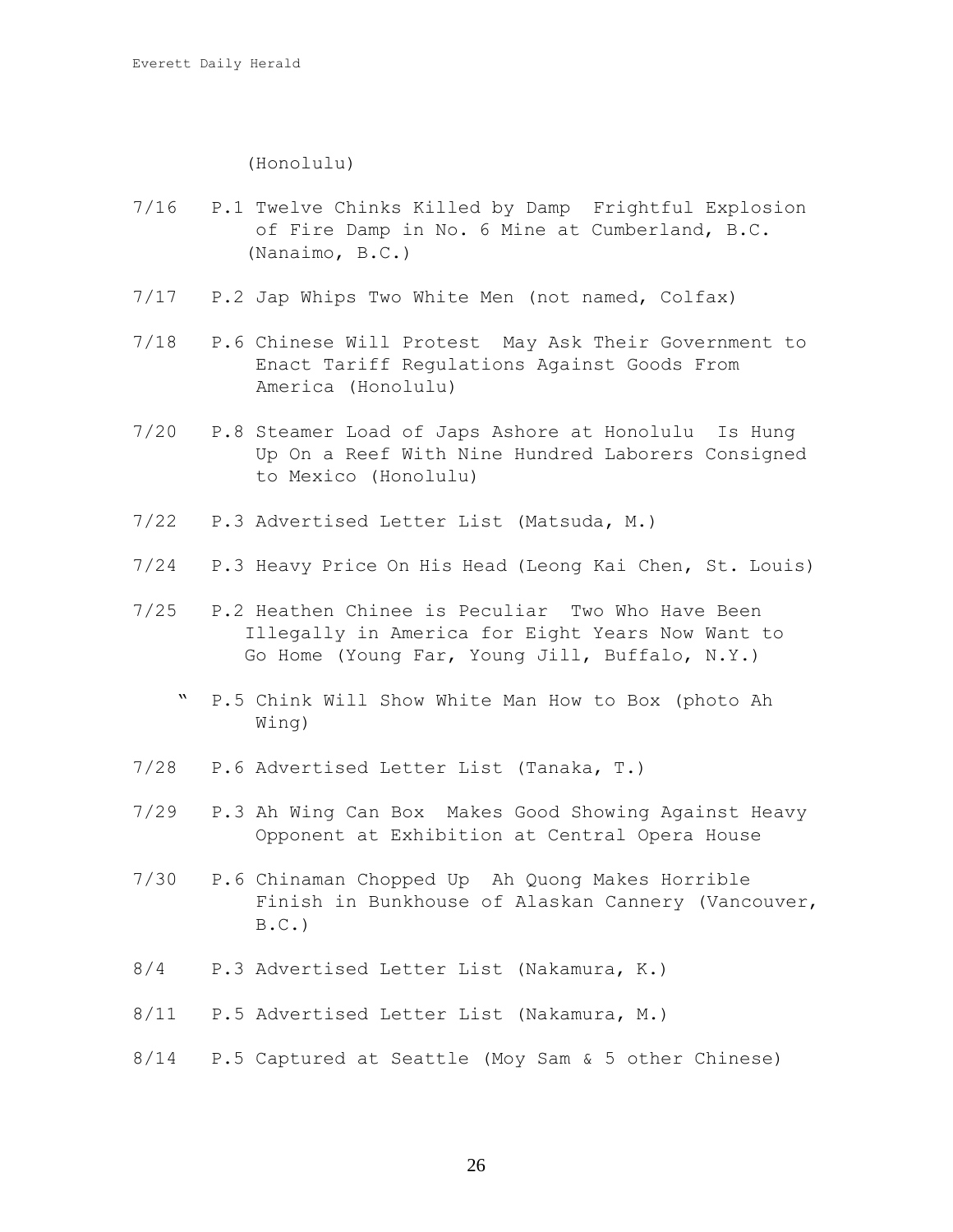(Honolulu)

7/16 P.1 Twelve Chinks Killed by Damp Frightful Explosion of Fire Damp in No. 6 Mine at Cumberland, B.C. (Nanaimo, B.C.)

7/17 P.2 Jap Whips Two White Men (not named, Colfax)

7/18 P.6 Chinese Will Protest May Ask Their Government to Enact Tariff Regulations Against Goods From America (Honolulu)

7/20 P.8 Steamer Load of Japs Ashore at Honolulu Is Hung Up On a Reef With Nine Hundred Laborers Consigned to Mexico (Honolulu)

7/22 P.3 Advertised Letter List (Matsuda, M.)

7/24 P.3 Heavy Price On His Head (Leong Kai Chen, St. Louis)

7/25 P.2 Heathen Chinee is Peculiar Two Who Have Been Illegally in America for Eight Years Now Want to Go Home (Young Far, Young Jill, Buffalo, N.Y.)

" P.5 Chink Will Show White Man How to Box (photo Ah Wing)

7/28 P.6 Advertised Letter List (Tanaka, T.)

7/29 P.3 Ah Wing Can Box Makes Good Showing Against Heavy Opponent at Exhibition at Central Opera House

7/30 P.6 Chinaman Chopped Up Ah Quong Makes Horrible Finish in Bunkhouse of Alaskan Cannery (Vancouver, B.C.)

8/4 P.3 Advertised Letter List (Nakamura, K.)

8/11 P.5 Advertised Letter List (Nakamura, M.)

8/14 P.5 Captured at Seattle (Moy Sam & 5 other Chinese)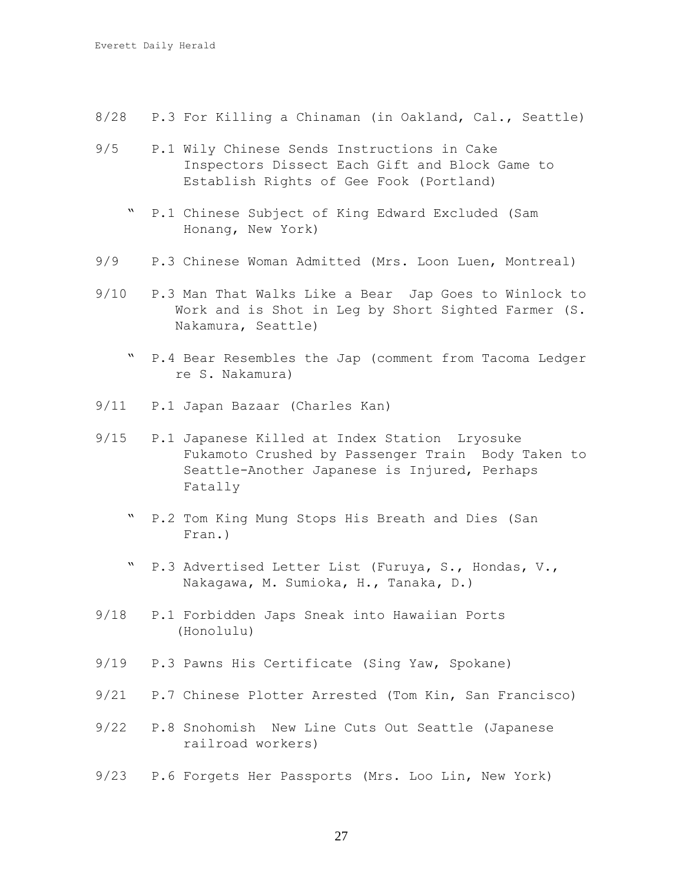8/28 P.3 For Killing a Chinaman (in Oakland, Cal., Seattle)

9/5 P.1 Wily Chinese Sends Instructions in Cake Inspectors Dissect Each Gift and Block Game to Establish Rights of Gee Fook (Portland)

" P.1 Chinese Subject of King Edward Excluded (Sam Honang, New York)

9/9 P.3 Chinese Woman Admitted (Mrs. Loon Luen, Montreal)

9/10 P.3 Man That Walks Like a Bear Jap Goes to Winlock to Work and is Shot in Leg by Short Sighted Farmer (S. Nakamura, Seattle)

" P.4 Bear Resembles the Jap (comment from Tacoma Ledger re S. Nakamura)

9/11 P.1 Japan Bazaar (Charles Kan)

9/15 P.1 Japanese Killed at Index Station Lryosuke Fukamoto Crushed by Passenger Train Body Taken to Seattle-Another Japanese is Injured, Perhaps Fatally

" P.2 Tom King Mung Stops His Breath and Dies (San Fran.)

" P.3 Advertised Letter List (Furuya, S., Hondas, V., Nakagawa, M. Sumioka, H., Tanaka, D.)

9/18 P.1 Forbidden Japs Sneak into Hawaiian Ports (Honolulu)

9/19 P.3 Pawns His Certificate (Sing Yaw, Spokane)

9/21 P.7 Chinese Plotter Arrested (Tom Kin, San Francisco)

9/22 P.8 Snohomish New Line Cuts Out Seattle (Japanese railroad workers)

9/23 P.6 Forgets Her Passports (Mrs. Loo Lin, New York)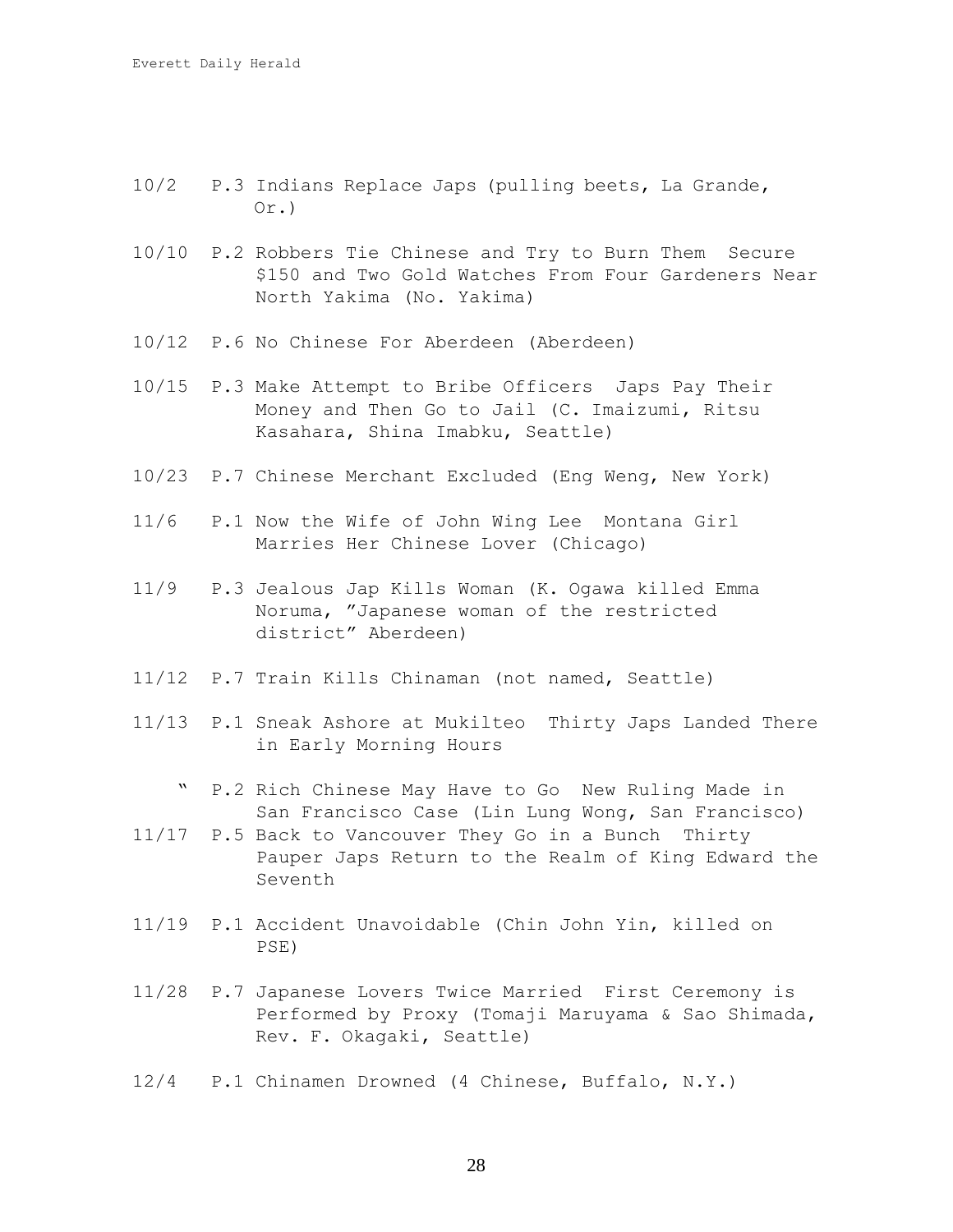10/2 P.3 Indians Replace Japs (pulling beets, La Grande, Or.)

10/10 P.2 Robbers Tie Chinese and Try to Burn Them Secure $150 and Two Gold Watches From Four Gardeners Near North Yakima (No. Yakima)

10/12 P.6 No Chinese For Aberdeen (Aberdeen)

10/15 P.3 Make Attempt to Bribe Officers Japs Pay Their Money and Then Go to Jail (C. Imaizumi, Ritsu Kasahara, Shina Imabku, Seattle)

10/23 P.7 Chinese Merchant Excluded (Eng Weng, New York)

11/6 P.1 Now the Wife of John Wing Lee Montana Girl Marries Her Chinese Lover (Chicago)

11/9 P.3 Jealous Jap Kills Woman (K. Ogawa killed Emma Noruma, "Japanese woman of the restricted district" Aberdeen)

11/12 P.7 Train Kills Chinaman (not named, Seattle)

11/13 P.1 Sneak Ashore at Mukilteo Thirty Japs Landed There in Early Morning Hours

" P.2 Rich Chinese May Have to Go New Ruling Made in San Francisco Case (Lin Lung Wong, San Francisco)

11/17 P.5 Back to Vancouver They Go in a Bunch Thirty Pauper Japs Return to the Realm of King Edward the Seventh

11/19 P.1 Accident Unavoidable (Chin John Yin, killed on PSE)

11/28 P.7 Japanese Lovers Twice Married First Ceremony is Performed by Proxy (Tomaji Maruyama & Sao Shimada, Rev. F. Okagaki, Seattle)

12/4 P.1 Chinamen Drowned (4 Chinese, Buffalo, N.Y.)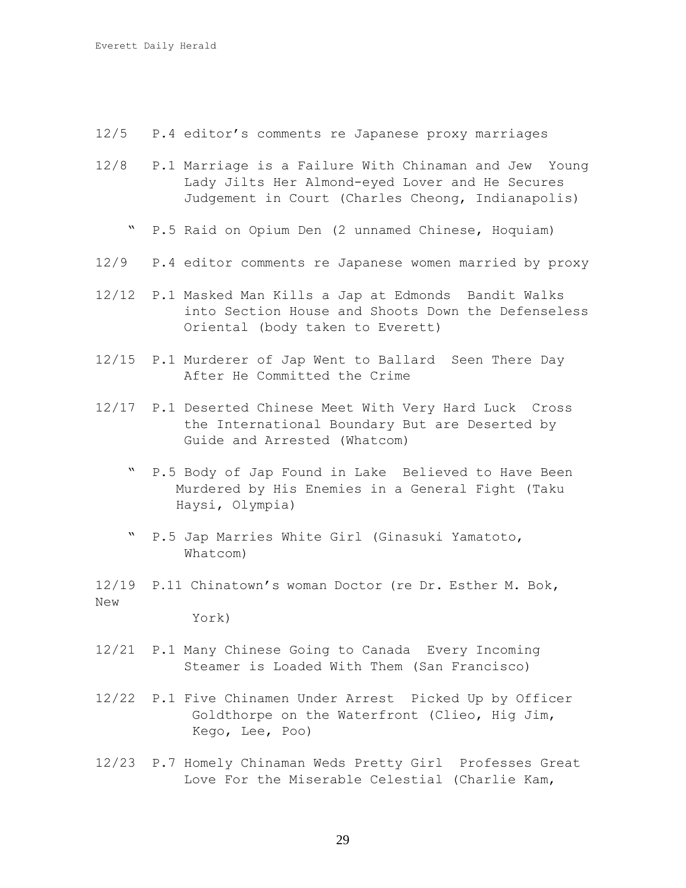12/5 P.4 editor's comments re Japanese proxy marriages

12/8 P.1 Marriage is a Failure With Chinaman and Jew Young Lady Jilts Her Almond-eyed Lover and He Secures Judgement in Court (Charles Cheong, Indianapolis)

" P.5 Raid on Opium Den (2 unnamed Chinese, Hoquiam)

12/9 P.4 editor comments re Japanese women married by proxy

12/12 P.1 Masked Man Kills a Jap at Edmonds Bandit Walks into Section House and Shoots Down the Defenseless Oriental (body taken to Everett)

12/15 P.1 Murderer of Jap Went to Ballard Seen There Day After He Committed the Crime

12/17 P.1 Deserted Chinese Meet With Very Hard Luck Cross the International Boundary But are Deserted by Guide and Arrested (Whatcom)

" P.5 Body of Jap Found in Lake Believed to Have Been Murdered by His Enemies in a General Fight (Taku Haysi, Olympia)

" P.5 Jap Marries White Girl (Ginasuki Yamatoto, Whatcom)

12/19 P.11 Chinatown's woman Doctor (re Dr. Esther M. Bok, New York)

12/21 P.1 Many Chinese Going to Canada Every Incoming Steamer is Loaded With Them (San Francisco)

12/22 P.1 Five Chinamen Under Arrest Picked Up by Officer Goldthorpe on the Waterfront (Clieo, Hig Jim, Kego, Lee, Poo)

12/23 P.7 Homely Chinaman Weds Pretty Girl Professes Great Love For the Miserable Celestial (Charlie Kam,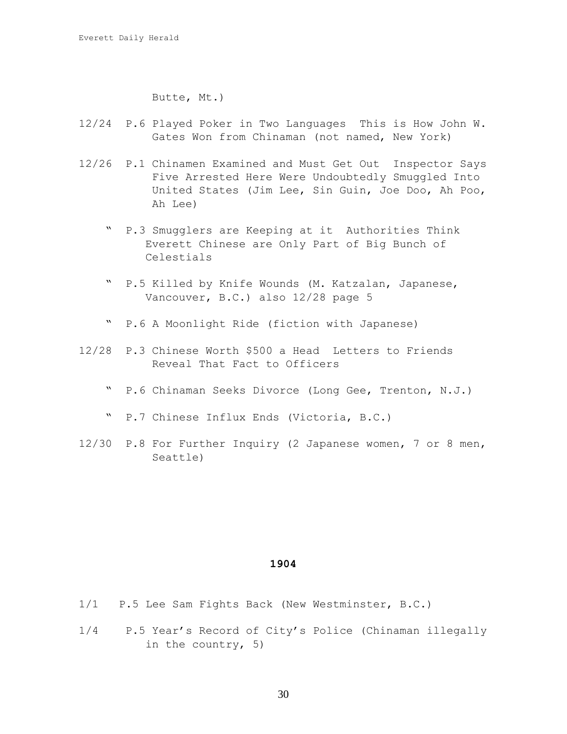Butte, Mt.)

12/24 P.6 Played Poker in Two Languages This is How John W. Gates Won from Chinaman (not named, New York)

12/26 P.1 Chinamen Examined and Must Get Out Inspector Says Five Arrested Here Were Undoubtedly Smuggled Into United States (Jim Lee, Sin Guin, Joe Doo, Ah Poo, Ah Lee)

" P.3 Smugglers are Keeping at it Authorities Think Everett Chinese are Only Part of Big Bunch of Celestials

" P.5 Killed by Knife Wounds (M. Katzalan, Japanese, Vancouver, B.C.) also 12/28 page 5

" P.6 A Moonlight Ride (fiction with Japanese)

12/28 P.3 Chinese Worth $500 a Head Letters to Friends Reveal That Fact to Officers

" P.6 Chinaman Seeks Divorce (Long Gee, Trenton, N.J.)

" P.7 Chinese Influx Ends (Victoria, B.C.)

12/30 P.8 For Further Inquiry (2 Japanese women, 7 or 8 men, Seattle)

## 1904

1/1 P.5 Lee Sam Fights Back (New Westminster, B.C.)

1/4 P.5 Year's Record of City's Police (Chinaman illegally in the country, 5)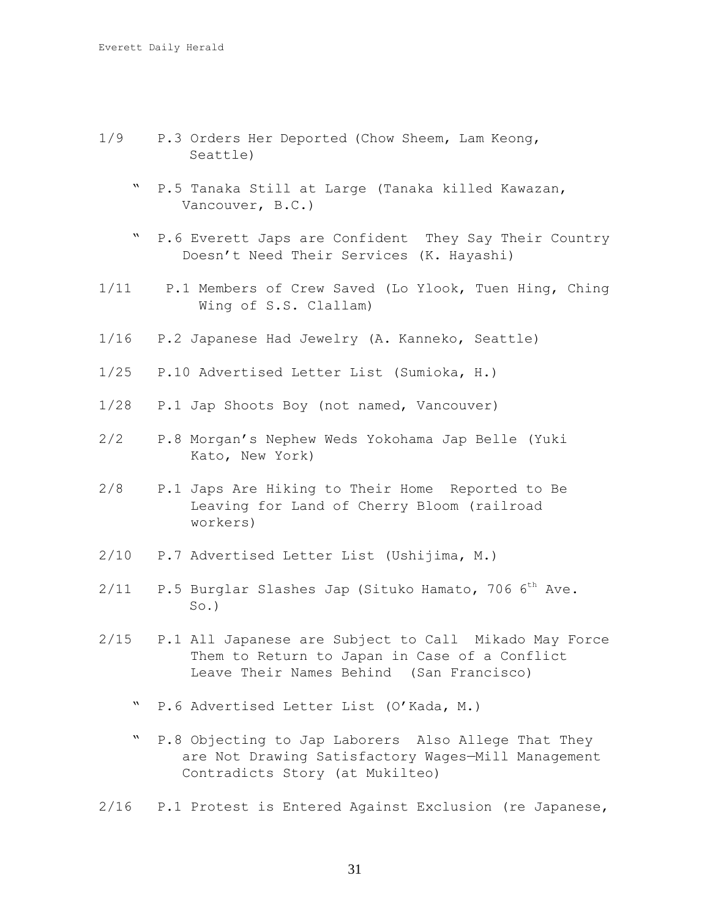1/9 P.3 Orders Her Deported (Chow Sheem, Lam Keong, Seattle)

" P.5 Tanaka Still at Large (Tanaka killed Kawazan, Vancouver, B.C.)

" P.6 Everett Japs are Confident They Say Their Country Doesn't Need Their Services (K. Hayashi)

1/11 P.1 Members of Crew Saved (Lo Ylook, Tuen Hing, Ching Wing of S.S. Clallam)

1/16 P.2 Japanese Had Jewelry (A. Kanneko, Seattle)

1/25 P.10 Advertised Letter List (Sumioka, H.)

1/28 P.1 Jap Shoots Boy (not named, Vancouver)

2/2 P.8 Morgan's Nephew Weds Yokohama Jap Belle (Yuki Kato, New York)

2/8 P.1 Japs Are Hiking to Their Home Reported to Be Leaving for Land of Cherry Bloom (railroad workers)

2/10 P.7 Advertised Letter List (Ushijima, M.)

2/11 P.5 Burglar Slashes Jap (Situko Hamato, 706 6th Ave. So.)

2/15 P.1 All Japanese are Subject to Call Mikado May Force Them to Return to Japan in Case of a Conflict Leave Their Names Behind (San Francisco)

" P.6 Advertised Letter List (O'Kada, M.)

" P.8 Objecting to Jap Laborers Also Allege That They are Not Drawing Satisfactory Wages—Mill Management Contradicts Story (at Mukilteo)

2/16 P.1 Protest is Entered Against Exclusion (re Japanese,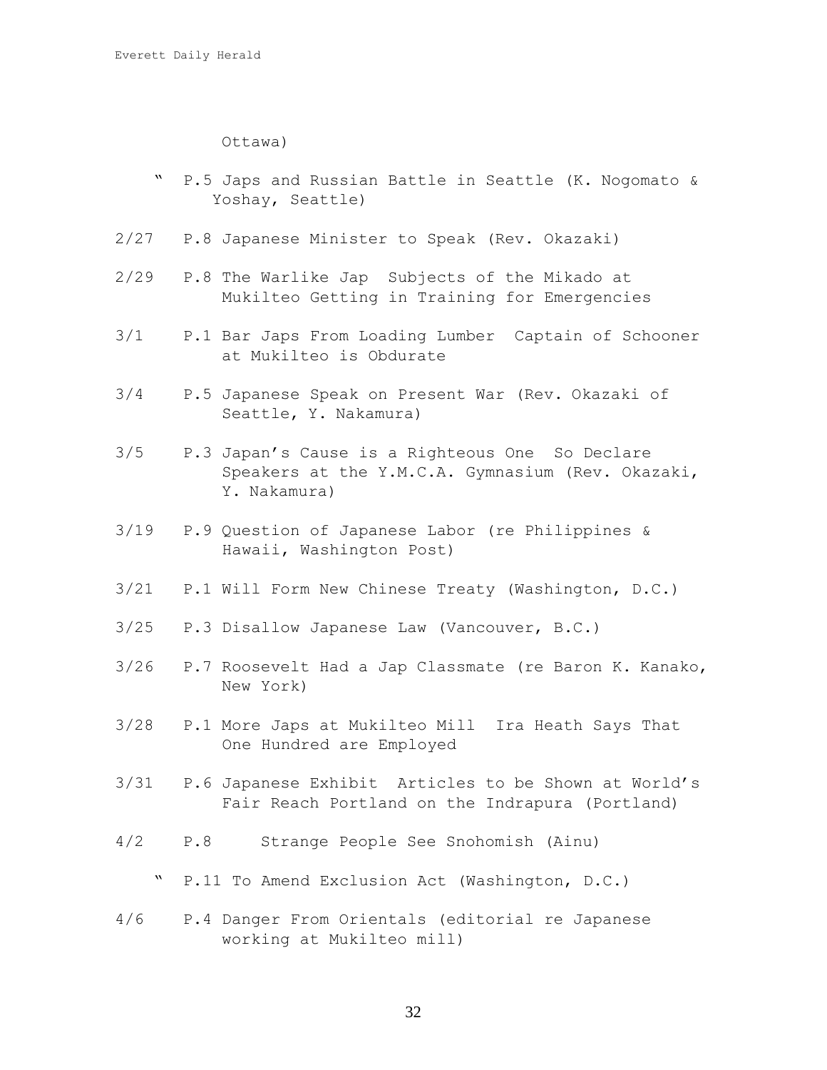Ottawa)

" P.5 Japs and Russian Battle in Seattle (K. Nogomato & Yoshay, Seattle)

2/27 P.8 Japanese Minister to Speak (Rev. Okazaki)

2/29 P.8 The Warlike Jap Subjects of the Mikado at Mukilteo Getting in Training for Emergencies

3/1 P.1 Bar Japs From Loading Lumber Captain of Schooner at Mukilteo is Obdurate

3/4 P.5 Japanese Speak on Present War (Rev. Okazaki of Seattle, Y. Nakamura)

3/5 P.3 Japan's Cause is a Righteous One So Declare Speakers at the Y.M.C.A. Gymnasium (Rev. Okazaki, Y. Nakamura)

3/19 P.9 Question of Japanese Labor (re Philippines & Hawaii, Washington Post)

3/21 P.1 Will Form New Chinese Treaty (Washington, D.C.)

3/25 P.3 Disallow Japanese Law (Vancouver, B.C.)

3/26 P.7 Roosevelt Had a Jap Classmate (re Baron K. Kanako, New York)

3/28 P.1 More Japs at Mukilteo Mill Ira Heath Says That One Hundred are Employed

3/31 P.6 Japanese Exhibit Articles to be Shown at World's Fair Reach Portland on the Indrapura (Portland)

4/2 P.8 Strange People See Snohomish (Ainu)

" P.11 To Amend Exclusion Act (Washington, D.C.)

4/6 P.4 Danger From Orientals (editorial re Japanese working at Mukilteo mill)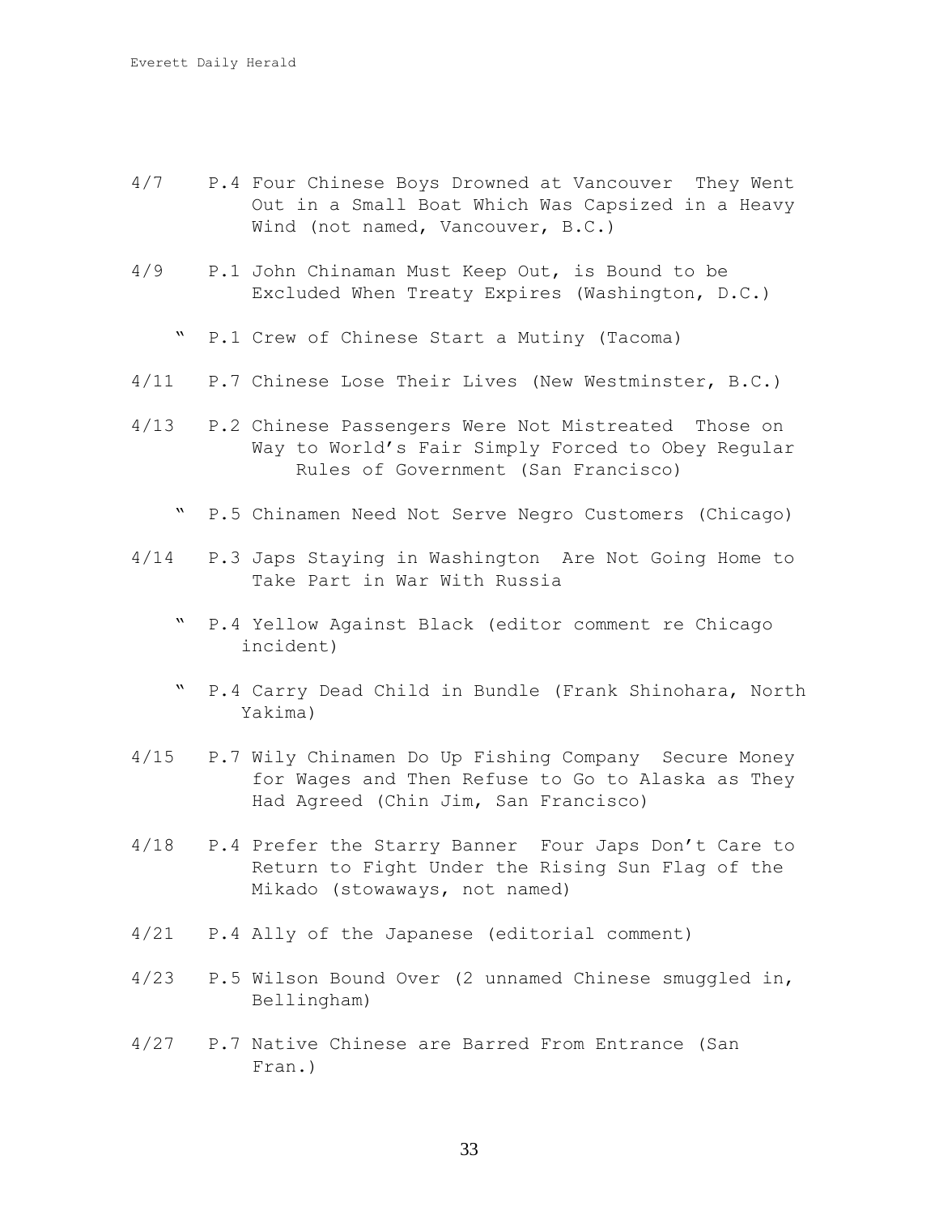4/7 P.4 Four Chinese Boys Drowned at Vancouver They Went Out in a Small Boat Which Was Capsized in a Heavy Wind (not named, Vancouver, B.C.)

4/9 P.1 John Chinaman Must Keep Out, is Bound to be Excluded When Treaty Expires (Washington, D.C.)

" P.1 Crew of Chinese Start a Mutiny (Tacoma)

4/11 P.7 Chinese Lose Their Lives (New Westminster, B.C.)

4/13 P.2 Chinese Passengers Were Not Mistreated Those on Way to World's Fair Simply Forced to Obey Regular Rules of Government (San Francisco)

" P.5 Chinamen Need Not Serve Negro Customers (Chicago)

4/14 P.3 Japs Staying in Washington Are Not Going Home to Take Part in War With Russia

" P.4 Yellow Against Black (editor comment re Chicago incident)

" P.4 Carry Dead Child in Bundle (Frank Shinohara, North Yakima)

4/15 P.7 Wily Chinamen Do Up Fishing Company Secure Money for Wages and Then Refuse to Go to Alaska as They Had Agreed (Chin Jim, San Francisco)

4/18 P.4 Prefer the Starry Banner Four Japs Don't Care to Return to Fight Under the Rising Sun Flag of the Mikado (stowaways, not named)

4/21 P.4 Ally of the Japanese (editorial comment)

4/23 P.5 Wilson Bound Over (2 unnamed Chinese smuggled in, Bellingham)

4/27 P.7 Native Chinese are Barred From Entrance (San Fran.)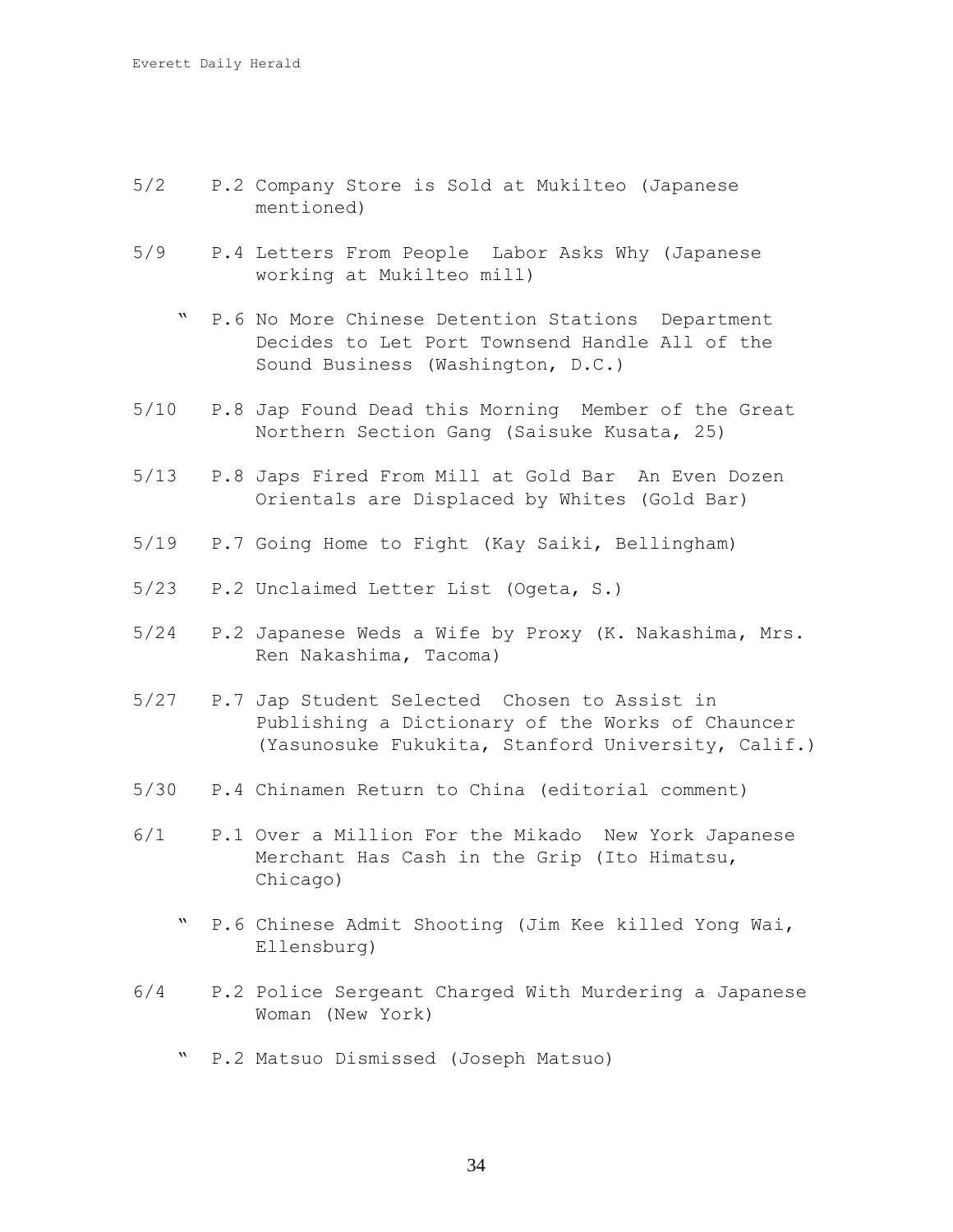5/2 P.2 Company Store is Sold at Mukilteo (Japanese mentioned)

5/9 P.4 Letters From People Labor Asks Why (Japanese working at Mukilteo mill)

" P.6 No More Chinese Detention Stations Department Decides to Let Port Townsend Handle All of the Sound Business (Washington, D.C.)

5/10 P.8 Jap Found Dead this Morning Member of the Great Northern Section Gang (Saisuke Kusata, 25)

5/13 P.8 Japs Fired From Mill at Gold Bar An Even Dozen Orientals are Displaced by Whites (Gold Bar)

5/19 P.7 Going Home to Fight (Kay Saiki, Bellingham)

5/23 P.2 Unclaimed Letter List (Ogeta, S.)

5/24 P.2 Japanese Weds a Wife by Proxy (K. Nakashima, Mrs. Ren Nakashima, Tacoma)

5/27 P.7 Jap Student Selected Chosen to Assist in Publishing a Dictionary of the Works of Chauncer (Yasunosuke Fukukita, Stanford University, Calif.)

5/30 P.4 Chinamen Return to China (editorial comment)

6/1 P.1 Over a Million For the Mikado New York Japanese Merchant Has Cash in the Grip (Ito Himatsu, Chicago)

" P.6 Chinese Admit Shooting (Jim Kee killed Yong Wai, Ellensburg)

6/4 P.2 Police Sergeant Charged With Murdering a Japanese Woman (New York)

" P.2 Matsuo Dismissed (Joseph Matsuo)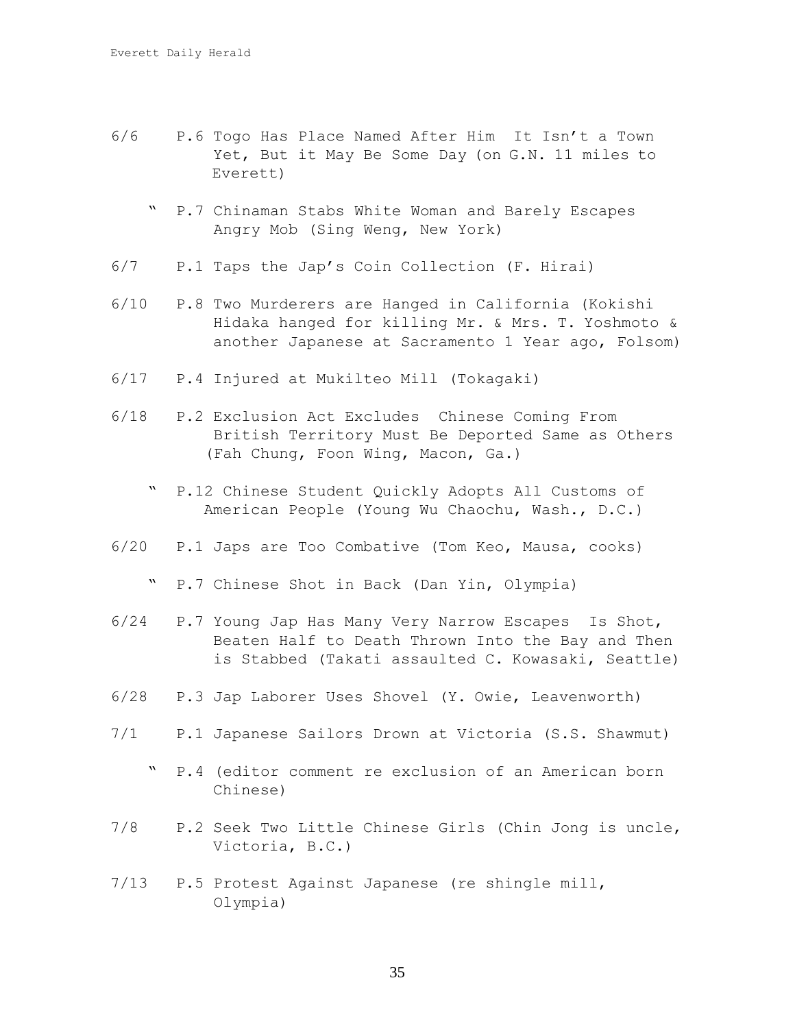6/6 P.6 Togo Has Place Named After Him It Isn't a Town Yet, But it May Be Some Day (on G.N. 11 miles to Everett)

" P.7 Chinaman Stabs White Woman and Barely Escapes Angry Mob (Sing Weng, New York)

6/7 P.1 Taps the Jap's Coin Collection (F. Hirai)

6/10 P.8 Two Murderers are Hanged in California (Kokishi Hidaka hanged for killing Mr. & Mrs. T. Yoshmoto & another Japanese at Sacramento 1 Year ago, Folsom)

6/17 P.4 Injured at Mukilteo Mill (Tokagaki)

6/18 P.2 Exclusion Act Excludes Chinese Coming From British Territory Must Be Deported Same as Others (Fah Chung, Foon Wing, Macon, Ga.)

" P.12 Chinese Student Quickly Adopts All Customs of American People (Young Wu Chaochu, Wash., D.C.)

6/20 P.1 Japs are Too Combative (Tom Keo, Mausa, cooks)

" P.7 Chinese Shot in Back (Dan Yin, Olympia)

6/24 P.7 Young Jap Has Many Very Narrow Escapes Is Shot, Beaten Half to Death Thrown Into the Bay and Then is Stabbed (Takati assaulted C. Kowasaki, Seattle)

6/28 P.3 Jap Laborer Uses Shovel (Y. Owie, Leavenworth)

7/1 P.1 Japanese Sailors Drown at Victoria (S.S. Shawmut)

" P.4 (editor comment re exclusion of an American born Chinese)

7/8 P.2 Seek Two Little Chinese Girls (Chin Jong is uncle, Victoria, B.C.)

7/13 P.5 Protest Against Japanese (re shingle mill, Olympia)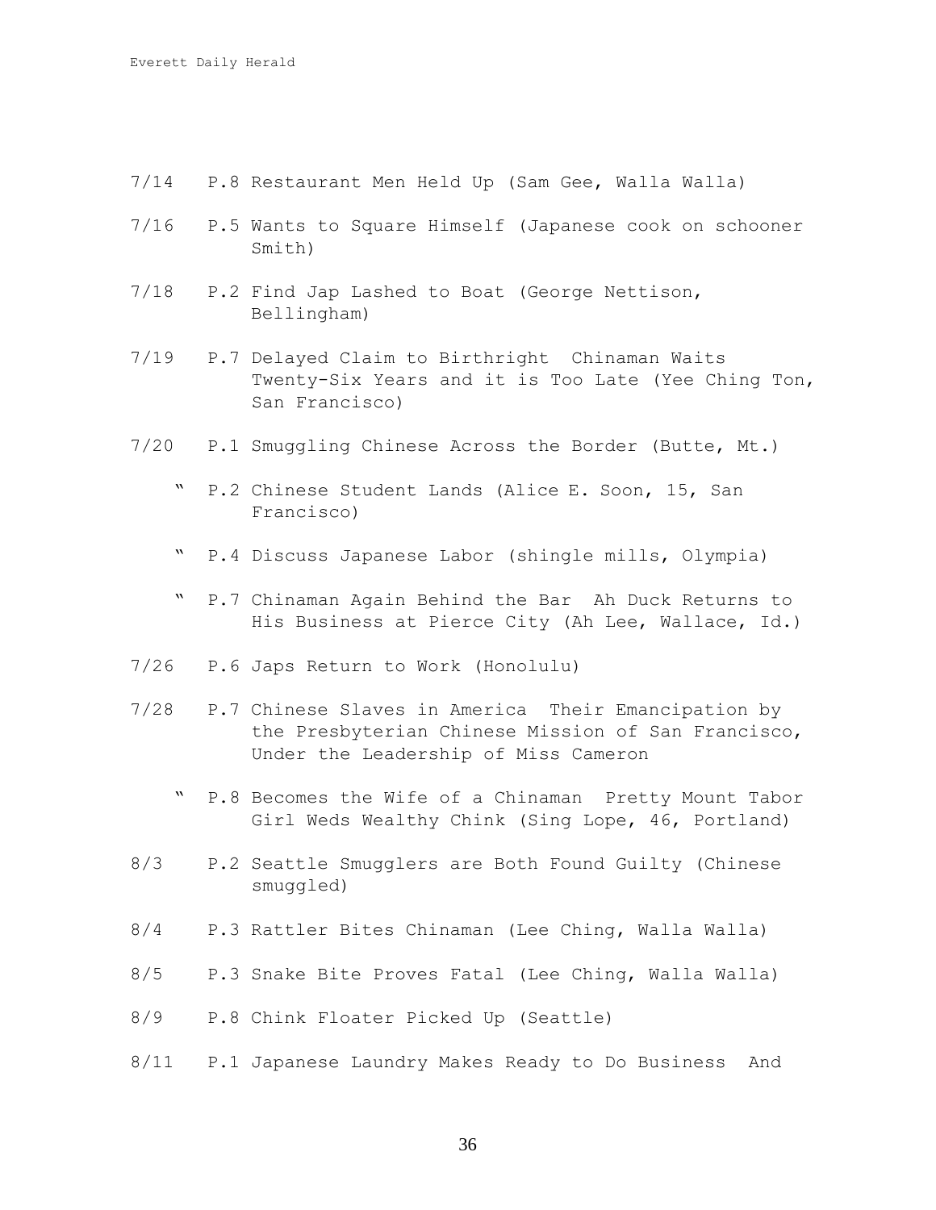7/14 P.8 Restaurant Men Held Up (Sam Gee, Walla Walla)

7/16 P.5 Wants to Square Himself (Japanese cook on schooner Smith)

7/18 P.2 Find Jap Lashed to Boat (George Nettison, Bellingham)

7/19 P.7 Delayed Claim to Birthright Chinaman Waits Twenty-Six Years and it is Too Late (Yee Ching Ton, San Francisco)

7/20 P.1 Smuggling Chinese Across the Border (Butte, Mt.)

" P.2 Chinese Student Lands (Alice E. Soon, 15, San Francisco)

" P.4 Discuss Japanese Labor (shingle mills, Olympia)

" P.7 Chinaman Again Behind the Bar Ah Duck Returns to His Business at Pierce City (Ah Lee, Wallace, Id.)

7/26 P.6 Japs Return to Work (Honolulu)

7/28 P.7 Chinese Slaves in America Their Emancipation by the Presbyterian Chinese Mission of San Francisco, Under the Leadership of Miss Cameron

" P.8 Becomes the Wife of a Chinaman Pretty Mount Tabor Girl Weds Wealthy Chink (Sing Lope, 46, Portland)

8/3 P.2 Seattle Smugglers are Both Found Guilty (Chinese smuggled)

8/4 P.3 Rattler Bites Chinaman (Lee Ching, Walla Walla)

8/5 P.3 Snake Bite Proves Fatal (Lee Ching, Walla Walla)

8/9 P.8 Chink Floater Picked Up (Seattle)

8/11 P.1 Japanese Laundry Makes Ready to Do Business And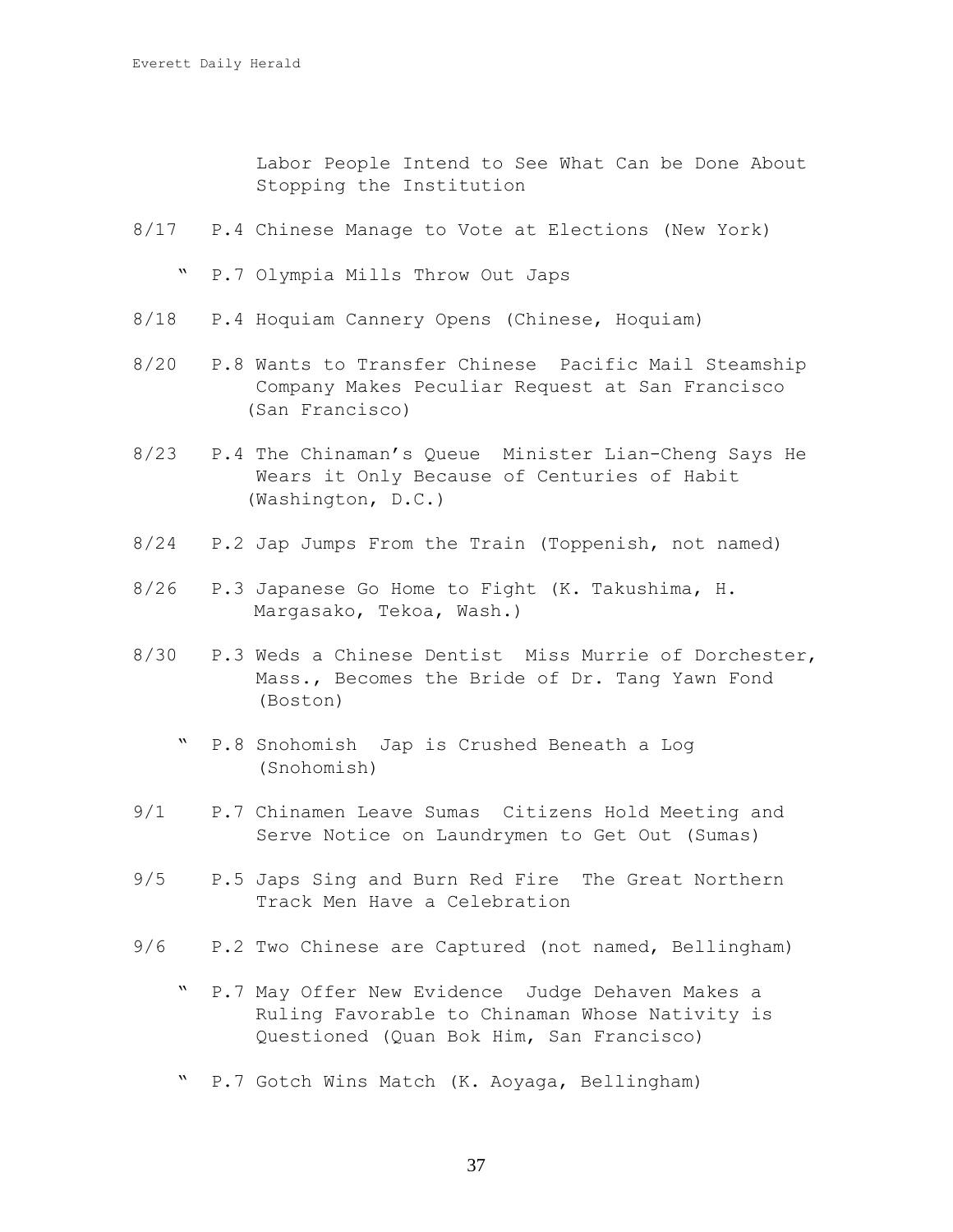Labor People Intend to See What Can be Done About Stopping the Institution

8/17 P.4 Chinese Manage to Vote at Elections (New York)

" P.7 Olympia Mills Throw Out Japs

8/18 P.4 Hoquiam Cannery Opens (Chinese, Hoquiam)

8/20 P.8 Wants to Transfer Chinese Pacific Mail Steamship Company Makes Peculiar Request at San Francisco (San Francisco)

8/23 P.4 The Chinaman's Queue Minister Lian-Cheng Says He Wears it Only Because of Centuries of Habit (Washington, D.C.)

8/24 P.2 Jap Jumps From the Train (Toppenish, not named)

8/26 P.3 Japanese Go Home to Fight (K. Takushima, H. Margasako, Tekoa, Wash.)

8/30 P.3 Weds a Chinese Dentist Miss Murrie of Dorchester, Mass., Becomes the Bride of Dr. Tang Yawn Fond (Boston)

" P.8 Snohomish Jap is Crushed Beneath a Log (Snohomish)

9/1 P.7 Chinamen Leave Sumas Citizens Hold Meeting and Serve Notice on Laundrymen to Get Out (Sumas)

9/5 P.5 Japs Sing and Burn Red Fire The Great Northern Track Men Have a Celebration

9/6 P.2 Two Chinese are Captured (not named, Bellingham)

" P.7 May Offer New Evidence Judge Dehaven Makes a Ruling Favorable to Chinaman Whose Nativity is Questioned (Quan Bok Him, San Francisco)

" P.7 Gotch Wins Match (K. Aoyaga, Bellingham)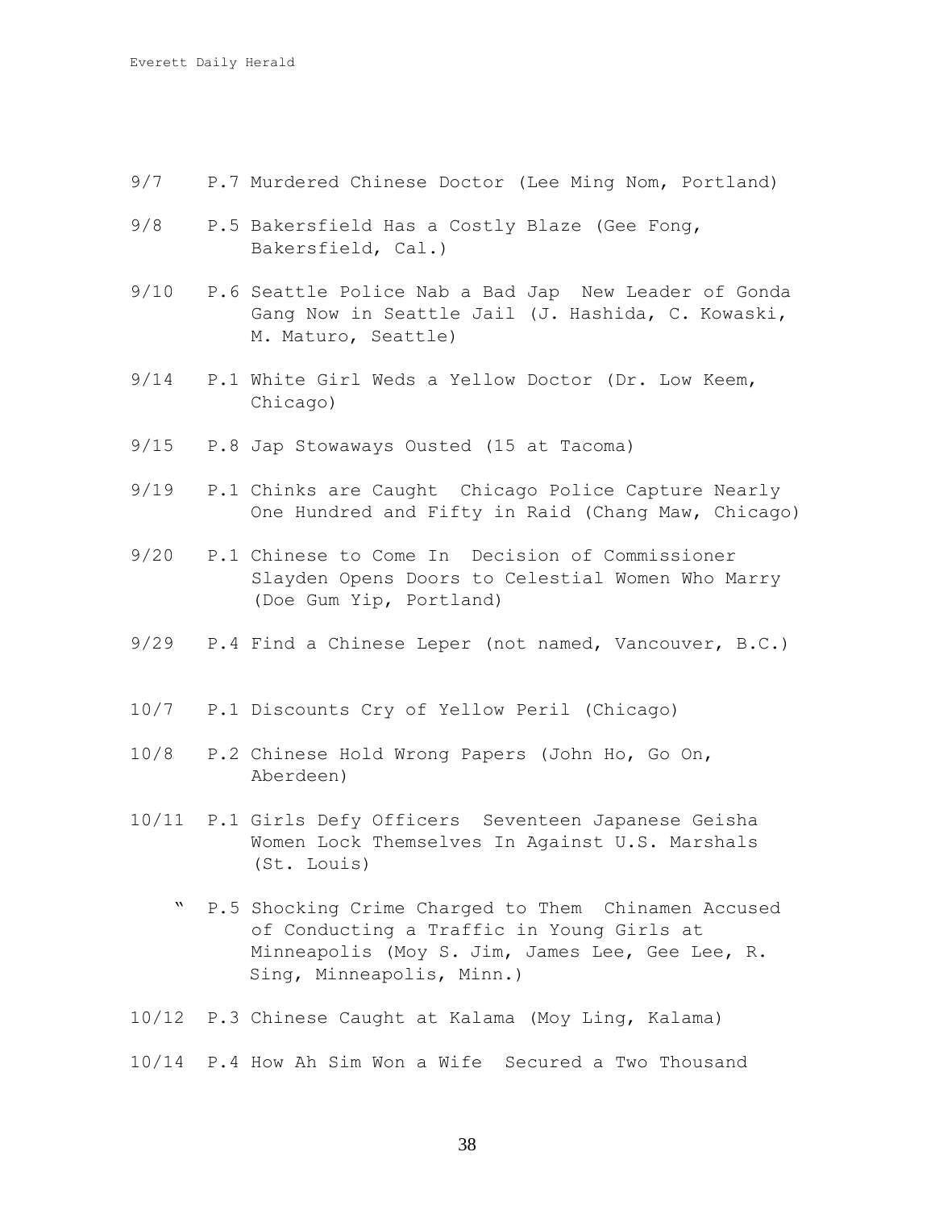9/7 P.7 Murdered Chinese Doctor (Lee Ming Nom, Portland)

9/8 P.5 Bakersfield Has a Costly Blaze (Gee Fong, Bakersfield, Cal.)

9/10 P.6 Seattle Police Nab a Bad Jap New Leader of Gonda Gang Now in Seattle Jail (J. Hashida, C. Kowaski, M. Maturo, Seattle)

9/14 P.1 White Girl Weds a Yellow Doctor (Dr. Low Keem, Chicago)

9/15 P.8 Jap Stowaways Ousted (15 at Tacoma)

9/19 P.1 Chinks are Caught Chicago Police Capture Nearly One Hundred and Fifty in Raid (Chang Maw, Chicago)

9/20 P.1 Chinese to Come In Decision of Commissioner Slayden Opens Doors to Celestial Women Who Marry (Doe Gum Yip, Portland)

9/29 P.4 Find a Chinese Leper (not named, Vancouver, B.C.)

10/7 P.1 Discounts Cry of Yellow Peril (Chicago)

10/8 P.2 Chinese Hold Wrong Papers (John Ho, Go On, Aberdeen)

10/11 P.1 Girls Defy Officers Seventeen Japanese Geisha Women Lock Themselves In Against U.S. Marshals (St. Louis)

" P.5 Shocking Crime Charged to Them Chinamen Accused of Conducting a Traffic in Young Girls at Minneapolis (Moy S. Jim, James Lee, Gee Lee, R. Sing, Minneapolis, Minn.)

10/12 P.3 Chinese Caught at Kalama (Moy Ling, Kalama)

10/14 P.4 How Ah Sim Won a Wife Secured a Two Thousand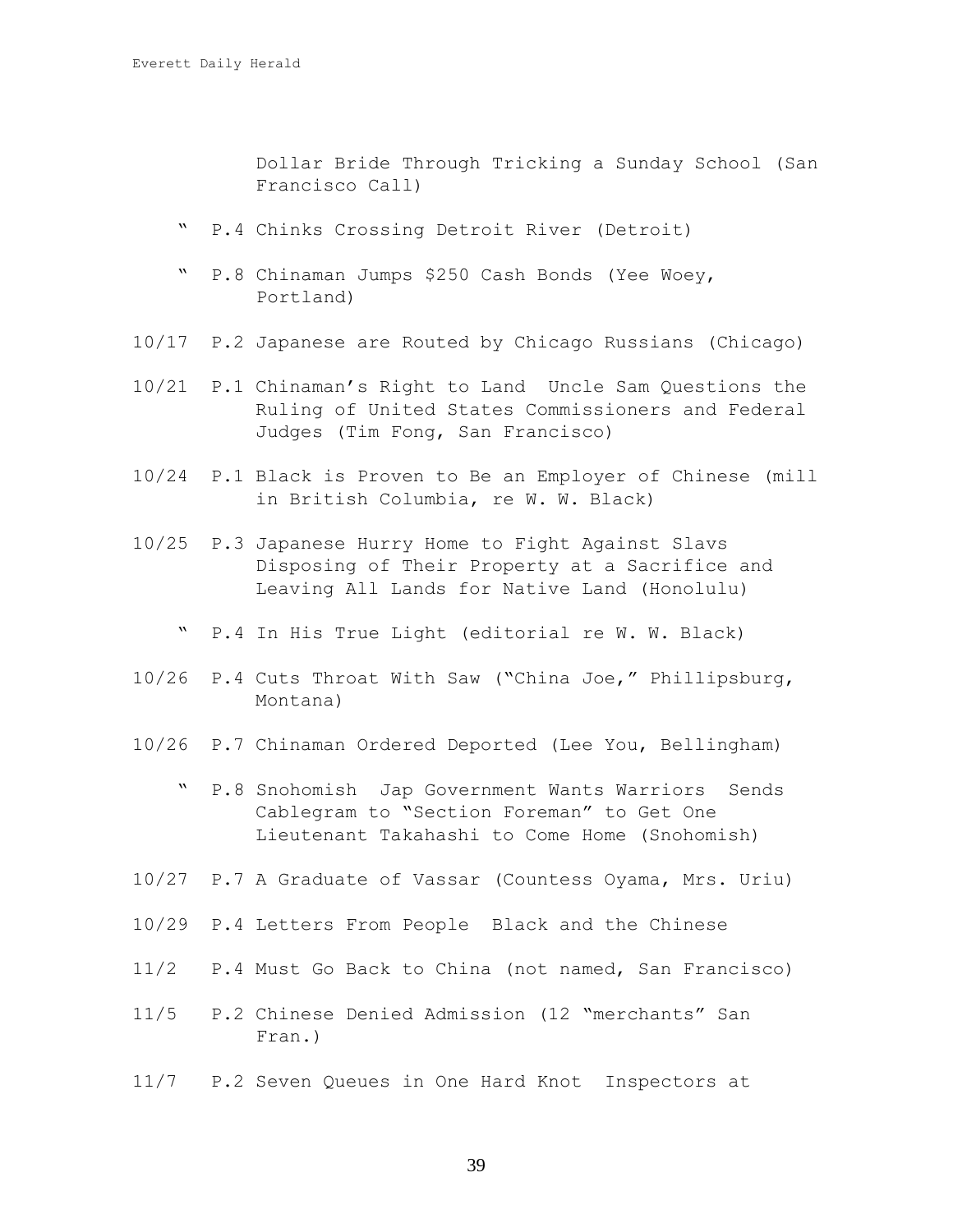Dollar Bride Through Tricking a Sunday School (San Francisco Call)

" P.4 Chinks Crossing Detroit River (Detroit)

" P.8 Chinaman Jumps $250 Cash Bonds (Yee Woey, Portland)

10/17 P.2 Japanese are Routed by Chicago Russians (Chicago)

10/21 P.1 Chinaman's Right to Land Uncle Sam Questions the Ruling of United States Commissioners and Federal Judges (Tim Fong, San Francisco)

10/24 P.1 Black is Proven to Be an Employer of Chinese (mill in British Columbia, re W. W. Black)

10/25 P.3 Japanese Hurry Home to Fight Against Slavs Disposing of Their Property at a Sacrifice and Leaving All Lands for Native Land (Honolulu)

" P.4 In His True Light (editorial re W. W. Black)

10/26 P.4 Cuts Throat With Saw ("China Joe," Phillipsburg, Montana)

10/26 P.7 Chinaman Ordered Deported (Lee You, Bellingham)

" P.8 Snohomish Jap Government Wants Warriors Sends Cablegram to "Section Foreman" to Get One Lieutenant Takahashi to Come Home (Snohomish)

10/27 P.7 A Graduate of Vassar (Countess Oyama, Mrs. Uriu)

10/29 P.4 Letters From People Black and the Chinese

11/2 P.4 Must Go Back to China (not named, San Francisco)

11/5 P.2 Chinese Denied Admission (12 "merchants" San Fran.)

11/7 P.2 Seven Queues in One Hard Knot Inspectors at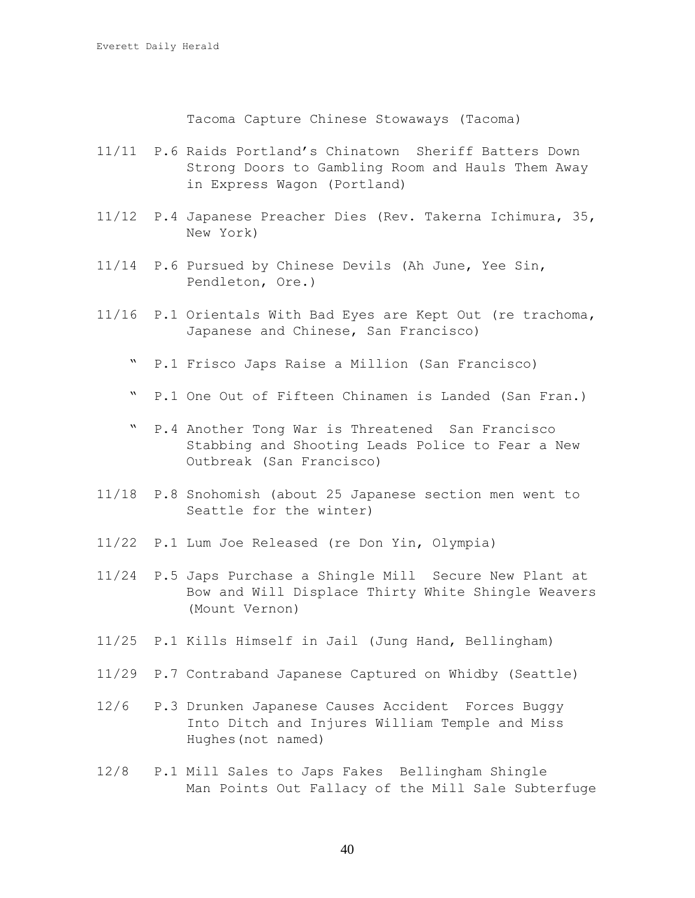Tacoma Capture Chinese Stowaways (Tacoma)

11/11 P.6 Raids Portland's Chinatown Sheriff Batters Down Strong Doors to Gambling Room and Hauls Them Away in Express Wagon (Portland)

11/12 P.4 Japanese Preacher Dies (Rev. Takerna Ichimura, 35, New York)

11/14 P.6 Pursued by Chinese Devils (Ah June, Yee Sin, Pendleton, Ore.)

11/16 P.1 Orientals With Bad Eyes are Kept Out (re trachoma, Japanese and Chinese, San Francisco)

" P.1 Frisco Japs Raise a Million (San Francisco)

" P.1 One Out of Fifteen Chinamen is Landed (San Fran.)

" P.4 Another Tong War is Threatened San Francisco Stabbing and Shooting Leads Police to Fear a New Outbreak (San Francisco)

11/18 P.8 Snohomish (about 25 Japanese section men went to Seattle for the winter)

11/22 P.1 Lum Joe Released (re Don Yin, Olympia)

11/24 P.5 Japs Purchase a Shingle Mill Secure New Plant at Bow and Will Displace Thirty White Shingle Weavers (Mount Vernon)

11/25 P.1 Kills Himself in Jail (Jung Hand, Bellingham)

11/29 P.7 Contraband Japanese Captured on Whidby (Seattle)

12/6 P.3 Drunken Japanese Causes Accident Forces Buggy Into Ditch and Injures William Temple and Miss Hughes(not named)

12/8 P.1 Mill Sales to Japs Fakes Bellingham Shingle Man Points Out Fallacy of the Mill Sale Subterfuge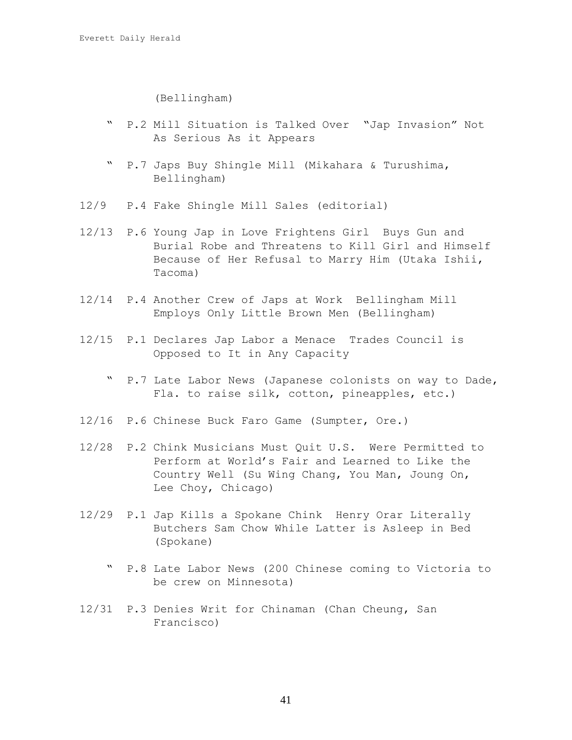(Bellingham)

" P.2 Mill Situation is Talked Over "Jap Invasion" Not As Serious As it Appears

" P.7 Japs Buy Shingle Mill (Mikahara & Turushima, Bellingham)

12/9 P.4 Fake Shingle Mill Sales (editorial)

12/13 P.6 Young Jap in Love Frightens Girl Buys Gun and Burial Robe and Threatens to Kill Girl and Himself Because of Her Refusal to Marry Him (Utaka Ishii, Tacoma)

12/14 P.4 Another Crew of Japs at Work Bellingham Mill Employs Only Little Brown Men (Bellingham)

12/15 P.1 Declares Jap Labor a Menace Trades Council is Opposed to It in Any Capacity

" P.7 Late Labor News (Japanese colonists on way to Dade, Fla. to raise silk, cotton, pineapples, etc.)

12/16 P.6 Chinese Buck Faro Game (Sumpter, Ore.)

12/28 P.2 Chink Musicians Must Quit U.S. Were Permitted to Perform at World's Fair and Learned to Like the Country Well (Su Wing Chang, You Man, Joung On, Lee Choy, Chicago)

12/29 P.1 Jap Kills a Spokane Chink Henry Orar Literally Butchers Sam Chow While Latter is Asleep in Bed (Spokane)

" P.8 Late Labor News (200 Chinese coming to Victoria to be crew on Minnesota)

12/31 P.3 Denies Writ for Chinaman (Chan Cheung, San Francisco)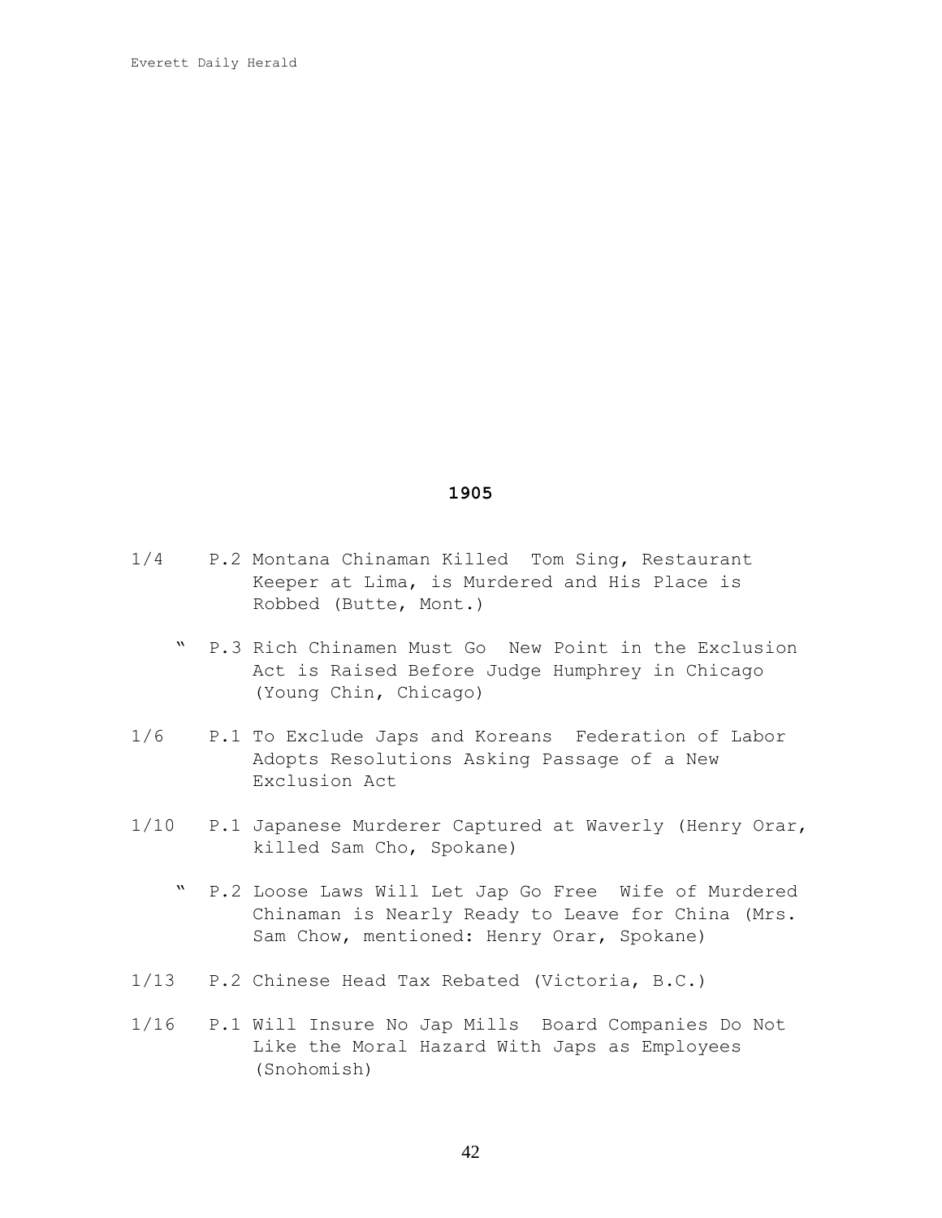## 1905

1/4 P.2 Montana Chinaman Killed Tom Sing, Restaurant Keeper at Lima, is Murdered and His Place is Robbed (Butte, Mont.)

" P.3 Rich Chinamen Must Go New Point in the Exclusion Act is Raised Before Judge Humphrey in Chicago (Young Chin, Chicago)

1/6 P.1 To Exclude Japs and Koreans Federation of Labor Adopts Resolutions Asking Passage of a New Exclusion Act

1/10 P.1 Japanese Murderer Captured at Waverly (Henry Orar, killed Sam Cho, Spokane)

" P.2 Loose Laws Will Let Jap Go Free Wife of Murdered Chinaman is Nearly Ready to Leave for China (Mrs. Sam Chow, mentioned: Henry Orar, Spokane)

1/13 P.2 Chinese Head Tax Rebated (Victoria, B.C.)

1/16 P.1 Will Insure No Jap Mills Board Companies Do Not Like the Moral Hazard With Japs as Employees (Snohomish)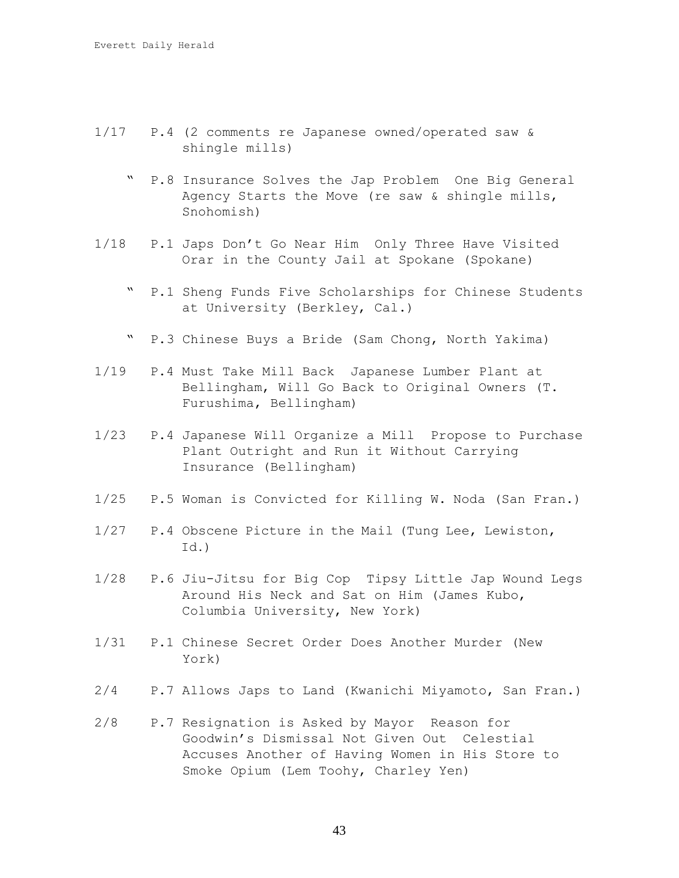1/17 P.4 (2 comments re Japanese owned/operated saw & shingle mills)

" P.8 Insurance Solves the Jap Problem One Big General Agency Starts the Move (re saw & shingle mills, Snohomish)

1/18 P.1 Japs Don't Go Near Him Only Three Have Visited Orar in the County Jail at Spokane (Spokane)

" P.1 Sheng Funds Five Scholarships for Chinese Students at University (Berkley, Cal.)

" P.3 Chinese Buys a Bride (Sam Chong, North Yakima)

1/19 P.4 Must Take Mill Back Japanese Lumber Plant at Bellingham, Will Go Back to Original Owners (T. Furushima, Bellingham)

1/23 P.4 Japanese Will Organize a Mill Propose to Purchase Plant Outright and Run it Without Carrying Insurance (Bellingham)

1/25 P.5 Woman is Convicted for Killing W. Noda (San Fran.)

1/27 P.4 Obscene Picture in the Mail (Tung Lee, Lewiston, Id.)

1/28 P.6 Jiu-Jitsu for Big Cop Tipsy Little Jap Wound Legs Around His Neck and Sat on Him (James Kubo, Columbia University, New York)

1/31 P.1 Chinese Secret Order Does Another Murder (New York)

2/4 P.7 Allows Japs to Land (Kwanichi Miyamoto, San Fran.)

2/8 P.7 Resignation is Asked by Mayor Reason for Goodwin's Dismissal Not Given Out Celestial Accuses Another of Having Women in His Store to Smoke Opium (Lem Toohy, Charley Yen)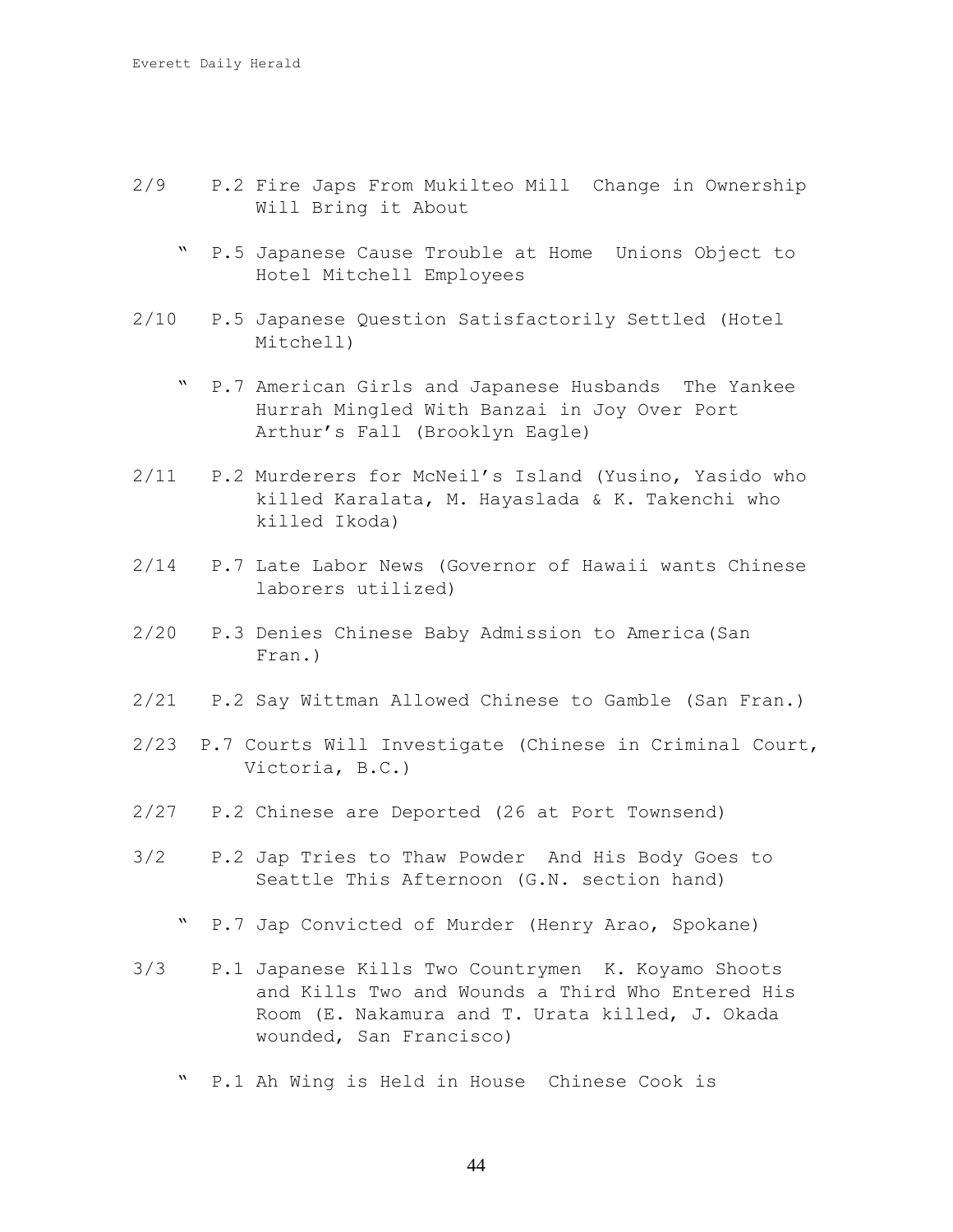2/9 P.2 Fire Japs From Mukilteo Mill  Change in Ownership Will Bring it About

" P.5 Japanese Cause Trouble at Home  Unions Object to Hotel Mitchell Employees

2/10 P.5 Japanese Question Satisfactorily Settled (Hotel Mitchell)

" P.7 American Girls and Japanese Husbands  The Yankee Hurrah Mingled With Banzai in Joy Over Port Arthur's Fall (Brooklyn Eagle)

2/11 P.2 Murderers for McNeil's Island (Yusino, Yasido who killed Karalata, M. Hayaslada & K. Takenchi who killed Ikoda)

2/14 P.7 Late Labor News (Governor of Hawaii wants Chinese laborers utilized)

2/20 P.3 Denies Chinese Baby Admission to America(San Fran.)

2/21 P.2 Say Wittman Allowed Chinese to Gamble (San Fran.)

2/23 P.7 Courts Will Investigate (Chinese in Criminal Court, Victoria, B.C.)

2/27 P.2 Chinese are Deported (26 at Port Townsend)

3/2 P.2 Jap Tries to Thaw Powder  And His Body Goes to Seattle This Afternoon (G.N. section hand)

" P.7 Jap Convicted of Murder (Henry Arao, Spokane)

3/3 P.1 Japanese Kills Two Countrymen  K. Koyamo Shoots and Kills Two and Wounds a Third Who Entered His Room (E. Nakamura and T. Urata killed, J. Okada wounded, San Francisco)

" P.1 Ah Wing is Held in House  Chinese Cook is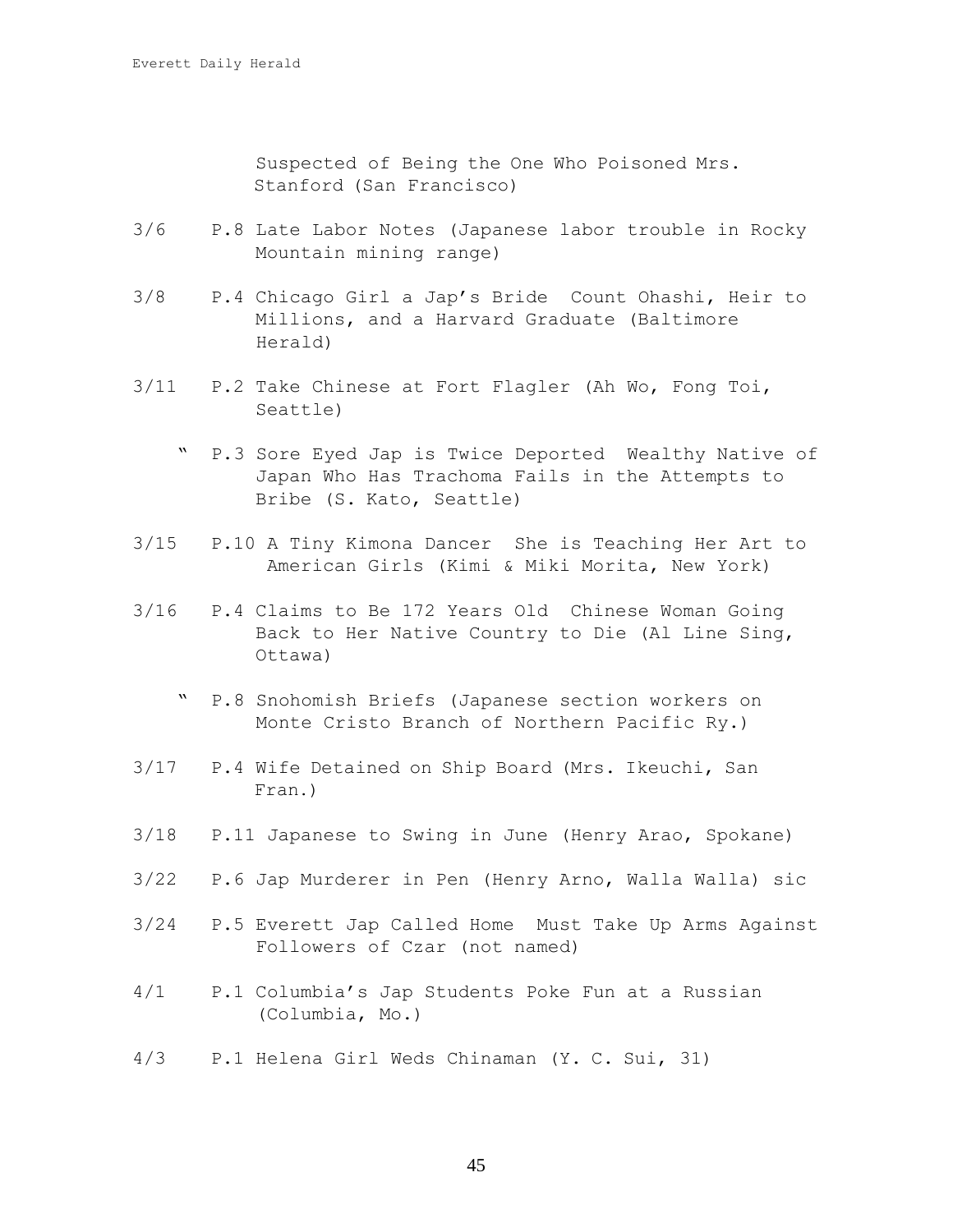Suspected of Being the One Who Poisoned Mrs. Stanford (San Francisco)

3/6 P.8 Late Labor Notes (Japanese labor trouble in Rocky Mountain mining range)

3/8 P.4 Chicago Girl a Jap's Bride Count Ohashi, Heir to Millions, and a Harvard Graduate (Baltimore Herald)

3/11 P.2 Take Chinese at Fort Flagler (Ah Wo, Fong Toi, Seattle)

" P.3 Sore Eyed Jap is Twice Deported Wealthy Native of Japan Who Has Trachoma Fails in the Attempts to Bribe (S. Kato, Seattle)

3/15 P.10 A Tiny Kimona Dancer She is Teaching Her Art to American Girls (Kimi & Miki Morita, New York)

3/16 P.4 Claims to Be 172 Years Old Chinese Woman Going Back to Her Native Country to Die (Al Line Sing, Ottawa)

" P.8 Snohomish Briefs (Japanese section workers on Monte Cristo Branch of Northern Pacific Ry.)

3/17 P.4 Wife Detained on Ship Board (Mrs. Ikeuchi, San Fran.)

3/18 P.11 Japanese to Swing in June (Henry Arao, Spokane)

3/22 P.6 Jap Murderer in Pen (Henry Arno, Walla Walla) sic

3/24 P.5 Everett Jap Called Home Must Take Up Arms Against Followers of Czar (not named)

4/1 P.1 Columbia's Jap Students Poke Fun at a Russian (Columbia, Mo.)

4/3 P.1 Helena Girl Weds Chinaman (Y. C. Sui, 31)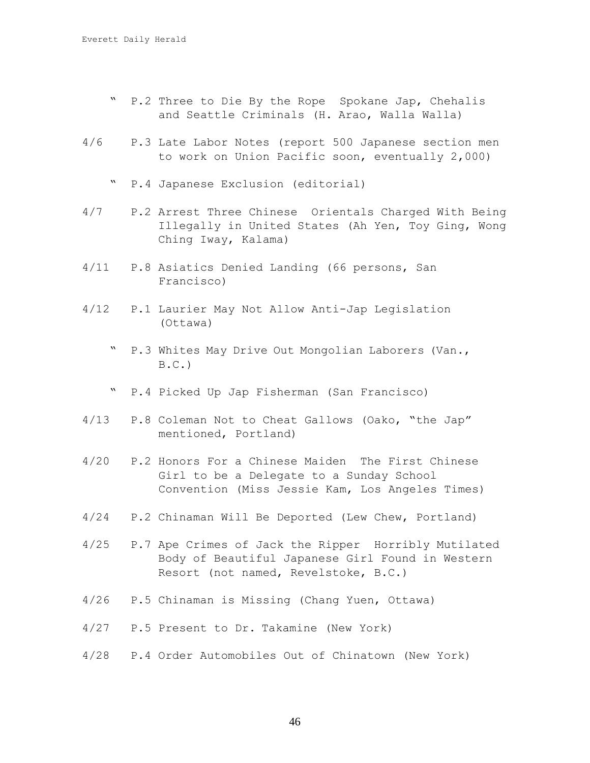" P.2 Three to Die By the Rope  Spokane Jap, Chehalis and Seattle Criminals (H. Arao, Walla Walla)

4/6 P.3 Late Labor Notes (report 500 Japanese section men to work on Union Pacific soon, eventually 2,000)

" P.4 Japanese Exclusion (editorial)

4/7 P.2 Arrest Three Chinese  Orientals Charged With Being Illegally in United States (Ah Yen, Toy Ging, Wong Ching Iway, Kalama)

4/11 P.8 Asiatics Denied Landing (66 persons, San Francisco)

4/12 P.1 Laurier May Not Allow Anti-Jap Legislation (Ottawa)

" P.3 Whites May Drive Out Mongolian Laborers (Van., B.C.)

" P.4 Picked Up Jap Fisherman (San Francisco)

4/13 P.8 Coleman Not to Cheat Gallows (Oako, "the Jap" mentioned, Portland)

4/20 P.2 Honors For a Chinese Maiden  The First Chinese Girl to be a Delegate to a Sunday School Convention (Miss Jessie Kam, Los Angeles Times)

4/24 P.2 Chinaman Will Be Deported (Lew Chew, Portland)

4/25 P.7 Ape Crimes of Jack the Ripper  Horribly Mutilated Body of Beautiful Japanese Girl Found in Western Resort (not named, Revelstoke, B.C.)

4/26 P.5 Chinaman is Missing (Chang Yuen, Ottawa)

4/27 P.5 Present to Dr. Takamine (New York)

4/28 P.4 Order Automobiles Out of Chinatown (New York)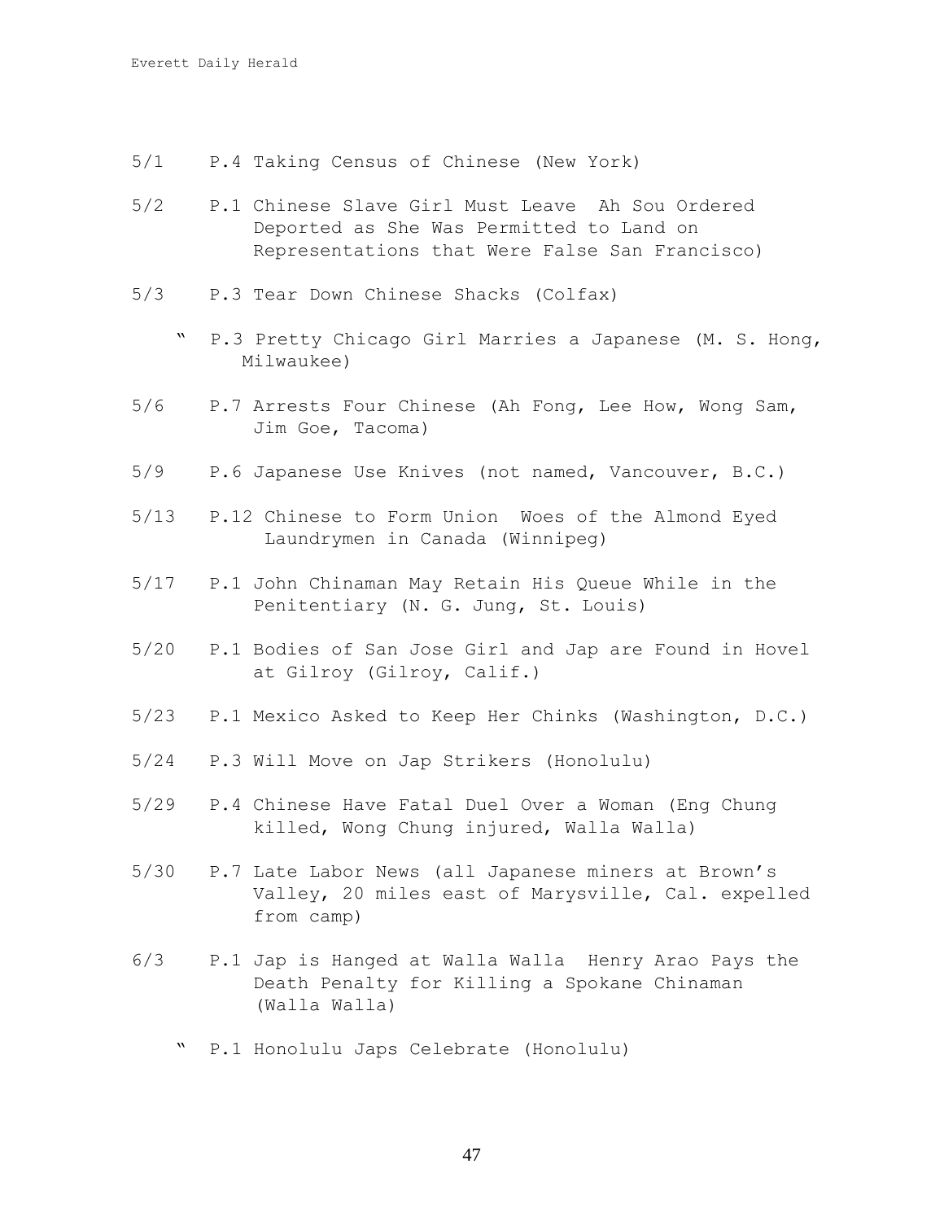Everett Daily Herald

5/1 P.4 Taking Census of Chinese (New York)

5/2 P.1 Chinese Slave Girl Must Leave Ah Sou Ordered Deported as She Was Permitted to Land on Representations that Were False San Francisco)

5/3 P.3 Tear Down Chinese Shacks (Colfax)

" P.3 Pretty Chicago Girl Marries a Japanese (M. S. Hong, Milwaukee)

5/6 P.7 Arrests Four Chinese (Ah Fong, Lee How, Wong Sam, Jim Goe, Tacoma)

5/9 P.6 Japanese Use Knives (not named, Vancouver, B.C.)

5/13 P.12 Chinese to Form Union Woes of the Almond Eyed Laundrymen in Canada (Winnipeg)

5/17 P.1 John Chinaman May Retain His Queue While in the Penitentiary (N. G. Jung, St. Louis)

5/20 P.1 Bodies of San Jose Girl and Jap are Found in Hovel at Gilroy (Gilroy, Calif.)

5/23 P.1 Mexico Asked to Keep Her Chinks (Washington, D.C.)

5/24 P.3 Will Move on Jap Strikers (Honolulu)

5/29 P.4 Chinese Have Fatal Duel Over a Woman (Eng Chung killed, Wong Chung injured, Walla Walla)

5/30 P.7 Late Labor News (all Japanese miners at Brown's Valley, 20 miles east of Marysville, Cal. expelled from camp)

6/3 P.1 Jap is Hanged at Walla Walla Henry Arao Pays the Death Penalty for Killing a Spokane Chinaman (Walla Walla)

" P.1 Honolulu Japs Celebrate (Honolulu)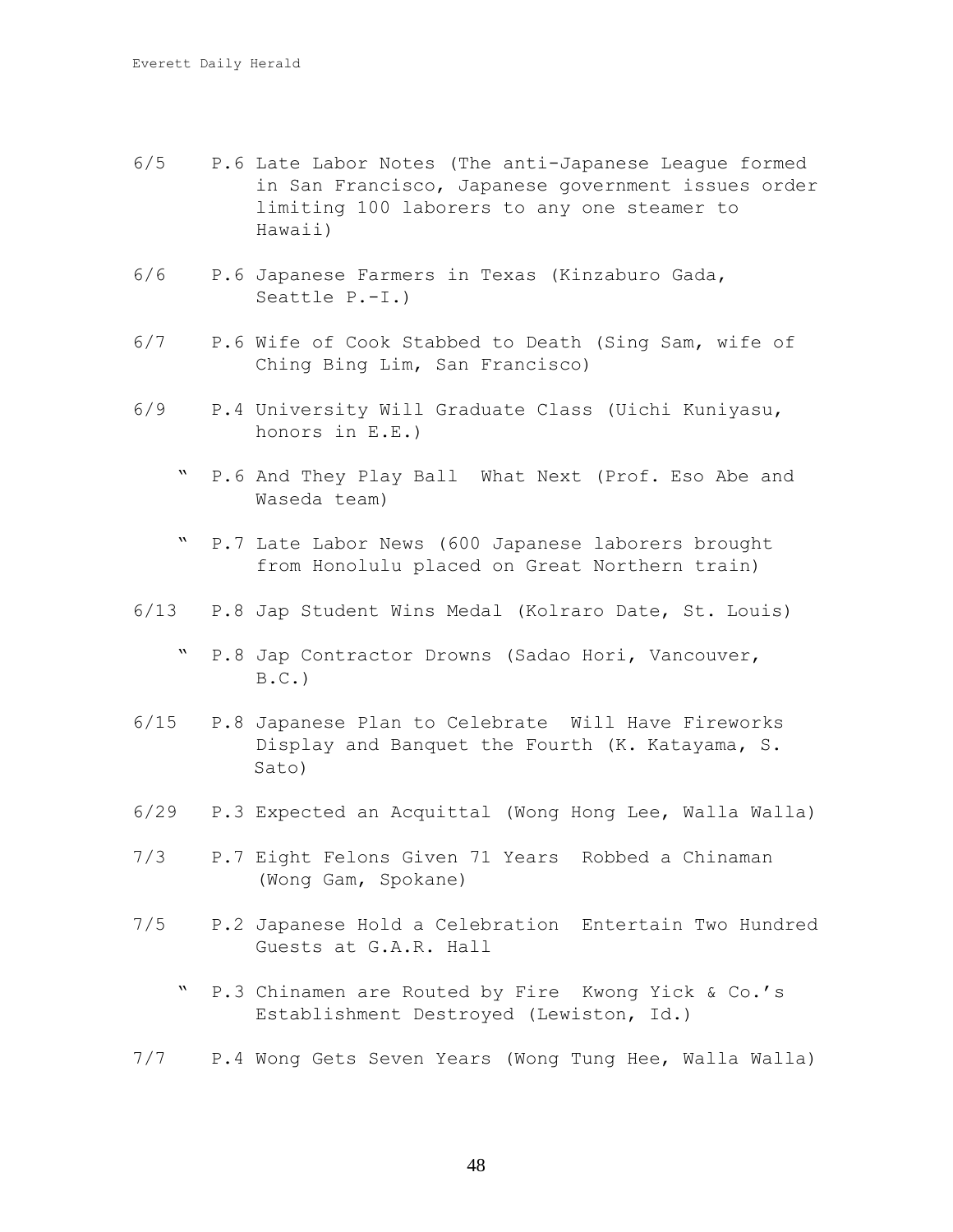6/5 P.6 Late Labor Notes (The anti-Japanese League formed in San Francisco, Japanese government issues order limiting 100 laborers to any one steamer to Hawaii)

6/6 P.6 Japanese Farmers in Texas (Kinzaburo Gada, Seattle P.-I.)

6/7 P.6 Wife of Cook Stabbed to Death (Sing Sam, wife of Ching Bing Lim, San Francisco)

6/9 P.4 University Will Graduate Class (Uichi Kuniyasu, honors in E.E.)

" P.6 And They Play Ball What Next (Prof. Eso Abe and Waseda team)

" P.7 Late Labor News (600 Japanese laborers brought from Honolulu placed on Great Northern train)

6/13 P.8 Jap Student Wins Medal (Kolraro Date, St. Louis)

" P.8 Jap Contractor Drowns (Sadao Hori, Vancouver, B.C.)

6/15 P.8 Japanese Plan to Celebrate Will Have Fireworks Display and Banquet the Fourth (K. Katayama, S. Sato)

6/29 P.3 Expected an Acquittal (Wong Hong Lee, Walla Walla)

7/3 P.7 Eight Felons Given 71 Years Robbed a Chinaman (Wong Gam, Spokane)

7/5 P.2 Japanese Hold a Celebration Entertain Two Hundred Guests at G.A.R. Hall

" P.3 Chinamen are Routed by Fire Kwong Yick & Co.'s Establishment Destroyed (Lewiston, Id.)

7/7 P.4 Wong Gets Seven Years (Wong Tung Hee, Walla Walla)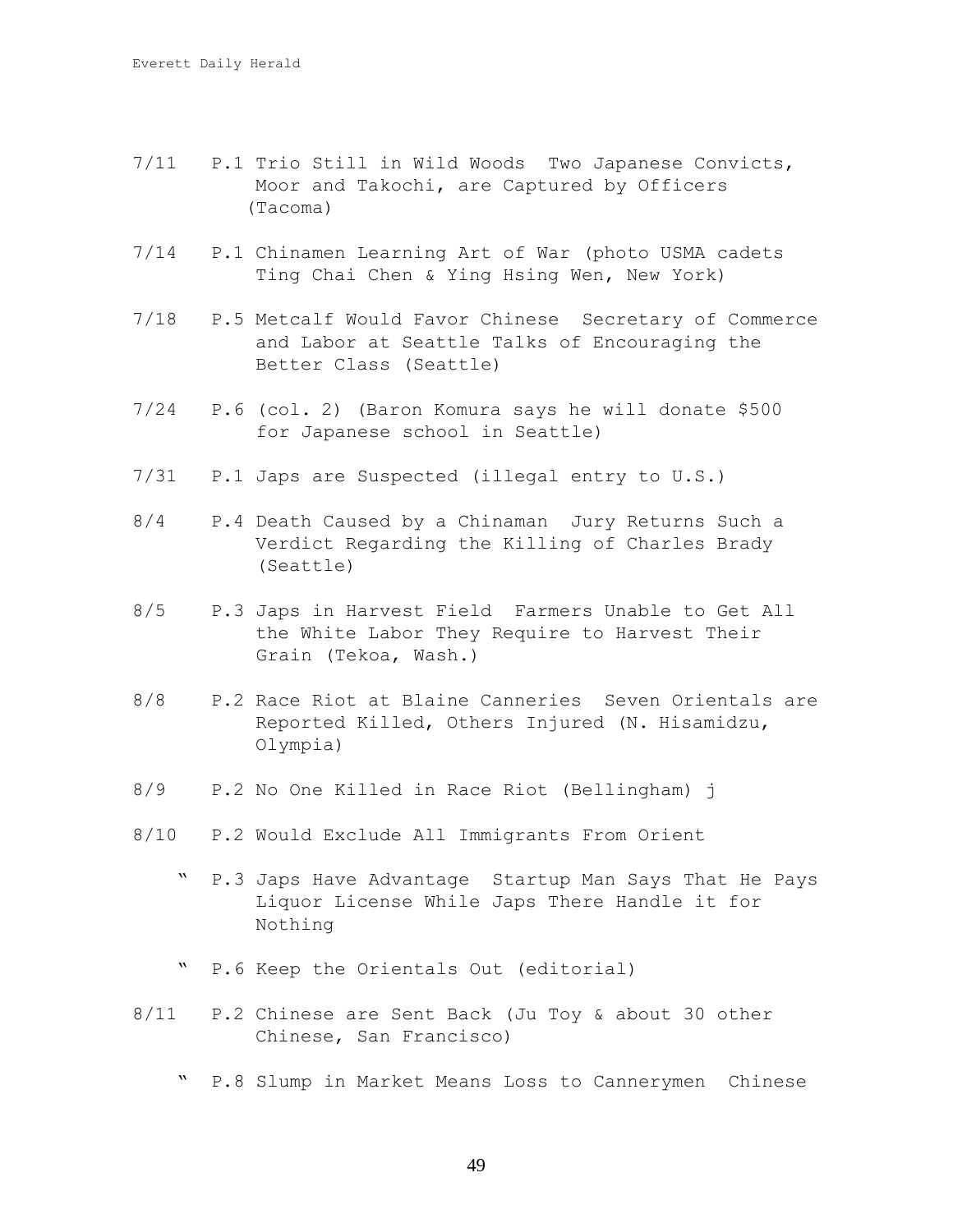7/11 P.1 Trio Still in Wild Woods  Two Japanese Convicts, Moor and Takochi, are Captured by Officers (Tacoma)

7/14 P.1 Chinamen Learning Art of War (photo USMA cadets Ting Chai Chen & Ying Hsing Wen, New York)

7/18 P.5 Metcalf Would Favor Chinese  Secretary of Commerce and Labor at Seattle Talks of Encouraging the Better Class (Seattle)

7/24 P.6 (col. 2) (Baron Komura says he will donate $500 for Japanese school in Seattle)

7/31 P.1 Japs are Suspected (illegal entry to U.S.)

8/4 P.4 Death Caused by a Chinaman  Jury Returns Such a Verdict Regarding the Killing of Charles Brady (Seattle)

8/5 P.3 Japs in Harvest Field  Farmers Unable to Get All the White Labor They Require to Harvest Their Grain (Tekoa, Wash.)

8/8 P.2 Race Riot at Blaine Canneries  Seven Orientals are Reported Killed, Others Injured (N. Hisamidzu, Olympia)

8/9 P.2 No One Killed in Race Riot (Bellingham) j

8/10 P.2 Would Exclude All Immigrants From Orient

" P.3 Japs Have Advantage  Startup Man Says That He Pays Liquor License While Japs There Handle it for Nothing

" P.6 Keep the Orientals Out (editorial)

8/11 P.2 Chinese are Sent Back (Ju Toy & about 30 other Chinese, San Francisco)

" P.8 Slump in Market Means Loss to Cannerymen  Chinese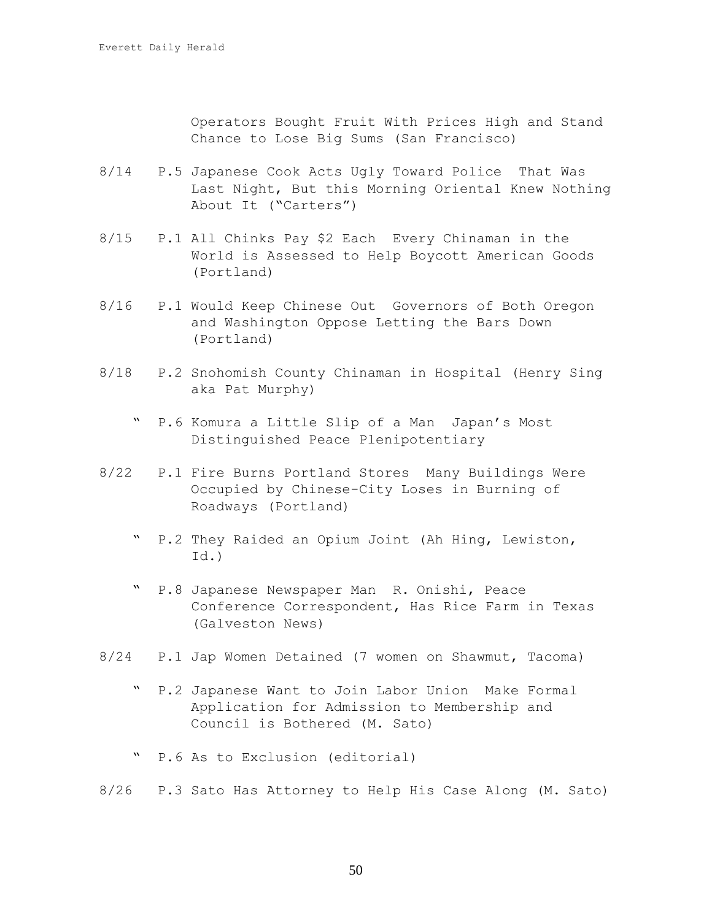Operators Bought Fruit With Prices High and Stand Chance to Lose Big Sums (San Francisco)

8/14 P.5 Japanese Cook Acts Ugly Toward Police That Was Last Night, But this Morning Oriental Knew Nothing About It ("Carters")

8/15 P.1 All Chinks Pay $2 Each Every Chinaman in the World is Assessed to Help Boycott American Goods (Portland)

8/16 P.1 Would Keep Chinese Out Governors of Both Oregon and Washington Oppose Letting the Bars Down (Portland)

8/18 P.2 Snohomish County Chinaman in Hospital (Henry Sing aka Pat Murphy)

" P.6 Komura a Little Slip of a Man Japan's Most Distinguished Peace Plenipotentiary

8/22 P.1 Fire Burns Portland Stores Many Buildings Were Occupied by Chinese-City Loses in Burning of Roadways (Portland)

" P.2 They Raided an Opium Joint (Ah Hing, Lewiston, Id.)

" P.8 Japanese Newspaper Man R. Onishi, Peace Conference Correspondent, Has Rice Farm in Texas (Galveston News)

8/24 P.1 Jap Women Detained (7 women on Shawmut, Tacoma)

" P.2 Japanese Want to Join Labor Union Make Formal Application for Admission to Membership and Council is Bothered (M. Sato)

" P.6 As to Exclusion (editorial)

8/26 P.3 Sato Has Attorney to Help His Case Along (M. Sato)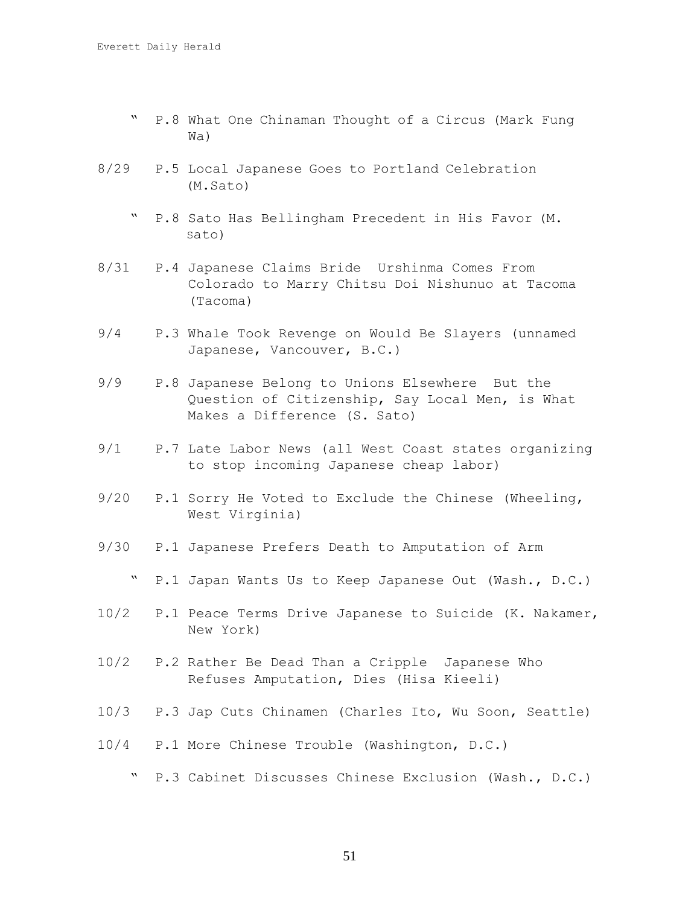" P.8 What One Chinaman Thought of a Circus (Mark Fung Wa)

8/29 P.5 Local Japanese Goes to Portland Celebration (M.Sato)

" P.8 Sato Has Bellingham Precedent in His Favor (M. Sato)

8/31 P.4 Japanese Claims Bride Urshinma Comes From Colorado to Marry Chitsu Doi Nishunuo at Tacoma (Tacoma)

9/4 P.3 Whale Took Revenge on Would Be Slayers (unnamed Japanese, Vancouver, B.C.)

9/9 P.8 Japanese Belong to Unions Elsewhere But the Question of Citizenship, Say Local Men, is What Makes a Difference (S. Sato)

9/1 P.7 Late Labor News (all West Coast states organizing to stop incoming Japanese cheap labor)

9/20 P.1 Sorry He Voted to Exclude the Chinese (Wheeling, West Virginia)

9/30 P.1 Japanese Prefers Death to Amputation of Arm

" P.1 Japan Wants Us to Keep Japanese Out (Wash., D.C.)

10/2 P.1 Peace Terms Drive Japanese to Suicide (K. Nakamer, New York)

10/2 P.2 Rather Be Dead Than a Cripple Japanese Who Refuses Amputation, Dies (Hisa Kieeli)

10/3 P.3 Jap Cuts Chinamen (Charles Ito, Wu Soon, Seattle)

10/4 P.1 More Chinese Trouble (Washington, D.C.)

" P.3 Cabinet Discusses Chinese Exclusion (Wash., D.C.)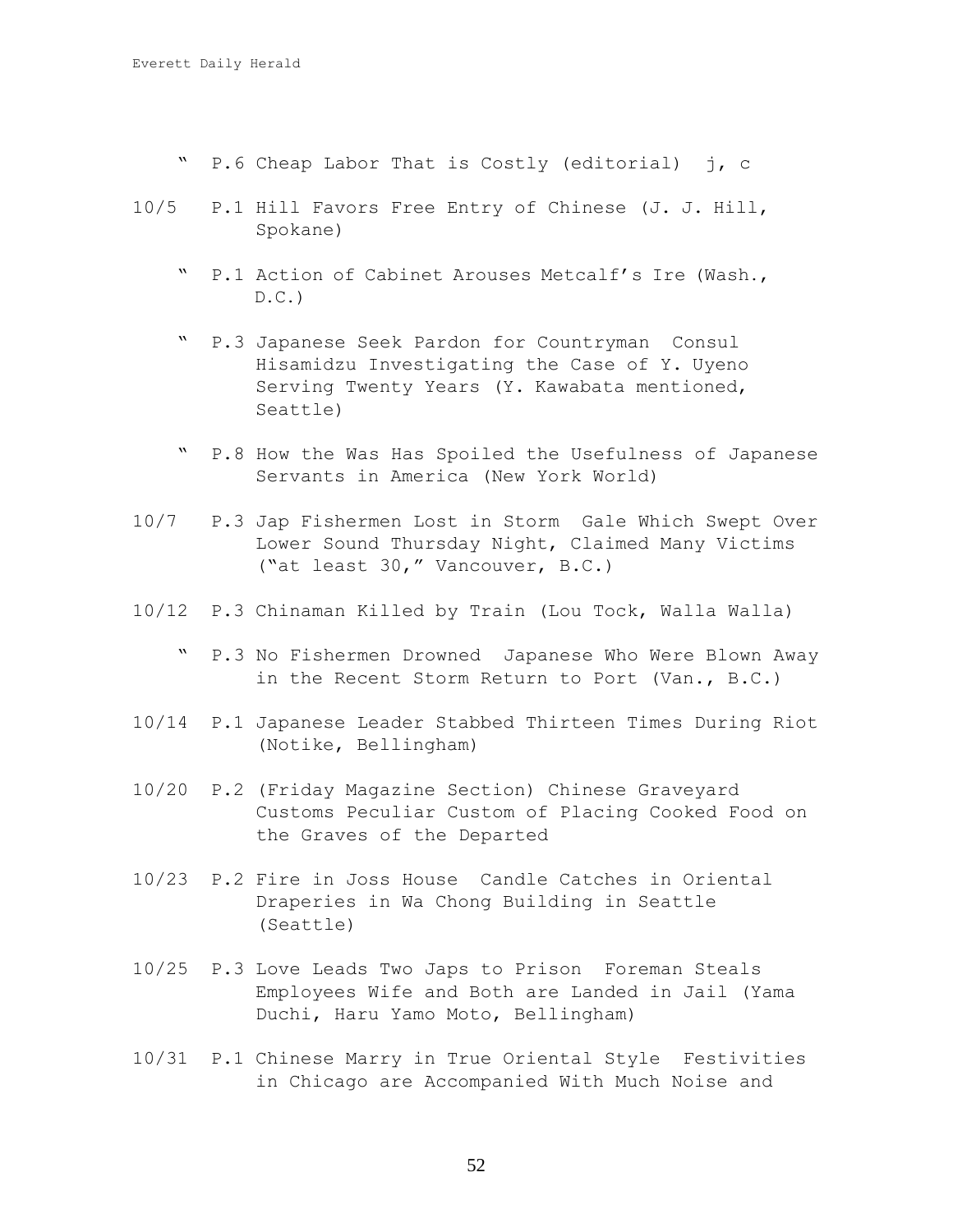" P.6 Cheap Labor That is Costly (editorial) j, c

10/5 P.1 Hill Favors Free Entry of Chinese (J. J. Hill, Spokane)

" P.1 Action of Cabinet Arouses Metcalf's Ire (Wash., D.C.)

" P.3 Japanese Seek Pardon for Countryman Consul Hisamidzu Investigating the Case of Y. Uyeno Serving Twenty Years (Y. Kawabata mentioned, Seattle)

" P.8 How the Was Has Spoiled the Usefulness of Japanese Servants in America (New York World)

10/7 P.3 Jap Fishermen Lost in Storm Gale Which Swept Over Lower Sound Thursday Night, Claimed Many Victims ("at least 30," Vancouver, B.C.)

10/12 P.3 Chinaman Killed by Train (Lou Tock, Walla Walla)

" P.3 No Fishermen Drowned Japanese Who Were Blown Away in the Recent Storm Return to Port (Van., B.C.)

10/14 P.1 Japanese Leader Stabbed Thirteen Times During Riot (Notike, Bellingham)

10/20 P.2 (Friday Magazine Section) Chinese Graveyard Customs Peculiar Custom of Placing Cooked Food on the Graves of the Departed

10/23 P.2 Fire in Joss House Candle Catches in Oriental Draperies in Wa Chong Building in Seattle (Seattle)

10/25 P.3 Love Leads Two Japs to Prison Foreman Steals Employees Wife and Both are Landed in Jail (Yama Duchi, Haru Yamo Moto, Bellingham)

10/31 P.1 Chinese Marry in True Oriental Style Festivities in Chicago are Accompanied With Much Noise and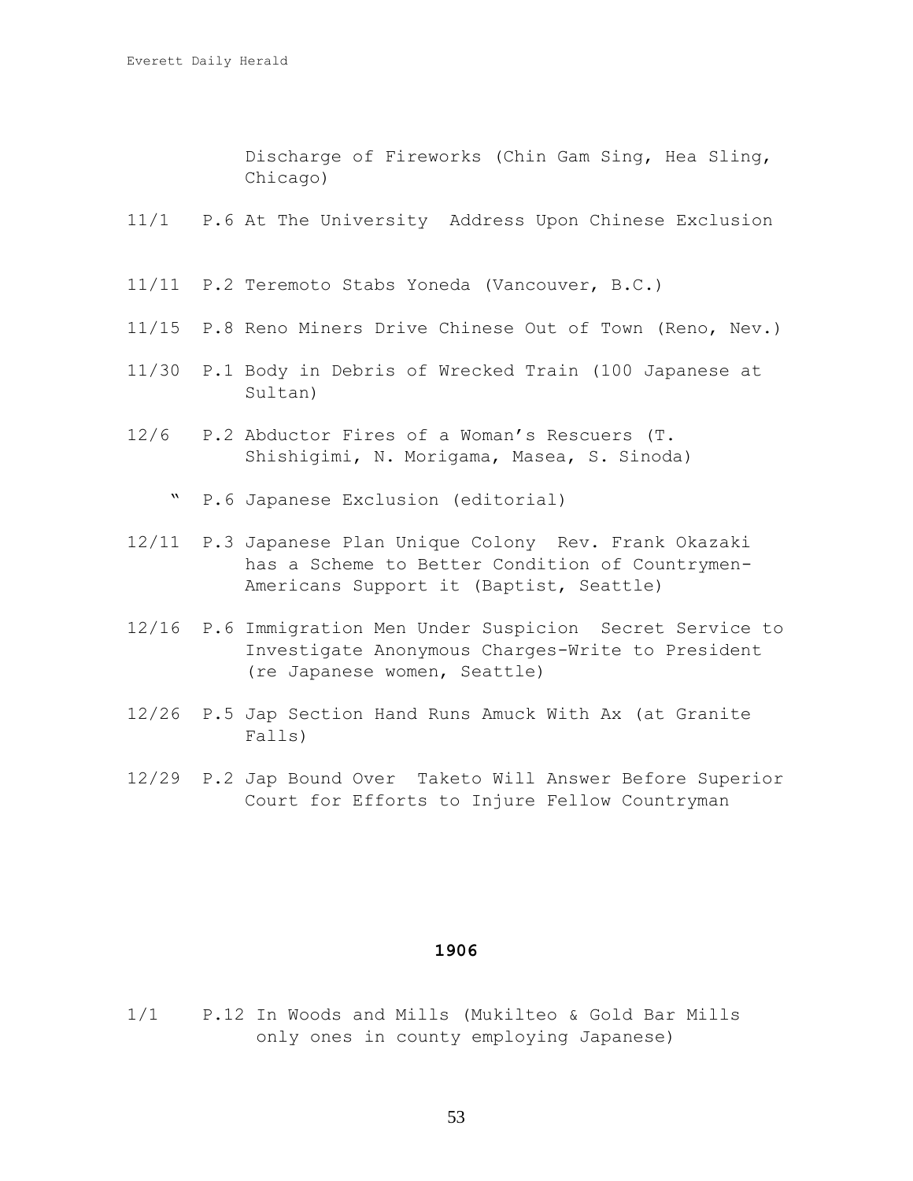Discharge of Fireworks (Chin Gam Sing, Hea Sling, Chicago)

11/1 P.6 At The University Address Upon Chinese Exclusion

11/11 P.2 Teremoto Stabs Yoneda (Vancouver, B.C.)

11/15 P.8 Reno Miners Drive Chinese Out of Town (Reno, Nev.)

11/30 P.1 Body in Debris of Wrecked Train (100 Japanese at Sultan)

12/6 P.2 Abductor Fires of a Woman's Rescuers (T. Shishigimi, N. Morigama, Masea, S. Sinoda)

" P.6 Japanese Exclusion (editorial)

12/11 P.3 Japanese Plan Unique Colony Rev. Frank Okazaki has a Scheme to Better Condition of Countrymen-Americans Support it (Baptist, Seattle)

12/16 P.6 Immigration Men Under Suspicion Secret Service to Investigate Anonymous Charges-Write to President (re Japanese women, Seattle)

12/26 P.5 Jap Section Hand Runs Amuck With Ax (at Granite Falls)

12/29 P.2 Jap Bound Over Taketo Will Answer Before Superior Court for Efforts to Injure Fellow Countryman

## 1906

1/1 P.12 In Woods and Mills (Mukilteo & Gold Bar Mills only ones in county employing Japanese)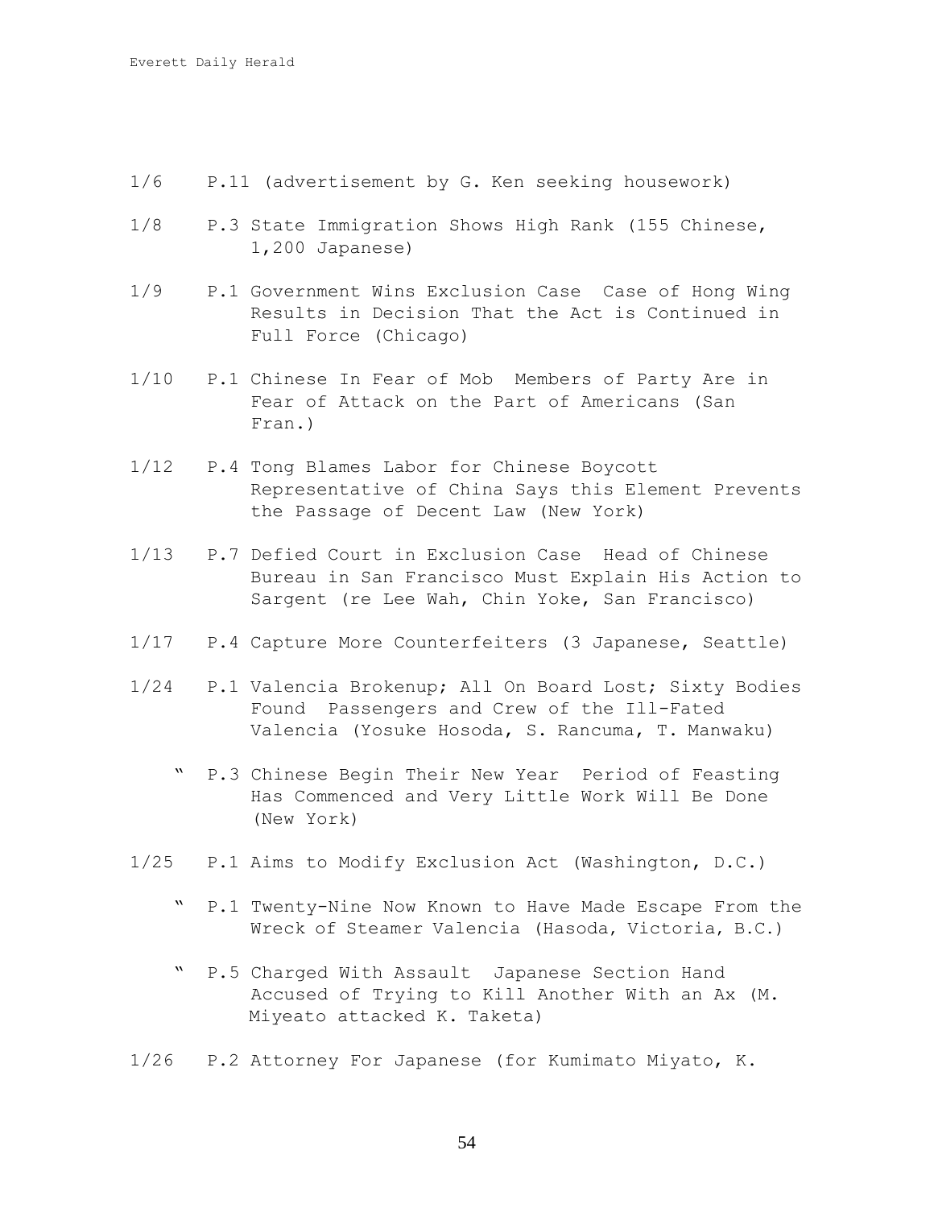1/6 P.11 (advertisement by G. Ken seeking housework)

1/8 P.3 State Immigration Shows High Rank (155 Chinese, 1,200 Japanese)

1/9 P.1 Government Wins Exclusion Case Case of Hong Wing Results in Decision That the Act is Continued in Full Force (Chicago)

1/10 P.1 Chinese In Fear of Mob Members of Party Are in Fear of Attack on the Part of Americans (San Fran.)

1/12 P.4 Tong Blames Labor for Chinese Boycott Representative of China Says this Element Prevents the Passage of Decent Law (New York)

1/13 P.7 Defied Court in Exclusion Case Head of Chinese Bureau in San Francisco Must Explain His Action to Sargent (re Lee Wah, Chin Yoke, San Francisco)

1/17 P.4 Capture More Counterfeiters (3 Japanese, Seattle)

1/24 P.1 Valencia Brokenup; All On Board Lost; Sixty Bodies Found Passengers and Crew of the Ill-Fated Valencia (Yosuke Hosoda, S. Rancuma, T. Manwaku)

" P.3 Chinese Begin Their New Year Period of Feasting Has Commenced and Very Little Work Will Be Done (New York)

1/25 P.1 Aims to Modify Exclusion Act (Washington, D.C.)

" P.1 Twenty-Nine Now Known to Have Made Escape From the Wreck of Steamer Valencia (Hasoda, Victoria, B.C.)

" P.5 Charged With Assault Japanese Section Hand Accused of Trying to Kill Another With an Ax (M. Miyeato attacked K. Taketa)

1/26 P.2 Attorney For Japanese (for Kumimato Miyato, K.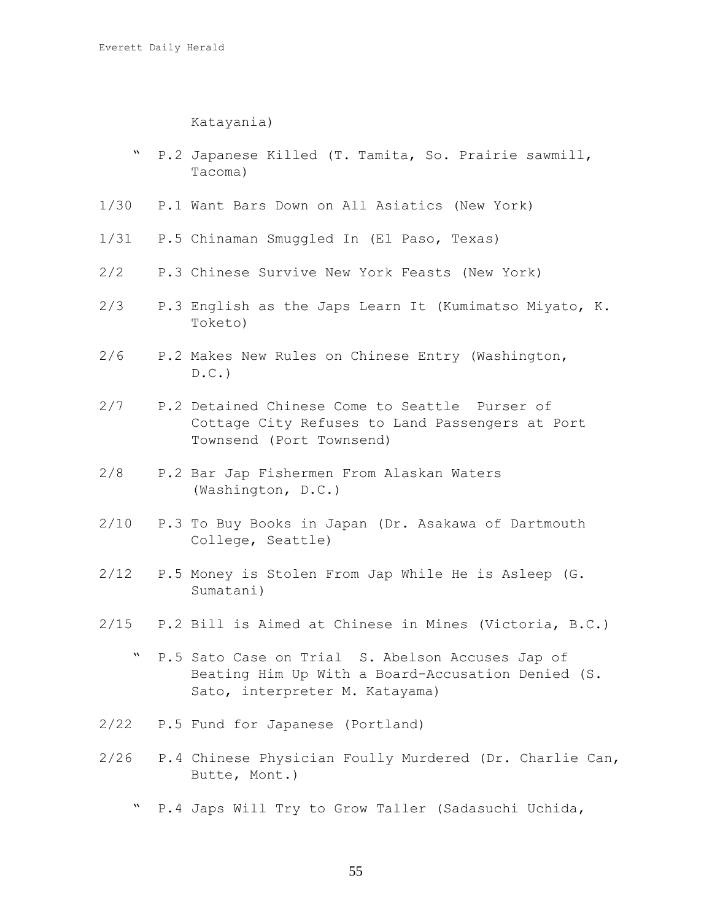Katayania)

" P.2 Japanese Killed (T. Tamita, So. Prairie sawmill, Tacoma)

1/30 P.1 Want Bars Down on All Asiatics (New York)

1/31 P.5 Chinaman Smuggled In (El Paso, Texas)

2/2 P.3 Chinese Survive New York Feasts (New York)

2/3 P.3 English as the Japs Learn It (Kumimatso Miyato, K. Toketo)

2/6 P.2 Makes New Rules on Chinese Entry (Washington, D.C.)

2/7 P.2 Detained Chinese Come to Seattle Purser of Cottage City Refuses to Land Passengers at Port Townsend (Port Townsend)

2/8 P.2 Bar Jap Fishermen From Alaskan Waters (Washington, D.C.)

2/10 P.3 To Buy Books in Japan (Dr. Asakawa of Dartmouth College, Seattle)

2/12 P.5 Money is Stolen From Jap While He is Asleep (G. Sumatani)

2/15 P.2 Bill is Aimed at Chinese in Mines (Victoria, B.C.)

" P.5 Sato Case on Trial S. Abelson Accuses Jap of Beating Him Up With a Board-Accusation Denied (S. Sato, interpreter M. Katayama)

2/22 P.5 Fund for Japanese (Portland)

2/26 P.4 Chinese Physician Foully Murdered (Dr. Charlie Can, Butte, Mont.)

" P.4 Japs Will Try to Grow Taller (Sadasuchi Uchida,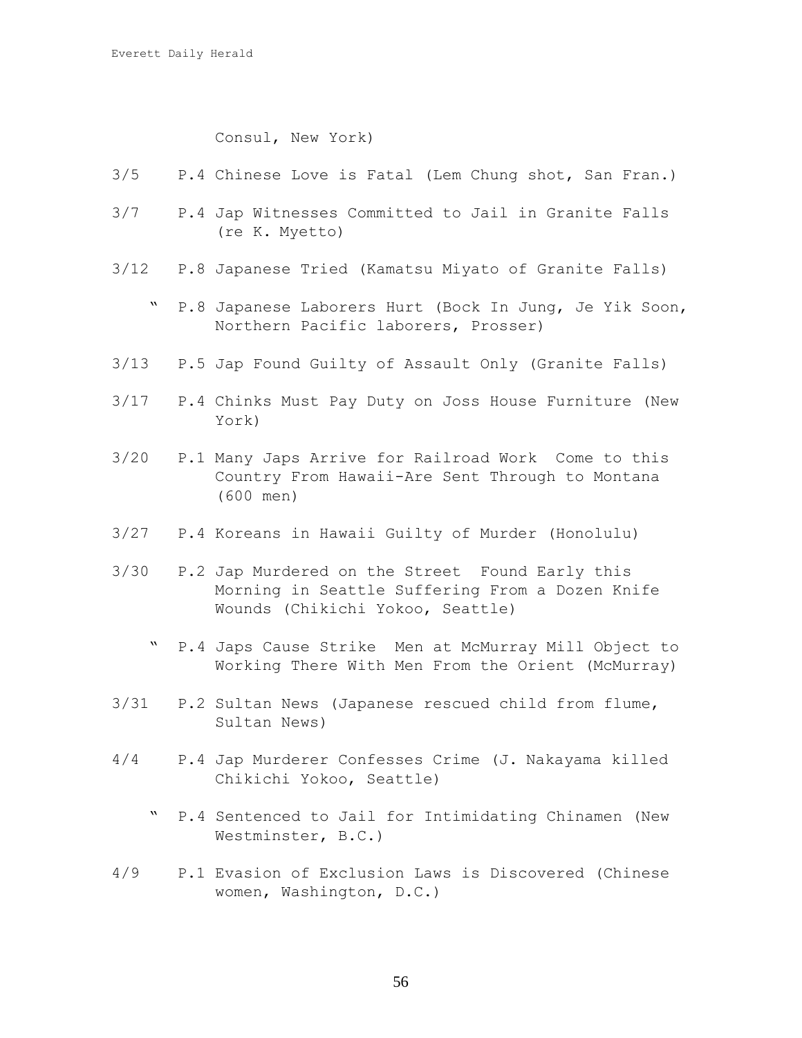Consul, New York)

3/5 P.4 Chinese Love is Fatal (Lem Chung shot, San Fran.)

3/7 P.4 Jap Witnesses Committed to Jail in Granite Falls (re K. Myetto)

3/12 P.8 Japanese Tried (Kamatsu Miyato of Granite Falls)

" P.8 Japanese Laborers Hurt (Bock In Jung, Je Yik Soon, Northern Pacific laborers, Prosser)

3/13 P.5 Jap Found Guilty of Assault Only (Granite Falls)

3/17 P.4 Chinks Must Pay Duty on Joss House Furniture (New York)

3/20 P.1 Many Japs Arrive for Railroad Work Come to this Country From Hawaii-Are Sent Through to Montana (600 men)

3/27 P.4 Koreans in Hawaii Guilty of Murder (Honolulu)

3/30 P.2 Jap Murdered on the Street Found Early this Morning in Seattle Suffering From a Dozen Knife Wounds (Chikichi Yokoo, Seattle)

" P.4 Japs Cause Strike Men at McMurray Mill Object to Working There With Men From the Orient (McMurray)

3/31 P.2 Sultan News (Japanese rescued child from flume, Sultan News)

4/4 P.4 Jap Murderer Confesses Crime (J. Nakayama killed Chikichi Yokoo, Seattle)

" P.4 Sentenced to Jail for Intimidating Chinamen (New Westminster, B.C.)

4/9 P.1 Evasion of Exclusion Laws is Discovered (Chinese women, Washington, D.C.)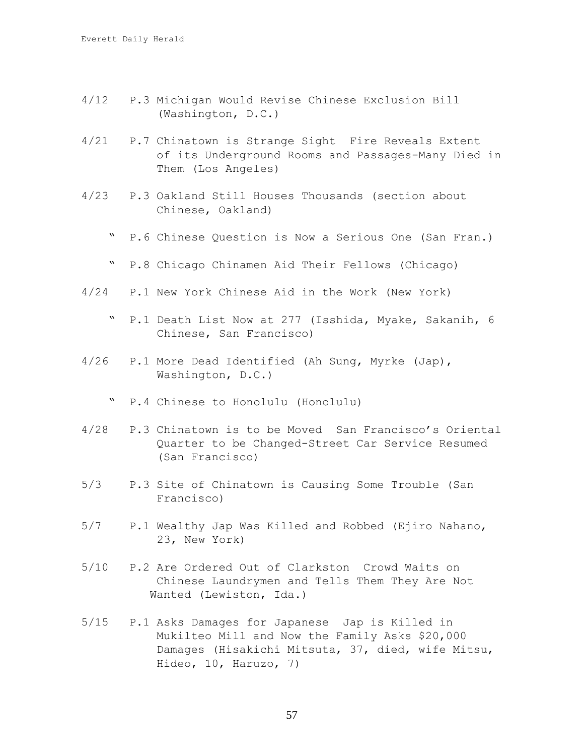4/12 P.3 Michigan Would Revise Chinese Exclusion Bill (Washington, D.C.)

4/21 P.7 Chinatown is Strange Sight Fire Reveals Extent of its Underground Rooms and Passages-Many Died in Them (Los Angeles)

4/23 P.3 Oakland Still Houses Thousands (section about Chinese, Oakland)

" P.6 Chinese Question is Now a Serious One (San Fran.)

" P.8 Chicago Chinamen Aid Their Fellows (Chicago)

4/24 P.1 New York Chinese Aid in the Work (New York)

" P.1 Death List Now at 277 (Isshida, Myake, Sakanih, 6 Chinese, San Francisco)

4/26 P.1 More Dead Identified (Ah Sung, Myrke (Jap), Washington, D.C.)

" P.4 Chinese to Honolulu (Honolulu)

4/28 P.3 Chinatown is to be Moved San Francisco's Oriental Quarter to be Changed-Street Car Service Resumed (San Francisco)

5/3 P.3 Site of Chinatown is Causing Some Trouble (San Francisco)

5/7 P.1 Wealthy Jap Was Killed and Robbed (Ejiro Nahano, 23, New York)

5/10 P.2 Are Ordered Out of Clarkston Crowd Waits on Chinese Laundrymen and Tells Them They Are Not Wanted (Lewiston, Ida.)

5/15 P.1 Asks Damages for Japanese Jap is Killed in Mukilteo Mill and Now the Family Asks $20,000 Damages (Hisakichi Mitsuta, 37, died, wife Mitsu, Hideo, 10, Haruzo, 7)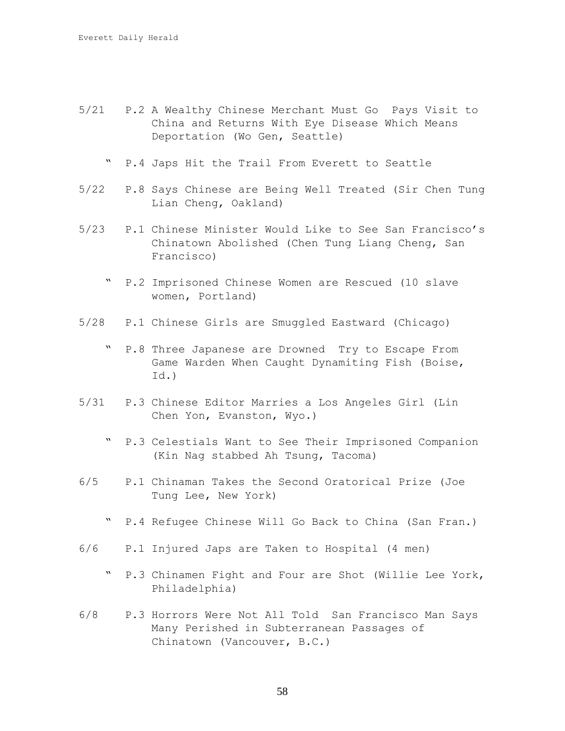5/21 P.2 A Wealthy Chinese Merchant Must Go Pays Visit to China and Returns With Eye Disease Which Means Deportation (Wo Gen, Seattle)

" P.4 Japs Hit the Trail From Everett to Seattle

5/22 P.8 Says Chinese are Being Well Treated (Sir Chen Tung Lian Cheng, Oakland)

5/23 P.1 Chinese Minister Would Like to See San Francisco's Chinatown Abolished (Chen Tung Liang Cheng, San Francisco)

" P.2 Imprisoned Chinese Women are Rescued (10 slave women, Portland)

5/28 P.1 Chinese Girls are Smuggled Eastward (Chicago)

" P.8 Three Japanese are Drowned Try to Escape From Game Warden When Caught Dynamiting Fish (Boise, Id.)

5/31 P.3 Chinese Editor Marries a Los Angeles Girl (Lin Chen Yon, Evanston, Wyo.)

" P.3 Celestials Want to See Their Imprisoned Companion (Kin Nag stabbed Ah Tsung, Tacoma)

6/5 P.1 Chinaman Takes the Second Oratorical Prize (Joe Tung Lee, New York)

" P.4 Refugee Chinese Will Go Back to China (San Fran.)

6/6 P.1 Injured Japs are Taken to Hospital (4 men)

" P.3 Chinamen Fight and Four are Shot (Willie Lee York, Philadelphia)

6/8 P.3 Horrors Were Not All Told San Francisco Man Says Many Perished in Subterranean Passages of Chinatown (Vancouver, B.C.)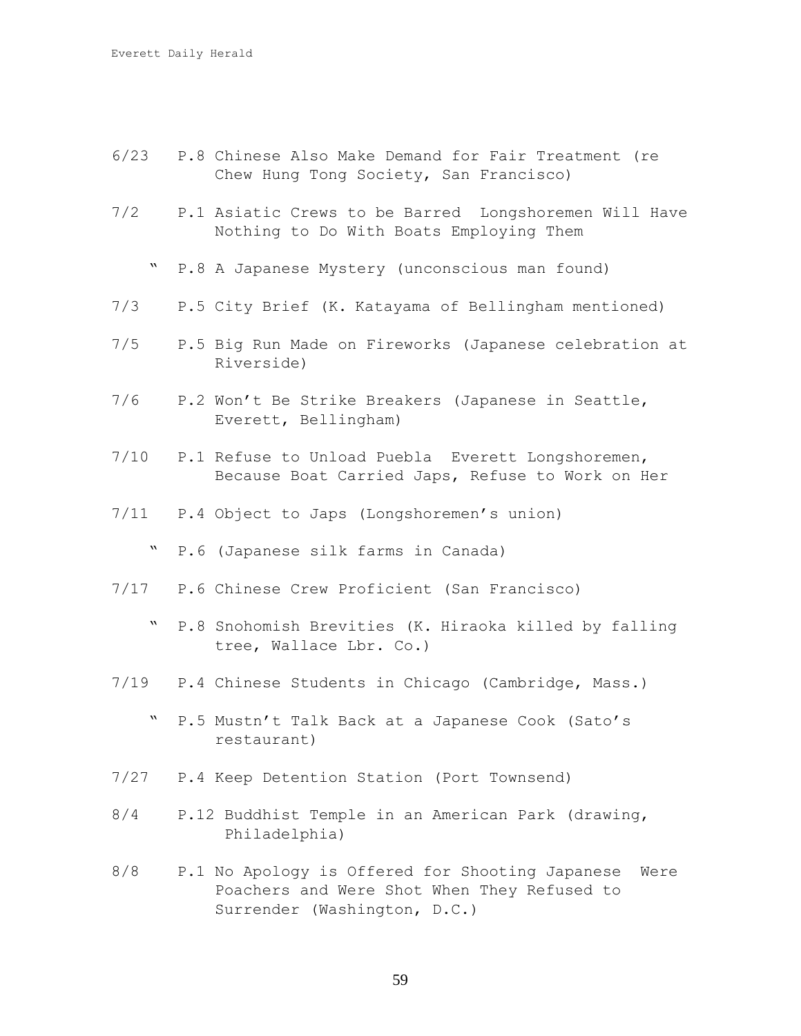6/23 P.8 Chinese Also Make Demand for Fair Treatment (re Chew Hung Tong Society, San Francisco)

7/2 P.1 Asiatic Crews to be Barred Longshoremen Will Have Nothing to Do With Boats Employing Them

" P.8 A Japanese Mystery (unconscious man found)

7/3 P.5 City Brief (K. Katayama of Bellingham mentioned)

7/5 P.5 Big Run Made on Fireworks (Japanese celebration at Riverside)

7/6 P.2 Won't Be Strike Breakers (Japanese in Seattle, Everett, Bellingham)

7/10 P.1 Refuse to Unload Puebla Everett Longshoremen, Because Boat Carried Japs, Refuse to Work on Her

7/11 P.4 Object to Japs (Longshoremen's union)

" P.6 (Japanese silk farms in Canada)

7/17 P.6 Chinese Crew Proficient (San Francisco)

" P.8 Snohomish Brevities (K. Hiraoka killed by falling tree, Wallace Lbr. Co.)

7/19 P.4 Chinese Students in Chicago (Cambridge, Mass.)

" P.5 Mustn't Talk Back at a Japanese Cook (Sato's restaurant)

7/27 P.4 Keep Detention Station (Port Townsend)

8/4 P.12 Buddhist Temple in an American Park (drawing, Philadelphia)

8/8 P.1 No Apology is Offered for Shooting Japanese Were Poachers and Were Shot When They Refused to Surrender (Washington, D.C.)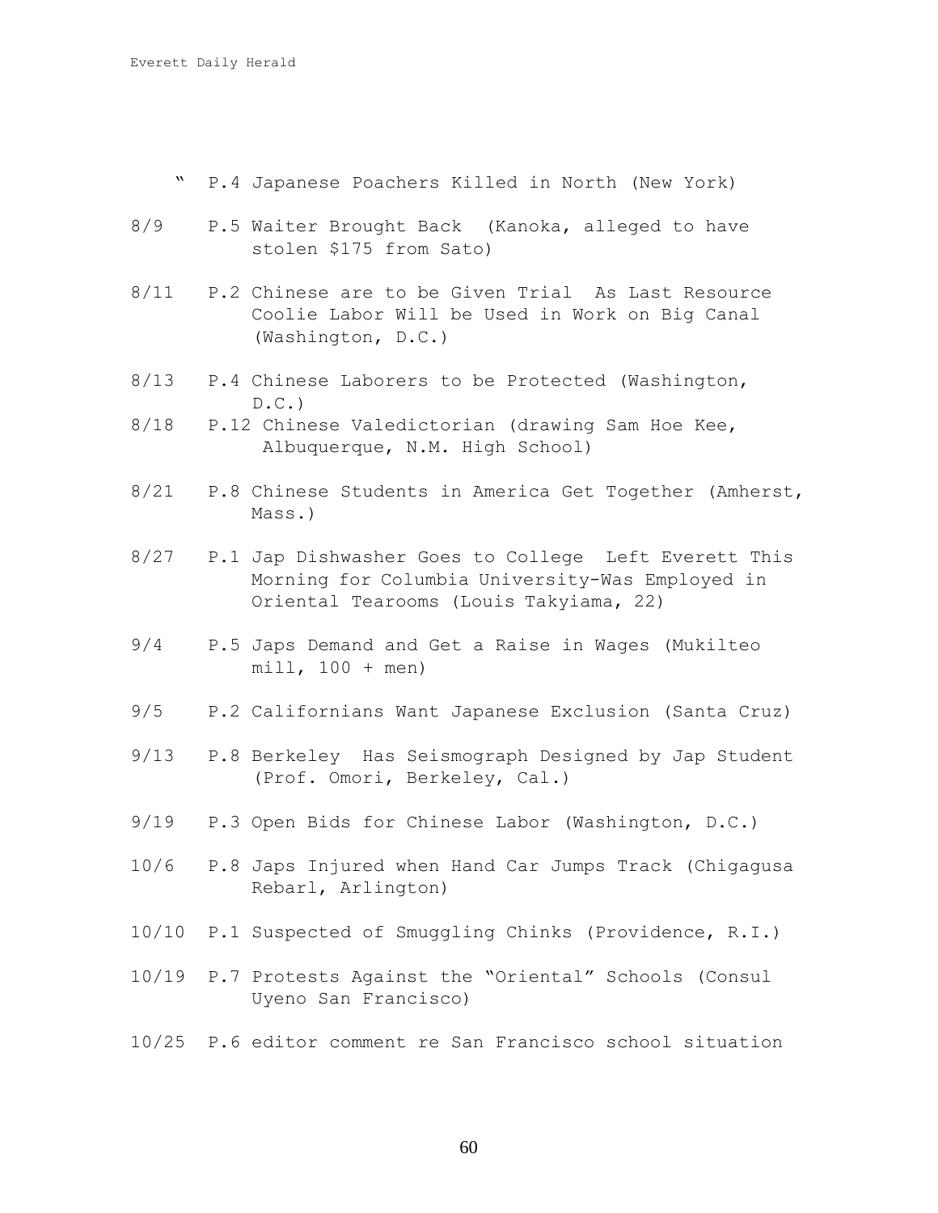" P.4 Japanese Poachers Killed in North (New York)

8/9 P.5 Waiter Brought Back (Kanoka, alleged to have stolen $175 from Sato)

8/11 P.2 Chinese are to be Given Trial As Last Resource Coolie Labor Will be Used in Work on Big Canal (Washington, D.C.)

8/13 P.4 Chinese Laborers to be Protected (Washington, D.C.)

8/18 P.12 Chinese Valedictorian (drawing Sam Hoe Kee, Albuquerque, N.M. High School)

8/21 P.8 Chinese Students in America Get Together (Amherst, Mass.)

8/27 P.1 Jap Dishwasher Goes to College Left Everett This Morning for Columbia University-Was Employed in Oriental Tearooms (Louis Takyiama, 22)

9/4 P.5 Japs Demand and Get a Raise in Wages (Mukilteo mill, 100 + men)

9/5 P.2 Californians Want Japanese Exclusion (Santa Cruz)

9/13 P.8 Berkeley Has Seismograph Designed by Jap Student (Prof. Omori, Berkeley, Cal.)

9/19 P.3 Open Bids for Chinese Labor (Washington, D.C.)

10/6 P.8 Japs Injured when Hand Car Jumps Track (Chigagusa Rebarl, Arlington)

10/10 P.1 Suspected of Smuggling Chinks (Providence, R.I.)

10/19 P.7 Protests Against the "Oriental" Schools (Consul Uyeno San Francisco)

10/25 P.6 editor comment re San Francisco school situation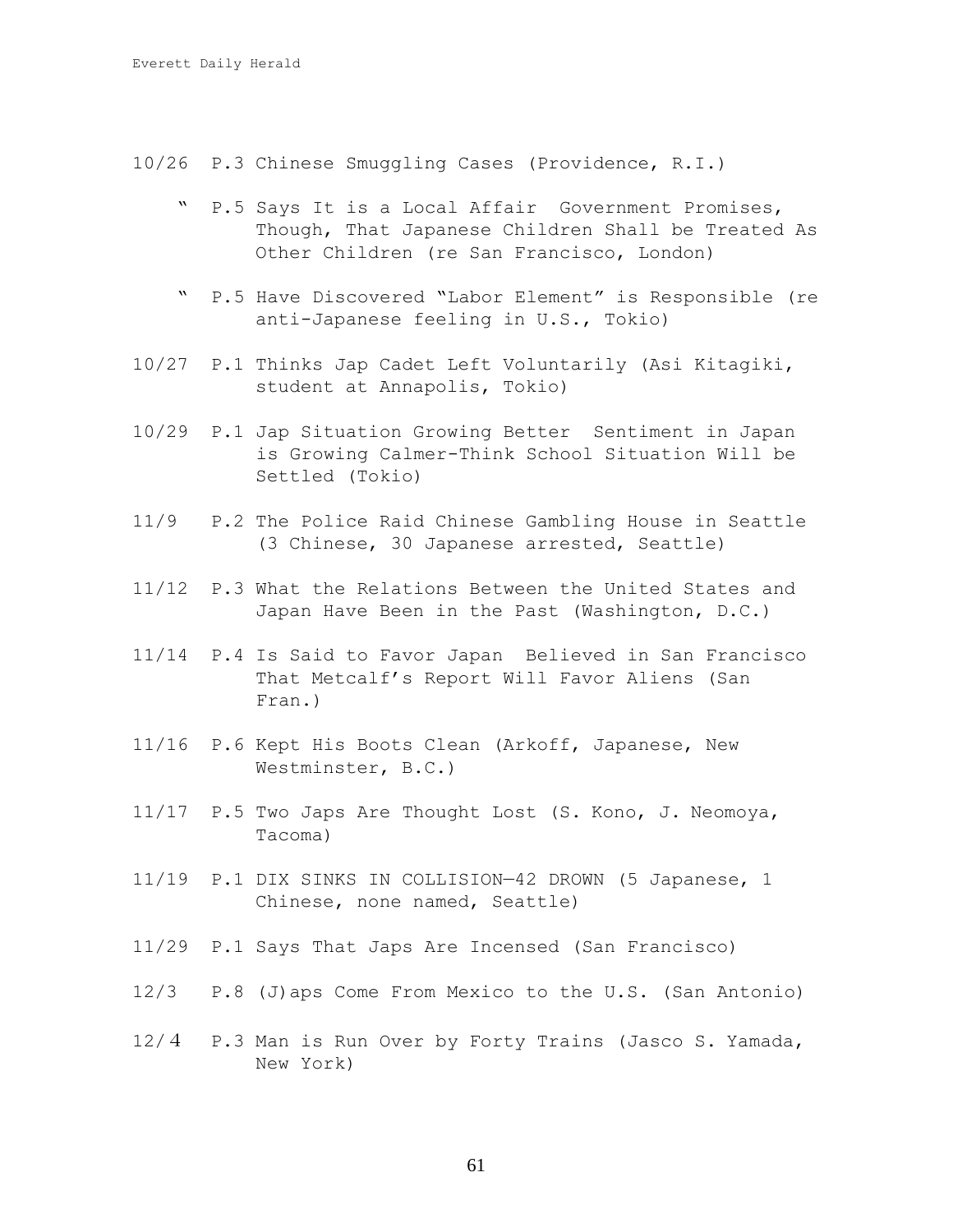10/26 P.3 Chinese Smuggling Cases (Providence, R.I.)

" P.5 Says It is a Local Affair Government Promises, Though, That Japanese Children Shall be Treated As Other Children (re San Francisco, London)

" P.5 Have Discovered "Labor Element" is Responsible (re anti-Japanese feeling in U.S., Tokio)

10/27 P.1 Thinks Jap Cadet Left Voluntarily (Asi Kitagiki, student at Annapolis, Tokio)

10/29 P.1 Jap Situation Growing Better Sentiment in Japan is Growing Calmer-Think School Situation Will be Settled (Tokio)

11/9 P.2 The Police Raid Chinese Gambling House in Seattle (3 Chinese, 30 Japanese arrested, Seattle)

11/12 P.3 What the Relations Between the United States and Japan Have Been in the Past (Washington, D.C.)

11/14 P.4 Is Said to Favor Japan Believed in San Francisco That Metcalf's Report Will Favor Aliens (San Fran.)

11/16 P.6 Kept His Boots Clean (Arkoff, Japanese, New Westminster, B.C.)

11/17 P.5 Two Japs Are Thought Lost (S. Kono, J. Neomoya, Tacoma)

11/19 P.1 DIX SINKS IN COLLISION—42 DROWN (5 Japanese, 1 Chinese, none named, Seattle)

11/29 P.1 Says That Japs Are Incensed (San Francisco)

12/3 P.8 (J)aps Come From Mexico to the U.S. (San Antonio)

12/4 P.3 Man is Run Over by Forty Trains (Jasco S. Yamada, New York)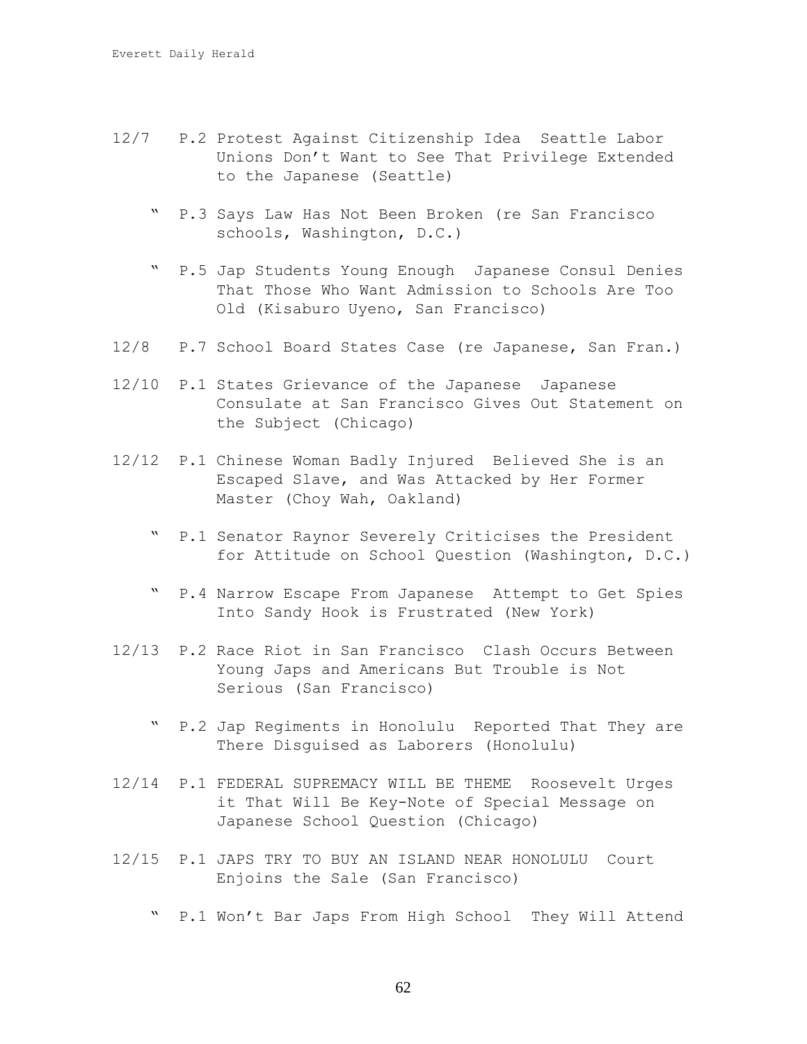12/7 P.2 Protest Against Citizenship Idea Seattle Labor Unions Don't Want to See That Privilege Extended to the Japanese (Seattle)

" P.3 Says Law Has Not Been Broken (re San Francisco schools, Washington, D.C.)

" P.5 Jap Students Young Enough Japanese Consul Denies That Those Who Want Admission to Schools Are Too Old (Kisaburo Uyeno, San Francisco)

12/8 P.7 School Board States Case (re Japanese, San Fran.)

12/10 P.1 States Grievance of the Japanese Japanese Consulate at San Francisco Gives Out Statement on the Subject (Chicago)

12/12 P.1 Chinese Woman Badly Injured Believed She is an Escaped Slave, and Was Attacked by Her Former Master (Choy Wah, Oakland)

" P.1 Senator Raynor Severely Criticises the President for Attitude on School Question (Washington, D.C.)

" P.4 Narrow Escape From Japanese Attempt to Get Spies Into Sandy Hook is Frustrated (New York)

12/13 P.2 Race Riot in San Francisco Clash Occurs Between Young Japs and Americans But Trouble is Not Serious (San Francisco)

" P.2 Jap Regiments in Honolulu Reported That They are There Disguised as Laborers (Honolulu)

12/14 P.1 FEDERAL SUPREMACY WILL BE THEME Roosevelt Urges it That Will Be Key-Note of Special Message on Japanese School Question (Chicago)

12/15 P.1 JAPS TRY TO BUY AN ISLAND NEAR HONOLULU Court Enjoins the Sale (San Francisco)

" P.1 Won't Bar Japs From High School They Will Attend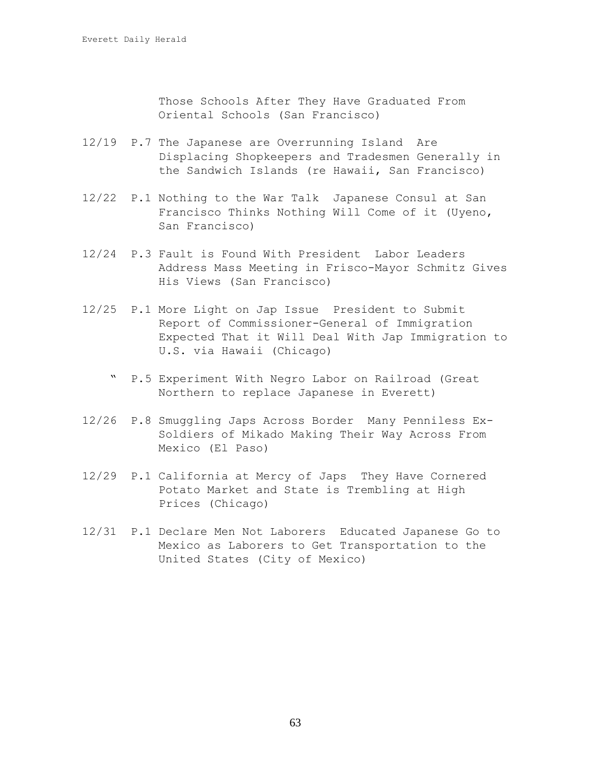Those Schools After They Have Graduated From Oriental Schools (San Francisco)

12/19 P.7 The Japanese are Overrunning Island Are Displacing Shopkeepers and Tradesmen Generally in the Sandwich Islands (re Hawaii, San Francisco)

12/22 P.1 Nothing to the War Talk Japanese Consul at San Francisco Thinks Nothing Will Come of it (Uyeno, San Francisco)

12/24 P.3 Fault is Found With President Labor Leaders Address Mass Meeting in Frisco-Mayor Schmitz Gives His Views (San Francisco)

12/25 P.1 More Light on Jap Issue President to Submit Report of Commissioner-General of Immigration Expected That it Will Deal With Jap Immigration to U.S. via Hawaii (Chicago)

" P.5 Experiment With Negro Labor on Railroad (Great Northern to replace Japanese in Everett)

12/26 P.8 Smuggling Japs Across Border Many Penniless Ex-Soldiers of Mikado Making Their Way Across From Mexico (El Paso)

12/29 P.1 California at Mercy of Japs They Have Cornered Potato Market and State is Trembling at High Prices (Chicago)

12/31 P.1 Declare Men Not Laborers Educated Japanese Go to Mexico as Laborers to Get Transportation to the United States (City of Mexico)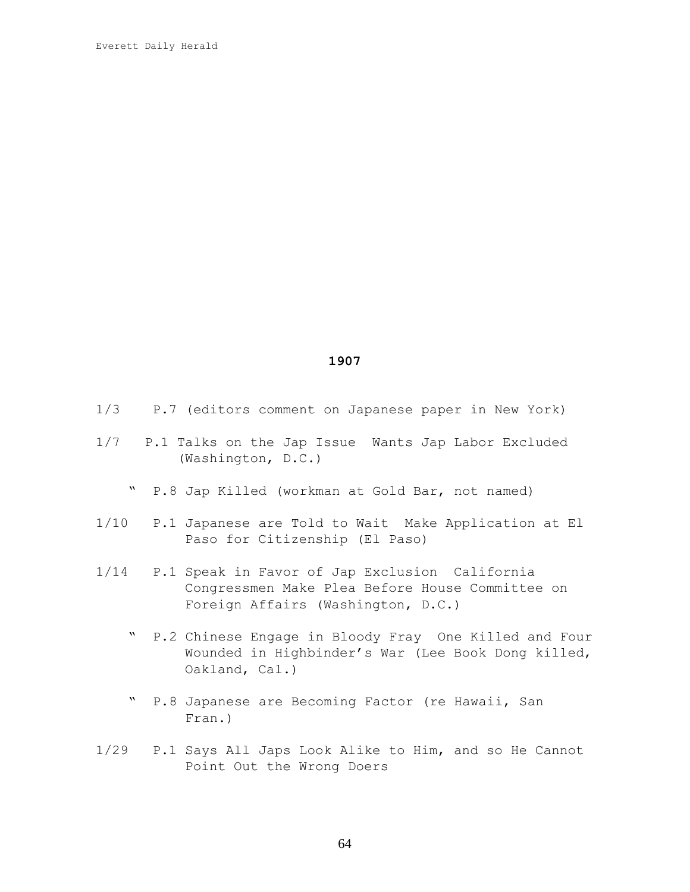## 1907

1/3 P.7 (editors comment on Japanese paper in New York)

1/7 P.1 Talks on the Jap Issue Wants Jap Labor Excluded (Washington, D.C.)

" P.8 Jap Killed (workman at Gold Bar, not named)

1/10 P.1 Japanese are Told to Wait Make Application at El Paso for Citizenship (El Paso)

1/14 P.1 Speak in Favor of Jap Exclusion California Congressmen Make Plea Before House Committee on Foreign Affairs (Washington, D.C.)

" P.2 Chinese Engage in Bloody Fray One Killed and Four Wounded in Highbinder's War (Lee Book Dong killed, Oakland, Cal.)

" P.8 Japanese are Becoming Factor (re Hawaii, San Fran.)

1/29 P.1 Says All Japs Look Alike to Him, and so He Cannot Point Out the Wrong Doers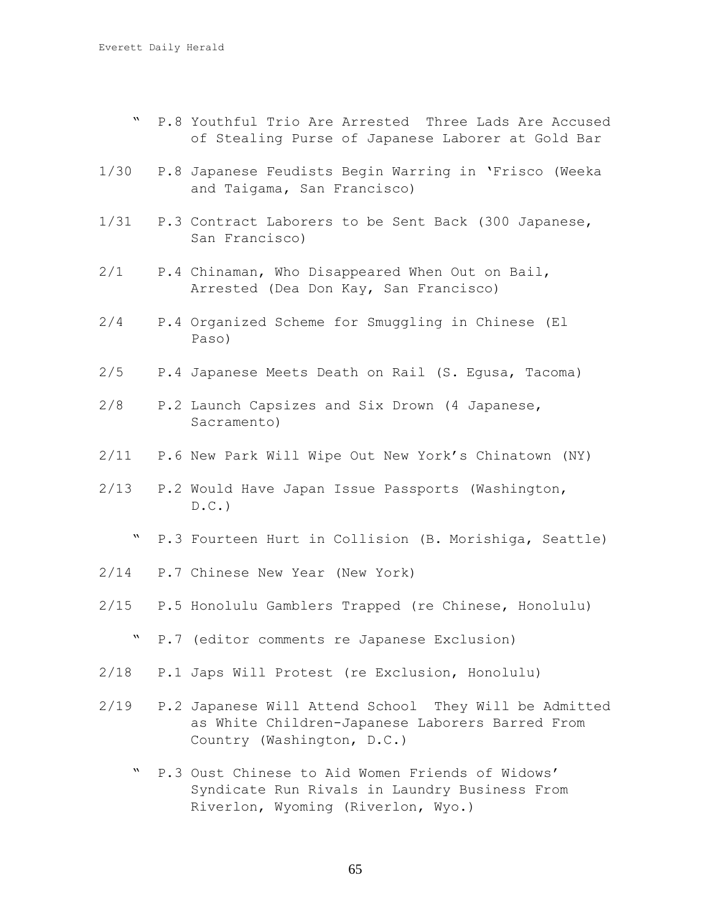" P.8 Youthful Trio Are Arrested Three Lads Are Accused of Stealing Purse of Japanese Laborer at Gold Bar

1/30 P.8 Japanese Feudists Begin Warring in 'Frisco (Weeka and Taigama, San Francisco)

1/31 P.3 Contract Laborers to be Sent Back (300 Japanese, San Francisco)

2/1 P.4 Chinaman, Who Disappeared When Out on Bail, Arrested (Dea Don Kay, San Francisco)

2/4 P.4 Organized Scheme for Smuggling in Chinese (El Paso)

2/5 P.4 Japanese Meets Death on Rail (S. Egusa, Tacoma)

2/8 P.2 Launch Capsizes and Six Drown (4 Japanese, Sacramento)

2/11 P.6 New Park Will Wipe Out New York's Chinatown (NY)

2/13 P.2 Would Have Japan Issue Passports (Washington, D.C.)

" P.3 Fourteen Hurt in Collision (B. Morishiga, Seattle)

2/14 P.7 Chinese New Year (New York)

2/15 P.5 Honolulu Gamblers Trapped (re Chinese, Honolulu)

" P.7 (editor comments re Japanese Exclusion)

2/18 P.1 Japs Will Protest (re Exclusion, Honolulu)

2/19 P.2 Japanese Will Attend School They Will be Admitted as White Children-Japanese Laborers Barred From Country (Washington, D.C.)

" P.3 Oust Chinese to Aid Women Friends of Widows' Syndicate Run Rivals in Laundry Business From Riverlon, Wyoming (Riverlon, Wyo.)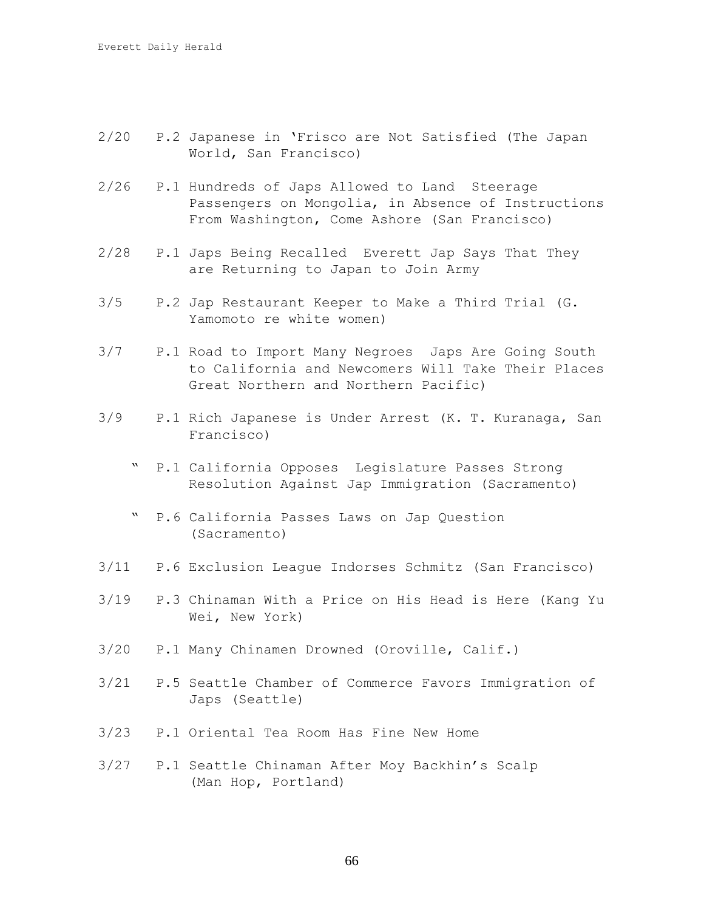2/20 P.2 Japanese in 'Frisco are Not Satisfied (The Japan World, San Francisco)

2/26 P.1 Hundreds of Japs Allowed to Land Steerage Passengers on Mongolia, in Absence of Instructions From Washington, Come Ashore (San Francisco)

2/28 P.1 Japs Being Recalled Everett Jap Says That They are Returning to Japan to Join Army

3/5 P.2 Jap Restaurant Keeper to Make a Third Trial (G. Yamomoto re white women)

3/7 P.1 Road to Import Many Negroes Japs Are Going South to California and Newcomers Will Take Their Places Great Northern and Northern Pacific)

3/9 P.1 Rich Japanese is Under Arrest (K. T. Kuranaga, San Francisco)

" P.1 California Opposes Legislature Passes Strong Resolution Against Jap Immigration (Sacramento)

" P.6 California Passes Laws on Jap Question (Sacramento)

3/11 P.6 Exclusion League Indorses Schmitz (San Francisco)

3/19 P.3 Chinaman With a Price on His Head is Here (Kang Yu Wei, New York)

3/20 P.1 Many Chinamen Drowned (Oroville, Calif.)

3/21 P.5 Seattle Chamber of Commerce Favors Immigration of Japs (Seattle)

3/23 P.1 Oriental Tea Room Has Fine New Home

3/27 P.1 Seattle Chinaman After Moy Backhin's Scalp (Man Hop, Portland)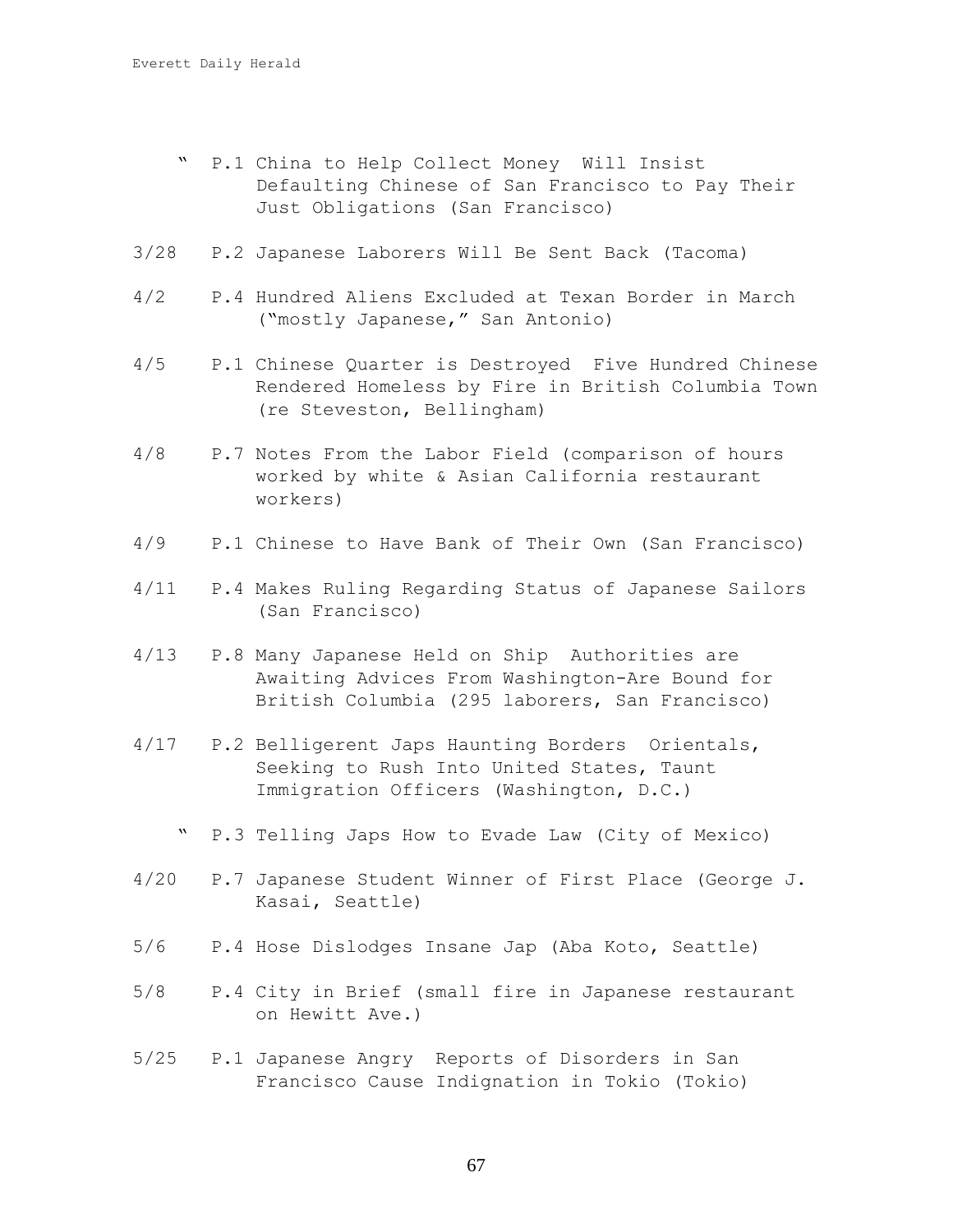" P.1 China to Help Collect Money Will Insist Defaulting Chinese of San Francisco to Pay Their Just Obligations (San Francisco)

3/28 P.2 Japanese Laborers Will Be Sent Back (Tacoma)

4/2 P.4 Hundred Aliens Excluded at Texan Border in March ("mostly Japanese," San Antonio)

4/5 P.1 Chinese Quarter is Destroyed Five Hundred Chinese Rendered Homeless by Fire in British Columbia Town (re Steveston, Bellingham)

4/8 P.7 Notes From the Labor Field (comparison of hours worked by white & Asian California restaurant workers)

4/9 P.1 Chinese to Have Bank of Their Own (San Francisco)

4/11 P.4 Makes Ruling Regarding Status of Japanese Sailors (San Francisco)

4/13 P.8 Many Japanese Held on Ship Authorities are Awaiting Advices From Washington-Are Bound for British Columbia (295 laborers, San Francisco)

4/17 P.2 Belligerent Japs Haunting Borders Orientals, Seeking to Rush Into United States, Taunt Immigration Officers (Washington, D.C.)

" P.3 Telling Japs How to Evade Law (City of Mexico)

4/20 P.7 Japanese Student Winner of First Place (George J. Kasai, Seattle)

5/6 P.4 Hose Dislodges Insane Jap (Aba Koto, Seattle)

5/8 P.4 City in Brief (small fire in Japanese restaurant on Hewitt Ave.)

5/25 P.1 Japanese Angry Reports of Disorders in San Francisco Cause Indignation in Tokio (Tokio)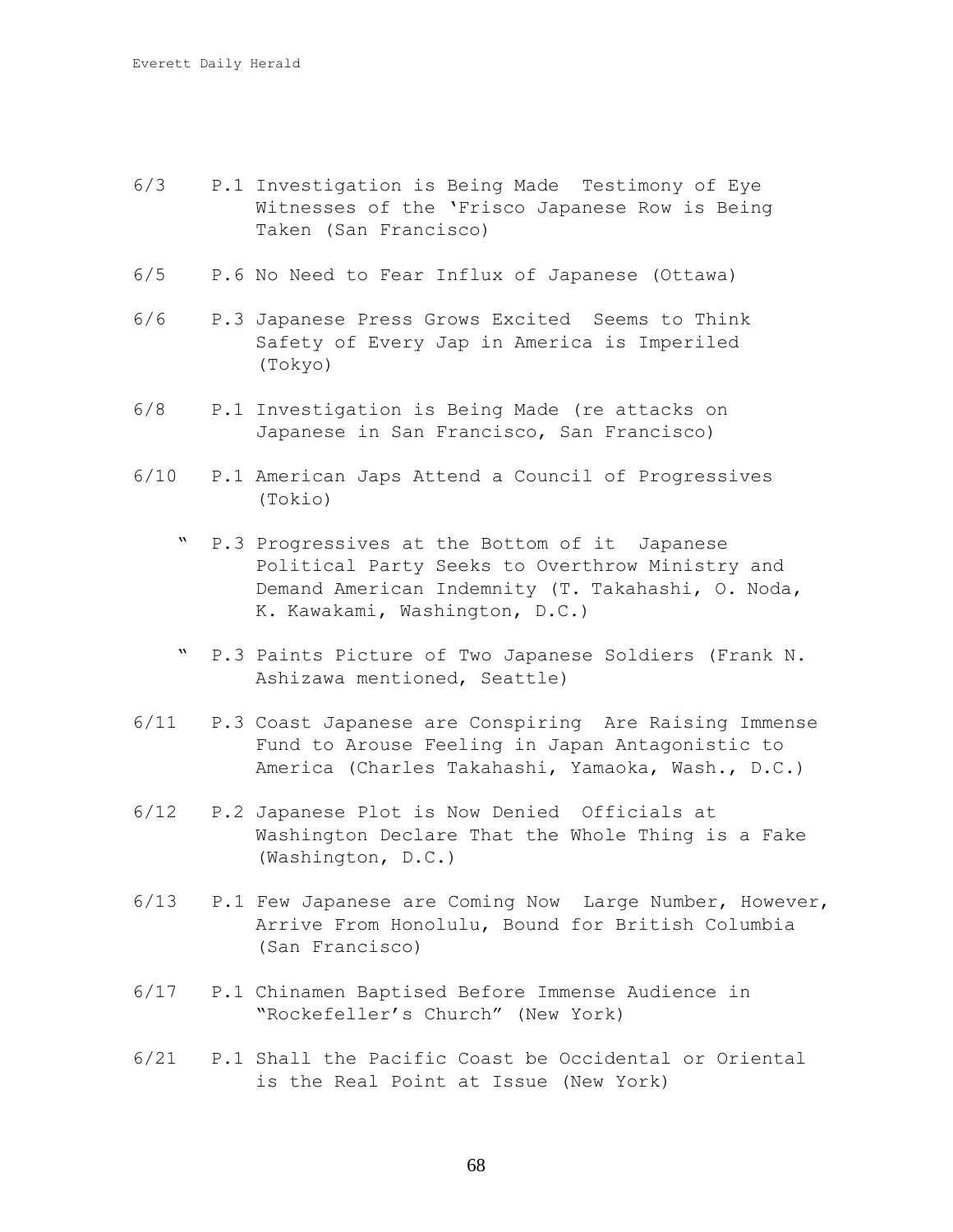6/3 P.1 Investigation is Being Made  Testimony of Eye Witnesses of the 'Frisco Japanese Row is Being Taken (San Francisco)

6/5 P.6 No Need to Fear Influx of Japanese (Ottawa)

6/6 P.3 Japanese Press Grows Excited  Seems to Think Safety of Every Jap in America is Imperiled (Tokyo)

6/8 P.1 Investigation is Being Made (re attacks on Japanese in San Francisco, San Francisco)

6/10 P.1 American Japs Attend a Council of Progressives (Tokio)

" P.3 Progressives at the Bottom of it  Japanese Political Party Seeks to Overthrow Ministry and Demand American Indemnity (T. Takahashi, O. Noda, K. Kawakami, Washington, D.C.)

" P.3 Paints Picture of Two Japanese Soldiers (Frank N. Ashizawa mentioned, Seattle)

6/11 P.3 Coast Japanese are Conspiring  Are Raising Immense Fund to Arouse Feeling in Japan Antagonistic to America (Charles Takahashi, Yamaoka, Wash., D.C.)

6/12 P.2 Japanese Plot is Now Denied  Officials at Washington Declare That the Whole Thing is a Fake (Washington, D.C.)

6/13 P.1 Few Japanese are Coming Now  Large Number, However, Arrive From Honolulu, Bound for British Columbia (San Francisco)

6/17 P.1 Chinamen Baptised Before Immense Audience in "Rockefeller's Church" (New York)

6/21 P.1 Shall the Pacific Coast be Occidental or Oriental is the Real Point at Issue (New York)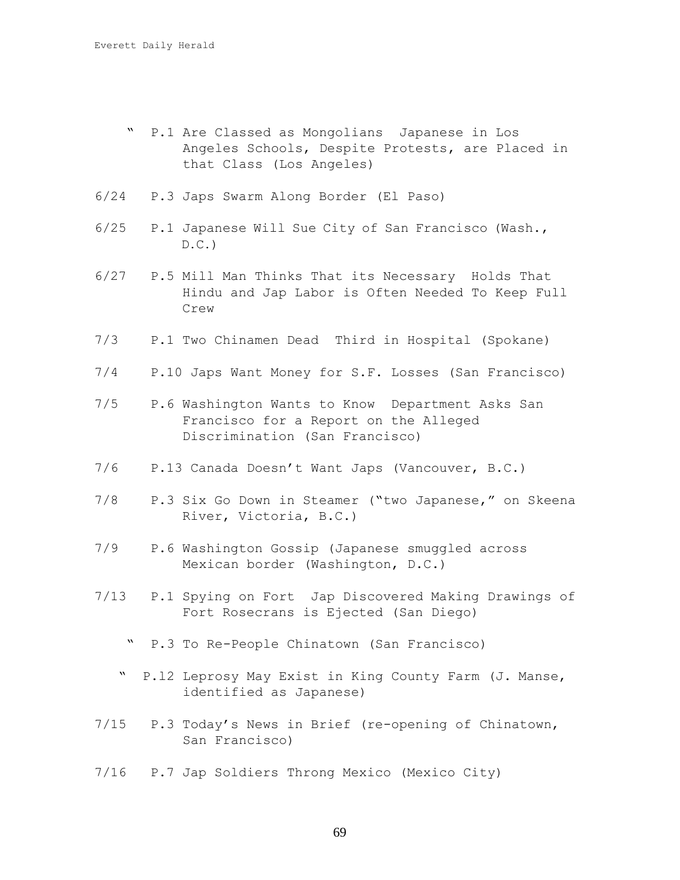" P.1 Are Classed as Mongolians  Japanese in Los Angeles Schools, Despite Protests, are Placed in that Class (Los Angeles)

6/24 P.3 Japs Swarm Along Border (El Paso)

6/25 P.1 Japanese Will Sue City of San Francisco (Wash., D.C.)

6/27 P.5 Mill Man Thinks That its Necessary  Holds That Hindu and Jap Labor is Often Needed To Keep Full Crew

7/3 P.1 Two Chinamen Dead  Third in Hospital (Spokane)

7/4 P.10 Japs Want Money for S.F. Losses (San Francisco)

7/5 P.6 Washington Wants to Know  Department Asks San Francisco for a Report on the Alleged Discrimination (San Francisco)

7/6 P.13 Canada Doesn't Want Japs (Vancouver, B.C.)

7/8 P.3 Six Go Down in Steamer ("two Japanese," on Skeena River, Victoria, B.C.)

7/9 P.6 Washington Gossip (Japanese smuggled across Mexican border (Washington, D.C.)

7/13 P.1 Spying on Fort  Jap Discovered Making Drawings of Fort Rosecrans is Ejected (San Diego)

" P.3 To Re-People Chinatown (San Francisco)

" P.12 Leprosy May Exist in King County Farm (J. Manse, identified as Japanese)

7/15 P.3 Today's News in Brief (re-opening of Chinatown, San Francisco)

7/16 P.7 Jap Soldiers Throng Mexico (Mexico City)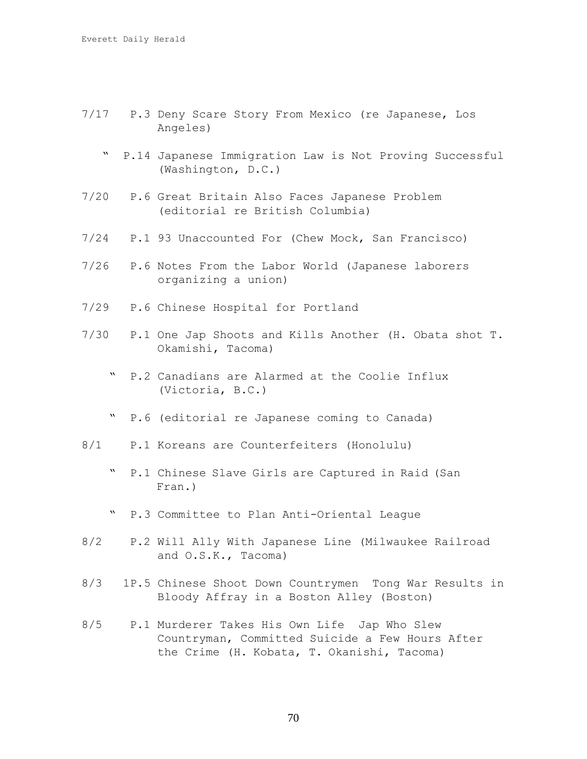7/17 P.3 Deny Scare Story From Mexico (re Japanese, Los Angeles)

" P.14 Japanese Immigration Law is Not Proving Successful (Washington, D.C.)

7/20 P.6 Great Britain Also Faces Japanese Problem (editorial re British Columbia)

7/24 P.1 93 Unaccounted For (Chew Mock, San Francisco)

7/26 P.6 Notes From the Labor World (Japanese laborers organizing a union)

7/29 P.6 Chinese Hospital for Portland

7/30 P.1 One Jap Shoots and Kills Another (H. Obata shot T. Okamishi, Tacoma)

" P.2 Canadians are Alarmed at the Coolie Influx (Victoria, B.C.)

" P.6 (editorial re Japanese coming to Canada)

8/1 P.1 Koreans are Counterfeiters (Honolulu)

" P.1 Chinese Slave Girls are Captured in Raid (San Fran.)

" P.3 Committee to Plan Anti-Oriental League

8/2 P.2 Will Ally With Japanese Line (Milwaukee Railroad and O.S.K., Tacoma)

8/3 1P.5 Chinese Shoot Down Countrymen Tong War Results in Bloody Affray in a Boston Alley (Boston)

8/5 P.1 Murderer Takes His Own Life Jap Who Slew Countryman, Committed Suicide a Few Hours After the Crime (H. Kobata, T. Okanishi, Tacoma)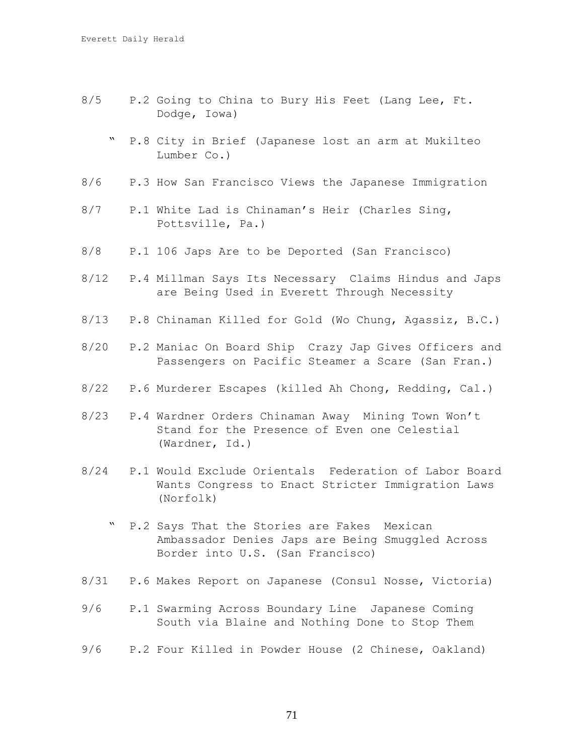8/5 P.2 Going to China to Bury His Feet (Lang Lee, Ft. Dodge, Iowa)

" P.8 City in Brief (Japanese lost an arm at Mukilteo Lumber Co.)

8/6 P.3 How San Francisco Views the Japanese Immigration

8/7 P.1 White Lad is Chinaman's Heir (Charles Sing, Pottsville, Pa.)

8/8 P.1 106 Japs Are to be Deported (San Francisco)

8/12 P.4 Millman Says Its Necessary Claims Hindus and Japs are Being Used in Everett Through Necessity

8/13 P.8 Chinaman Killed for Gold (Wo Chung, Agassiz, B.C.)

8/20 P.2 Maniac On Board Ship Crazy Jap Gives Officers and Passengers on Pacific Steamer a Scare (San Fran.)

8/22 P.6 Murderer Escapes (killed Ah Chong, Redding, Cal.)

8/23 P.4 Wardner Orders Chinaman Away Mining Town Won't Stand for the Presence of Even one Celestial (Wardner, Id.)

8/24 P.1 Would Exclude Orientals Federation of Labor Board Wants Congress to Enact Stricter Immigration Laws (Norfolk)

" P.2 Says That the Stories are Fakes Mexican Ambassador Denies Japs are Being Smuggled Across Border into U.S. (San Francisco)

8/31 P.6 Makes Report on Japanese (Consul Nosse, Victoria)

9/6 P.1 Swarming Across Boundary Line Japanese Coming South via Blaine and Nothing Done to Stop Them

9/6 P.2 Four Killed in Powder House (2 Chinese, Oakland)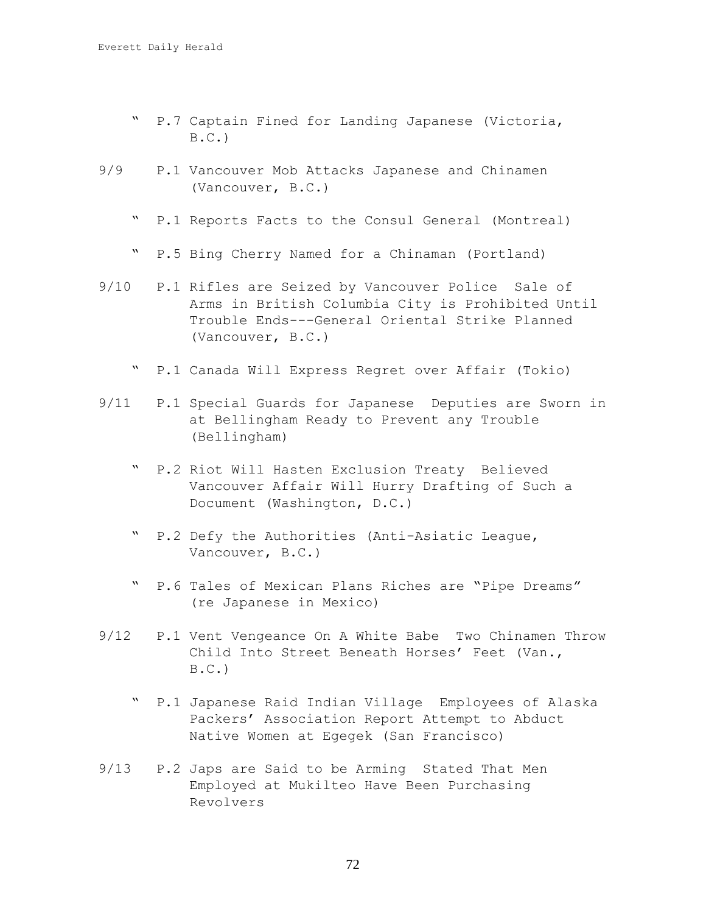" P.7 Captain Fined for Landing Japanese (Victoria, B.C.)

9/9 P.1 Vancouver Mob Attacks Japanese and Chinamen (Vancouver, B.C.)

" P.1 Reports Facts to the Consul General (Montreal)

" P.5 Bing Cherry Named for a Chinaman (Portland)

9/10 P.1 Rifles are Seized by Vancouver Police Sale of Arms in British Columbia City is Prohibited Until Trouble Ends---General Oriental Strike Planned (Vancouver, B.C.)

" P.1 Canada Will Express Regret over Affair (Tokio)

9/11 P.1 Special Guards for Japanese Deputies are Sworn in at Bellingham Ready to Prevent any Trouble (Bellingham)

" P.2 Riot Will Hasten Exclusion Treaty Believed Vancouver Affair Will Hurry Drafting of Such a Document (Washington, D.C.)

" P.2 Defy the Authorities (Anti-Asiatic League, Vancouver, B.C.)

" P.6 Tales of Mexican Plans Riches are "Pipe Dreams" (re Japanese in Mexico)

9/12 P.1 Vent Vengeance On A White Babe Two Chinamen Throw Child Into Street Beneath Horses' Feet (Van., B.C.)

" P.1 Japanese Raid Indian Village Employees of Alaska Packers' Association Report Attempt to Abduct Native Women at Egegek (San Francisco)

9/13 P.2 Japs are Said to be Arming Stated That Men Employed at Mukilteo Have Been Purchasing Revolvers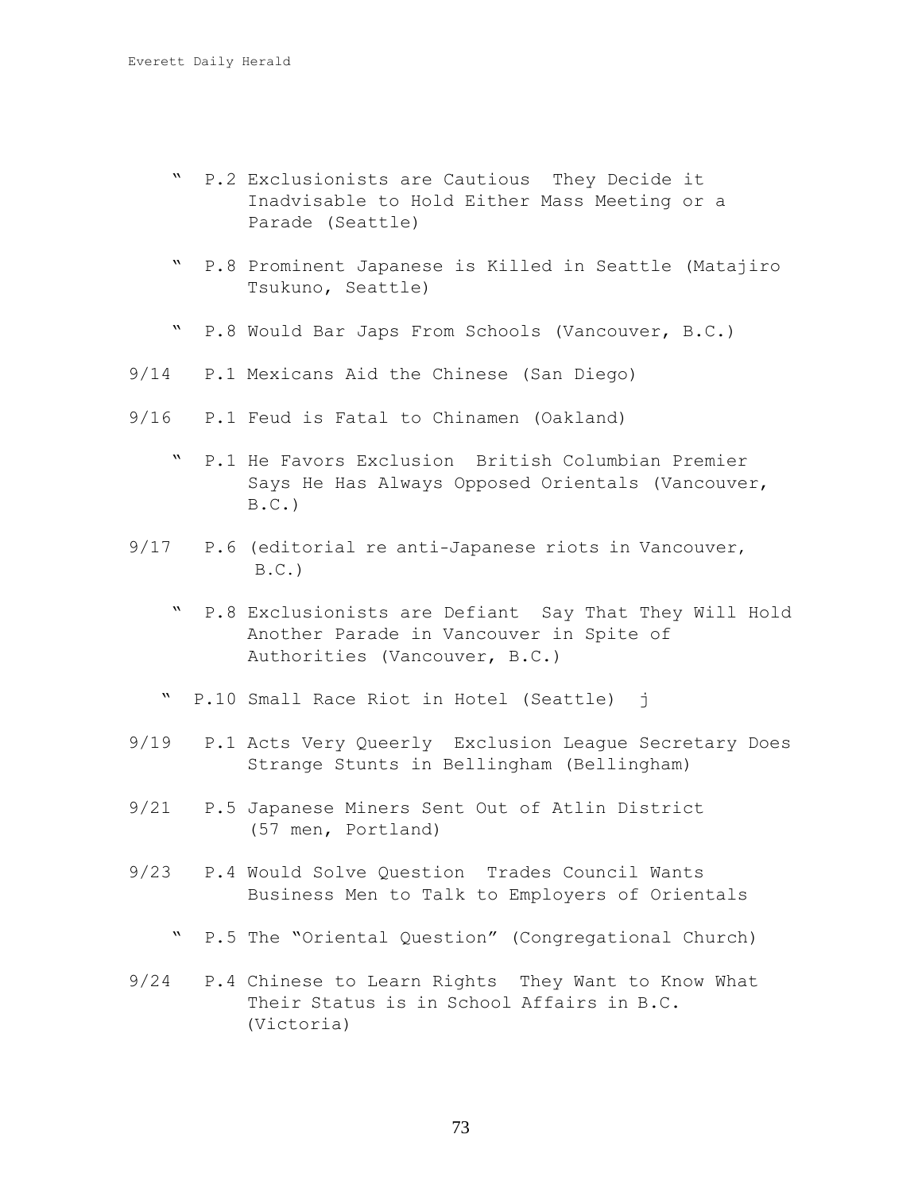" P.2 Exclusionists are Cautious  They Decide it Inadvisable to Hold Either Mass Meeting or a Parade (Seattle)

" P.8 Prominent Japanese is Killed in Seattle (Matajiro Tsukuno, Seattle)

" P.8 Would Bar Japs From Schools (Vancouver, B.C.)

9/14 P.1 Mexicans Aid the Chinese (San Diego)

9/16 P.1 Feud is Fatal to Chinamen (Oakland)

" P.1 He Favors Exclusion  British Columbian Premier Says He Has Always Opposed Orientals (Vancouver, B.C.)

9/17 P.6 (editorial re anti-Japanese riots in Vancouver, B.C.)

" P.8 Exclusionists are Defiant  Say That They Will Hold Another Parade in Vancouver in Spite of Authorities (Vancouver, B.C.)

" P.10 Small Race Riot in Hotel (Seattle)  j

9/19 P.1 Acts Very Queerly  Exclusion League Secretary Does Strange Stunts in Bellingham (Bellingham)

9/21 P.5 Japanese Miners Sent Out of Atlin District (57 men, Portland)

9/23 P.4 Would Solve Question  Trades Council Wants Business Men to Talk to Employers of Orientals

" P.5 The "Oriental Question" (Congregational Church)

9/24 P.4 Chinese to Learn Rights  They Want to Know What Their Status is in School Affairs in B.C. (Victoria)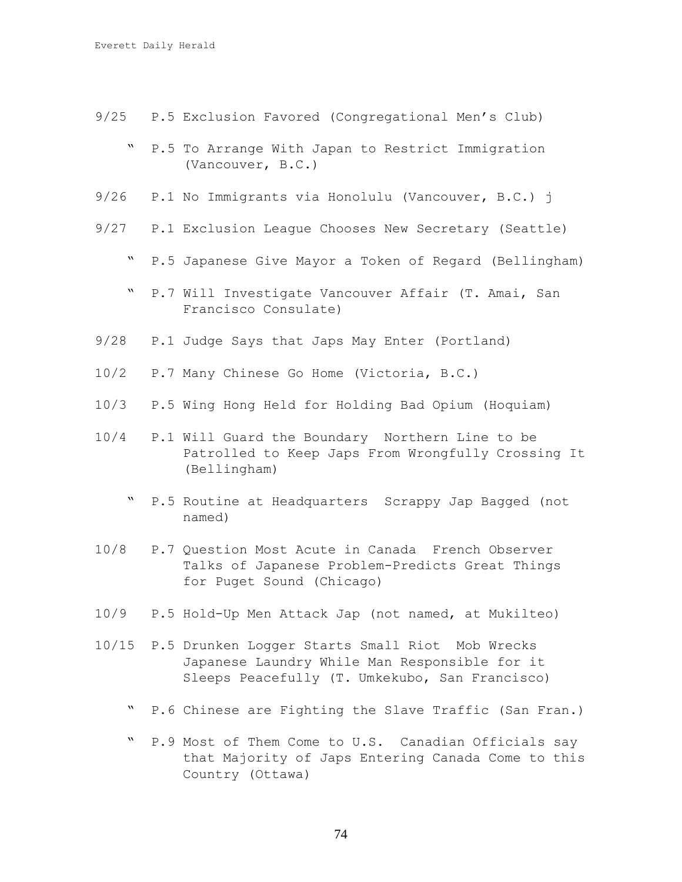9/25 P.5 Exclusion Favored (Congregational Men's Club)

" P.5 To Arrange With Japan to Restrict Immigration (Vancouver, B.C.)

9/26 P.1 No Immigrants via Honolulu (Vancouver, B.C.) j

9/27 P.1 Exclusion League Chooses New Secretary (Seattle)

" P.5 Japanese Give Mayor a Token of Regard (Bellingham)

" P.7 Will Investigate Vancouver Affair (T. Amai, San Francisco Consulate)

9/28 P.1 Judge Says that Japs May Enter (Portland)

10/2 P.7 Many Chinese Go Home (Victoria, B.C.)

10/3 P.5 Wing Hong Held for Holding Bad Opium (Hoquiam)

10/4 P.1 Will Guard the Boundary Northern Line to be Patrolled to Keep Japs From Wrongfully Crossing It (Bellingham)

" P.5 Routine at Headquarters Scrappy Jap Bagged (not named)

10/8 P.7 Question Most Acute in Canada French Observer Talks of Japanese Problem-Predicts Great Things for Puget Sound (Chicago)

10/9 P.5 Hold-Up Men Attack Jap (not named, at Mukilteo)

10/15 P.5 Drunken Logger Starts Small Riot Mob Wrecks Japanese Laundry While Man Responsible for it Sleeps Peacefully (T. Umkekubo, San Francisco)

" P.6 Chinese are Fighting the Slave Traffic (San Fran.)

" P.9 Most of Them Come to U.S. Canadian Officials say that Majority of Japs Entering Canada Come to this Country (Ottawa)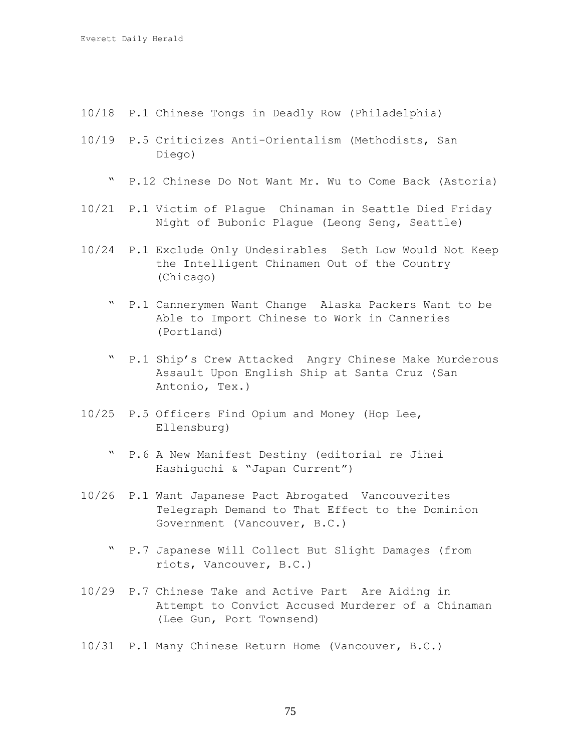10/18 P.1 Chinese Tongs in Deadly Row (Philadelphia)

10/19 P.5 Criticizes Anti-Orientalism (Methodists, San Diego)

" P.12 Chinese Do Not Want Mr. Wu to Come Back (Astoria)

10/21 P.1 Victim of Plague Chinaman in Seattle Died Friday Night of Bubonic Plague (Leong Seng, Seattle)

10/24 P.1 Exclude Only Undesirables Seth Low Would Not Keep the Intelligent Chinamen Out of the Country (Chicago)

" P.1 Cannerymen Want Change Alaska Packers Want to be Able to Import Chinese to Work in Canneries (Portland)

" P.1 Ship's Crew Attacked Angry Chinese Make Murderous Assault Upon English Ship at Santa Cruz (San Antonio, Tex.)

10/25 P.5 Officers Find Opium and Money (Hop Lee, Ellensburg)

" P.6 A New Manifest Destiny (editorial re Jihei Hashiguchi & "Japan Current")

10/26 P.1 Want Japanese Pact Abrogated Vancouverites Telegraph Demand to That Effect to the Dominion Government (Vancouver, B.C.)

" P.7 Japanese Will Collect But Slight Damages (from riots, Vancouver, B.C.)

10/29 P.7 Chinese Take and Active Part Are Aiding in Attempt to Convict Accused Murderer of a Chinaman (Lee Gun, Port Townsend)

10/31 P.1 Many Chinese Return Home (Vancouver, B.C.)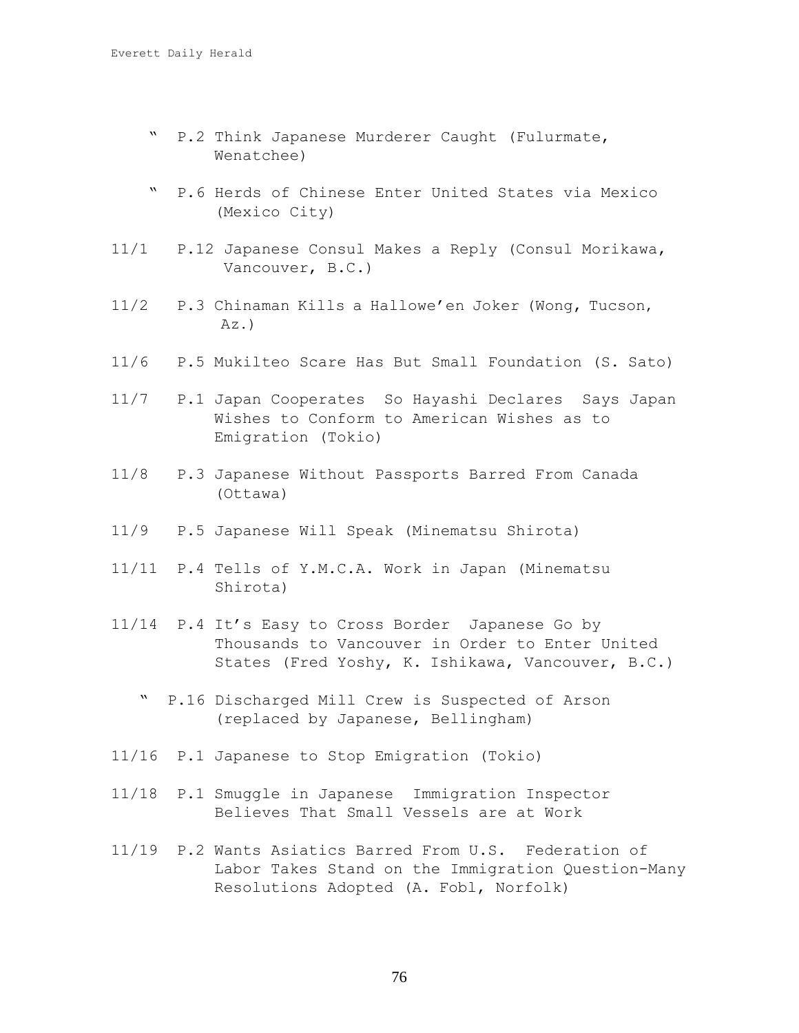" P.2 Think Japanese Murderer Caught (Fulurmate, Wenatchee)

" P.6 Herds of Chinese Enter United States via Mexico (Mexico City)

11/1 P.12 Japanese Consul Makes a Reply (Consul Morikawa, Vancouver, B.C.)

11/2 P.3 Chinaman Kills a Hallowe'en Joker (Wong, Tucson, Az.)

11/6 P.5 Mukilteo Scare Has But Small Foundation (S. Sato)

11/7 P.1 Japan Cooperates So Hayashi Declares Says Japan Wishes to Conform to American Wishes as to Emigration (Tokio)

11/8 P.3 Japanese Without Passports Barred From Canada (Ottawa)

11/9 P.5 Japanese Will Speak (Minematsu Shirota)

11/11 P.4 Tells of Y.M.C.A. Work in Japan (Minematsu Shirota)

11/14 P.4 It's Easy to Cross Border Japanese Go by Thousands to Vancouver in Order to Enter United States (Fred Yoshy, K. Ishikawa, Vancouver, B.C.)

" P.16 Discharged Mill Crew is Suspected of Arson (replaced by Japanese, Bellingham)

11/16 P.1 Japanese to Stop Emigration (Tokio)

11/18 P.1 Smuggle in Japanese Immigration Inspector Believes That Small Vessels are at Work

11/19 P.2 Wants Asiatics Barred From U.S. Federation of Labor Takes Stand on the Immigration Question-Many Resolutions Adopted (A. Fobl, Norfolk)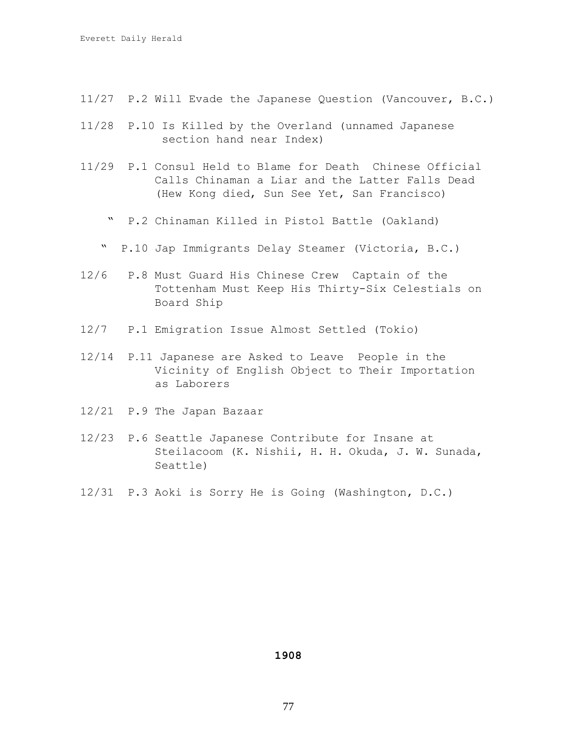11/27 P.2 Will Evade the Japanese Question (Vancouver, B.C.)

11/28 P.10 Is Killed by the Overland (unnamed Japanese section hand near Index)

11/29 P.1 Consul Held to Blame for Death Chinese Official Calls Chinaman a Liar and the Latter Falls Dead (Hew Kong died, Sun See Yet, San Francisco)

" P.2 Chinaman Killed in Pistol Battle (Oakland)

" P.10 Jap Immigrants Delay Steamer (Victoria, B.C.)

12/6 P.8 Must Guard His Chinese Crew Captain of the Tottenham Must Keep His Thirty-Six Celestials on Board Ship

12/7 P.1 Emigration Issue Almost Settled (Tokio)

12/14 P.11 Japanese are Asked to Leave People in the Vicinity of English Object to Their Importation as Laborers

12/21 P.9 The Japan Bazaar

12/23 P.6 Seattle Japanese Contribute for Insane at Steilacoom (K. Nishii, H. H. Okuda, J. W. Sunada, Seattle)

12/31 P.3 Aoki is Sorry He is Going (Washington, D.C.)

**1908**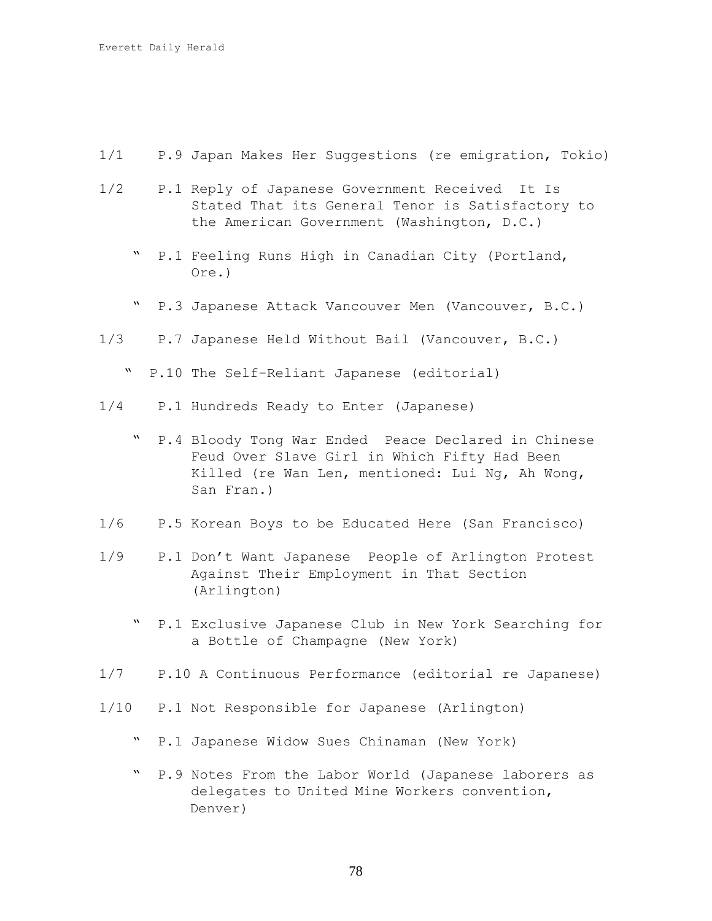1/1 P.9 Japan Makes Her Suggestions (re emigration, Tokio)

1/2 P.1 Reply of Japanese Government Received It Is Stated That its General Tenor is Satisfactory to the American Government (Washington, D.C.)

" P.1 Feeling Runs High in Canadian City (Portland, Ore.)

" P.3 Japanese Attack Vancouver Men (Vancouver, B.C.)

1/3 P.7 Japanese Held Without Bail (Vancouver, B.C.)

" P.10 The Self-Reliant Japanese (editorial)

1/4 P.1 Hundreds Ready to Enter (Japanese)

" P.4 Bloody Tong War Ended Peace Declared in Chinese Feud Over Slave Girl in Which Fifty Had Been Killed (re Wan Len, mentioned: Lui Ng, Ah Wong, San Fran.)

1/6 P.5 Korean Boys to be Educated Here (San Francisco)

1/9 P.1 Don't Want Japanese People of Arlington Protest Against Their Employment in That Section (Arlington)

" P.1 Exclusive Japanese Club in New York Searching for a Bottle of Champagne (New York)

1/7 P.10 A Continuous Performance (editorial re Japanese)

1/10 P.1 Not Responsible for Japanese (Arlington)

" P.1 Japanese Widow Sues Chinaman (New York)

" P.9 Notes From the Labor World (Japanese laborers as delegates to United Mine Workers convention, Denver)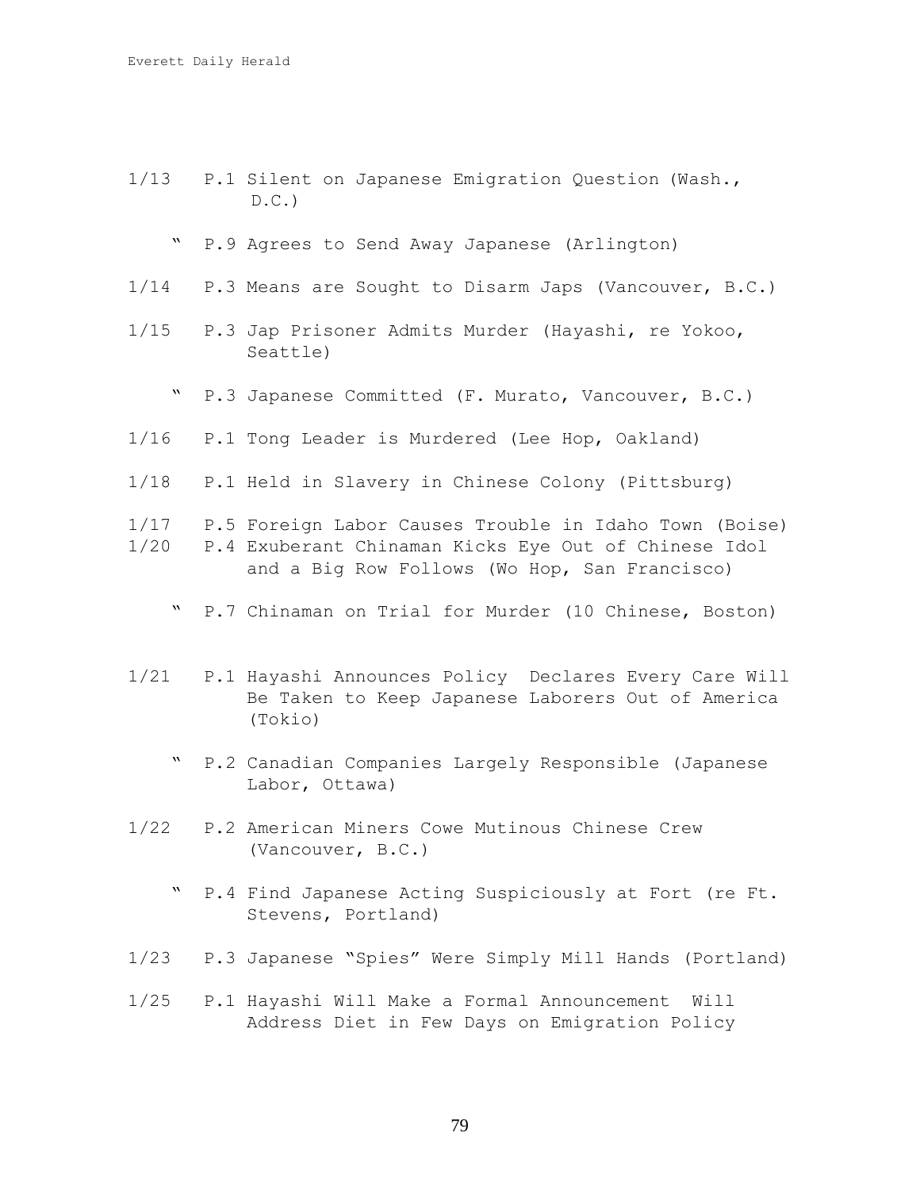1/13 P.1 Silent on Japanese Emigration Question (Wash., D.C.)

" P.9 Agrees to Send Away Japanese (Arlington)

1/14 P.3 Means are Sought to Disarm Japs (Vancouver, B.C.)

1/15 P.3 Jap Prisoner Admits Murder (Hayashi, re Yokoo, Seattle)

" P.3 Japanese Committed (F. Murato, Vancouver, B.C.)

1/16 P.1 Tong Leader is Murdered (Lee Hop, Oakland)

1/18 P.1 Held in Slavery in Chinese Colony (Pittsburg)

1/17 P.5 Foreign Labor Causes Trouble in Idaho Town (Boise)

1/20 P.4 Exuberant Chinaman Kicks Eye Out of Chinese Idol and a Big Row Follows (Wo Hop, San Francisco)

" P.7 Chinaman on Trial for Murder (10 Chinese, Boston)

1/21 P.1 Hayashi Announces Policy Declares Every Care Will Be Taken to Keep Japanese Laborers Out of America (Tokio)

" P.2 Canadian Companies Largely Responsible (Japanese Labor, Ottawa)

1/22 P.2 American Miners Cowe Mutinous Chinese Crew (Vancouver, B.C.)

" P.4 Find Japanese Acting Suspiciously at Fort (re Ft. Stevens, Portland)

1/23 P.3 Japanese "Spies" Were Simply Mill Hands (Portland)

1/25 P.1 Hayashi Will Make a Formal Announcement Will Address Diet in Few Days on Emigration Policy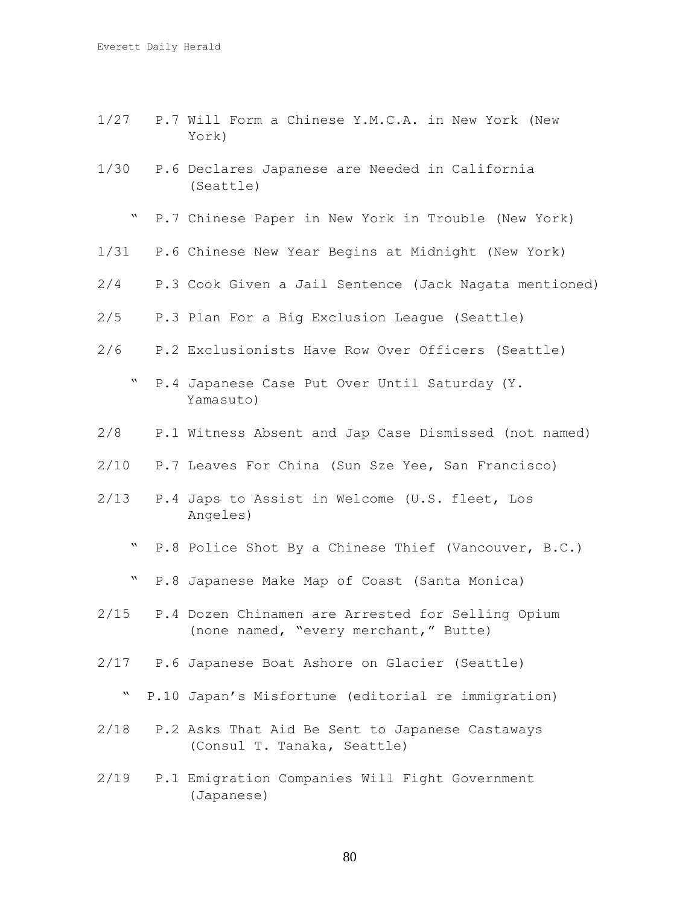1/27 P.7 Will Form a Chinese Y.M.C.A. in New York (New York)

1/30 P.6 Declares Japanese are Needed in California (Seattle)

" P.7 Chinese Paper in New York in Trouble (New York)

1/31 P.6 Chinese New Year Begins at Midnight (New York)

2/4 P.3 Cook Given a Jail Sentence (Jack Nagata mentioned)

2/5 P.3 Plan For a Big Exclusion League (Seattle)

2/6 P.2 Exclusionists Have Row Over Officers (Seattle)

" P.4 Japanese Case Put Over Until Saturday (Y. Yamasuto)

2/8 P.1 Witness Absent and Jap Case Dismissed (not named)

2/10 P.7 Leaves For China (Sun Sze Yee, San Francisco)

2/13 P.4 Japs to Assist in Welcome (U.S. fleet, Los Angeles)

" P.8 Police Shot By a Chinese Thief (Vancouver, B.C.)

" P.8 Japanese Make Map of Coast (Santa Monica)

2/15 P.4 Dozen Chinamen are Arrested for Selling Opium (none named, "every merchant," Butte)

2/17 P.6 Japanese Boat Ashore on Glacier (Seattle)

" P.10 Japan's Misfortune (editorial re immigration)

2/18 P.2 Asks That Aid Be Sent to Japanese Castaways (Consul T. Tanaka, Seattle)

2/19 P.1 Emigration Companies Will Fight Government (Japanese)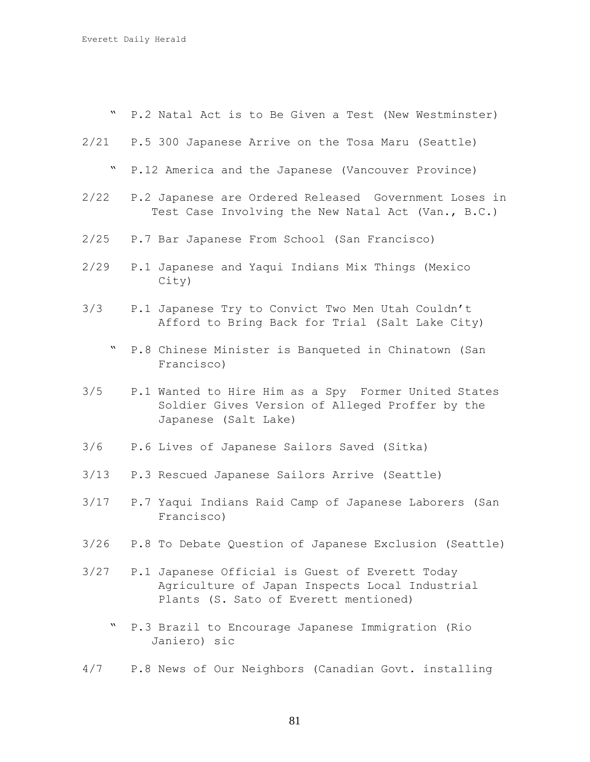" P.2 Natal Act is to Be Given a Test (New Westminster)

2/21 P.5 300 Japanese Arrive on the Tosa Maru (Seattle)

" P.12 America and the Japanese (Vancouver Province)

2/22 P.2 Japanese are Ordered Released Government Loses in Test Case Involving the New Natal Act (Van., B.C.)

2/25 P.7 Bar Japanese From School (San Francisco)

2/29 P.1 Japanese and Yaqui Indians Mix Things (Mexico City)

3/3 P.1 Japanese Try to Convict Two Men Utah Couldn't Afford to Bring Back for Trial (Salt Lake City)

" P.8 Chinese Minister is Banqueted in Chinatown (San Francisco)

3/5 P.1 Wanted to Hire Him as a Spy Former United States Soldier Gives Version of Alleged Proffer by the Japanese (Salt Lake)

3/6 P.6 Lives of Japanese Sailors Saved (Sitka)

3/13 P.3 Rescued Japanese Sailors Arrive (Seattle)

3/17 P.7 Yaqui Indians Raid Camp of Japanese Laborers (San Francisco)

3/26 P.8 To Debate Question of Japanese Exclusion (Seattle)

3/27 P.1 Japanese Official is Guest of Everett Today Agriculture of Japan Inspects Local Industrial Plants (S. Sato of Everett mentioned)

" P.3 Brazil to Encourage Japanese Immigration (Rio Janiero) sic

4/7 P.8 News of Our Neighbors (Canadian Govt. installing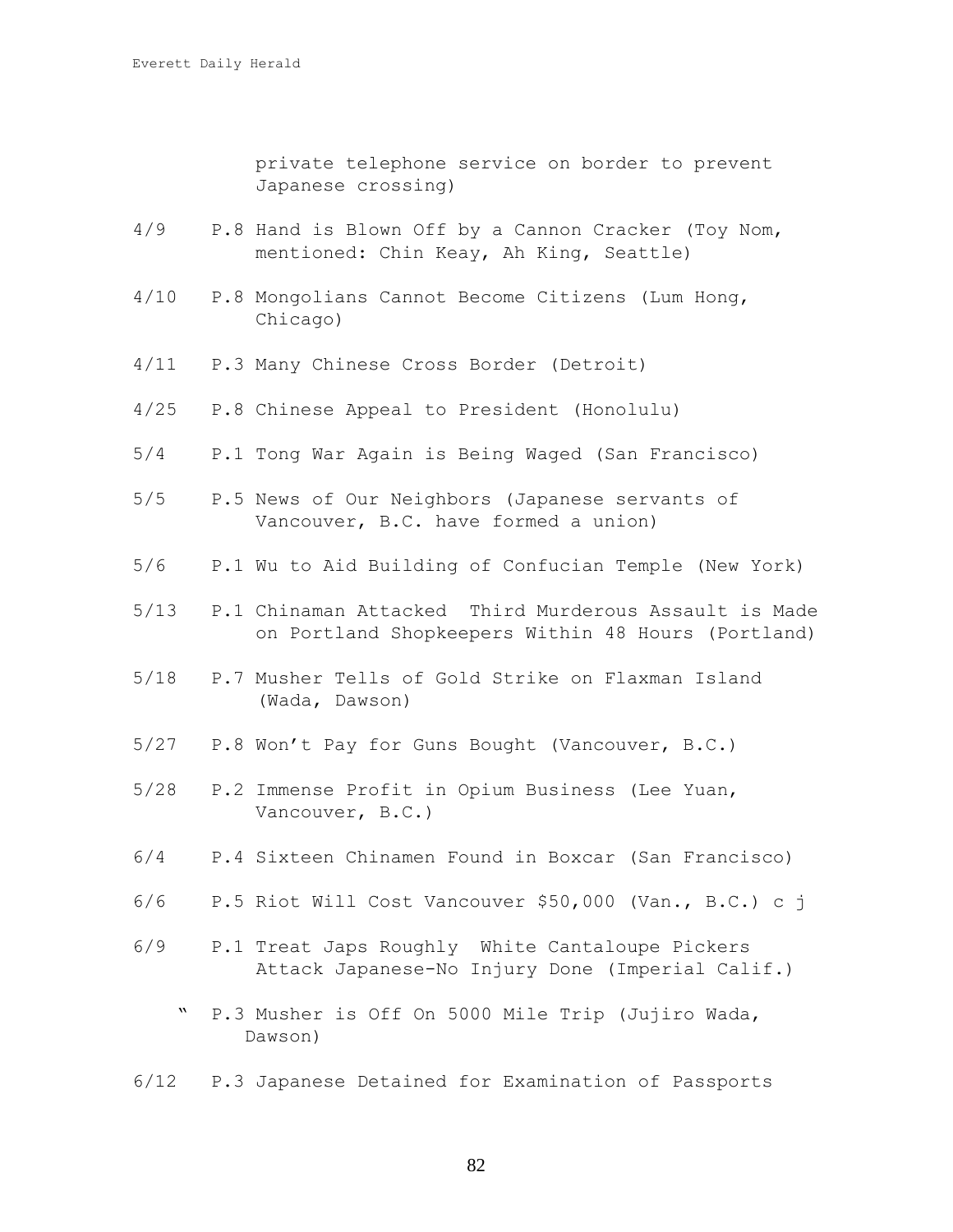private telephone service on border to prevent Japanese crossing)

4/9 P.8 Hand is Blown Off by a Cannon Cracker (Toy Nom, mentioned: Chin Keay, Ah King, Seattle)

4/10 P.8 Mongolians Cannot Become Citizens (Lum Hong, Chicago)

4/11 P.3 Many Chinese Cross Border (Detroit)

4/25 P.8 Chinese Appeal to President (Honolulu)

5/4 P.1 Tong War Again is Being Waged (San Francisco)

5/5 P.5 News of Our Neighbors (Japanese servants of Vancouver, B.C. have formed a union)

5/6 P.1 Wu to Aid Building of Confucian Temple (New York)

5/13 P.1 Chinaman Attacked Third Murderous Assault is Made on Portland Shopkeepers Within 48 Hours (Portland)

5/18 P.7 Musher Tells of Gold Strike on Flaxman Island (Wada, Dawson)

5/27 P.8 Won't Pay for Guns Bought (Vancouver, B.C.)

5/28 P.2 Immense Profit in Opium Business (Lee Yuan, Vancouver, B.C.)

6/4 P.4 Sixteen Chinamen Found in Boxcar (San Francisco)

6/6 P.5 Riot Will Cost Vancouver $50,000 (Van., B.C.) c j

6/9 P.1 Treat Japs Roughly White Cantaloupe Pickers Attack Japanese-No Injury Done (Imperial Calif.)

" P.3 Musher is Off On 5000 Mile Trip (Jujiro Wada, Dawson)

6/12 P.3 Japanese Detained for Examination of Passports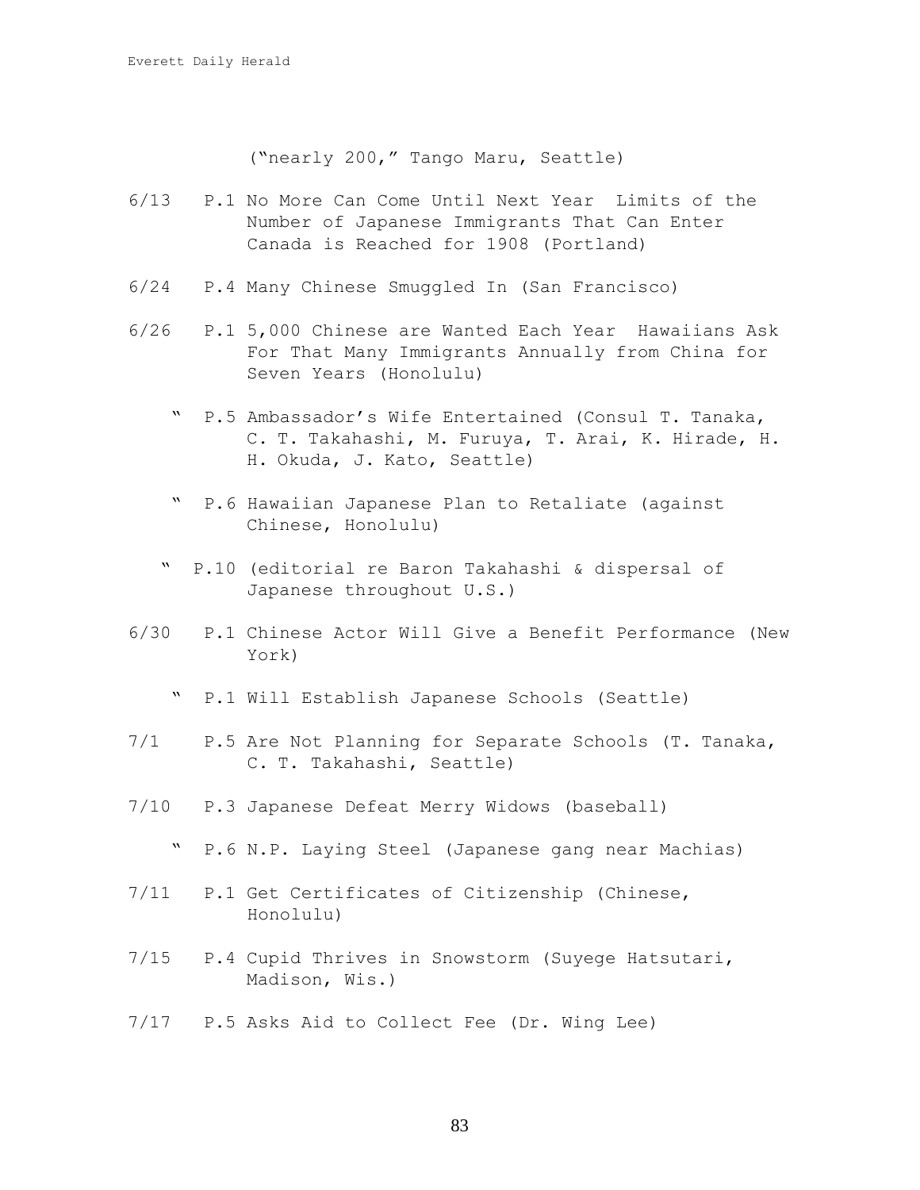("nearly 200," Tango Maru, Seattle)

6/13 P.1 No More Can Come Until Next Year  Limits of the Number of Japanese Immigrants That Can Enter Canada is Reached for 1908 (Portland)

6/24 P.4 Many Chinese Smuggled In (San Francisco)

6/26 P.1 5,000 Chinese are Wanted Each Year  Hawaiians Ask For That Many Immigrants Annually from China for Seven Years (Honolulu)

" P.5 Ambassador's Wife Entertained (Consul T. Tanaka, C. T. Takahashi, M. Furuya, T. Arai, K. Hirade, H. H. Okuda, J. Kato, Seattle)

" P.6 Hawaiian Japanese Plan to Retaliate (against Chinese, Honolulu)

" P.10 (editorial re Baron Takahashi & dispersal of Japanese throughout U.S.)

6/30 P.1 Chinese Actor Will Give a Benefit Performance (New York)

" P.1 Will Establish Japanese Schools (Seattle)

7/1 P.5 Are Not Planning for Separate Schools (T. Tanaka, C. T. Takahashi, Seattle)

7/10 P.3 Japanese Defeat Merry Widows (baseball)

" P.6 N.P. Laying Steel (Japanese gang near Machias)

7/11 P.1 Get Certificates of Citizenship (Chinese, Honolulu)

7/15 P.4 Cupid Thrives in Snowstorm (Suyege Hatsutari, Madison, Wis.)

7/17 P.5 Asks Aid to Collect Fee (Dr. Wing Lee)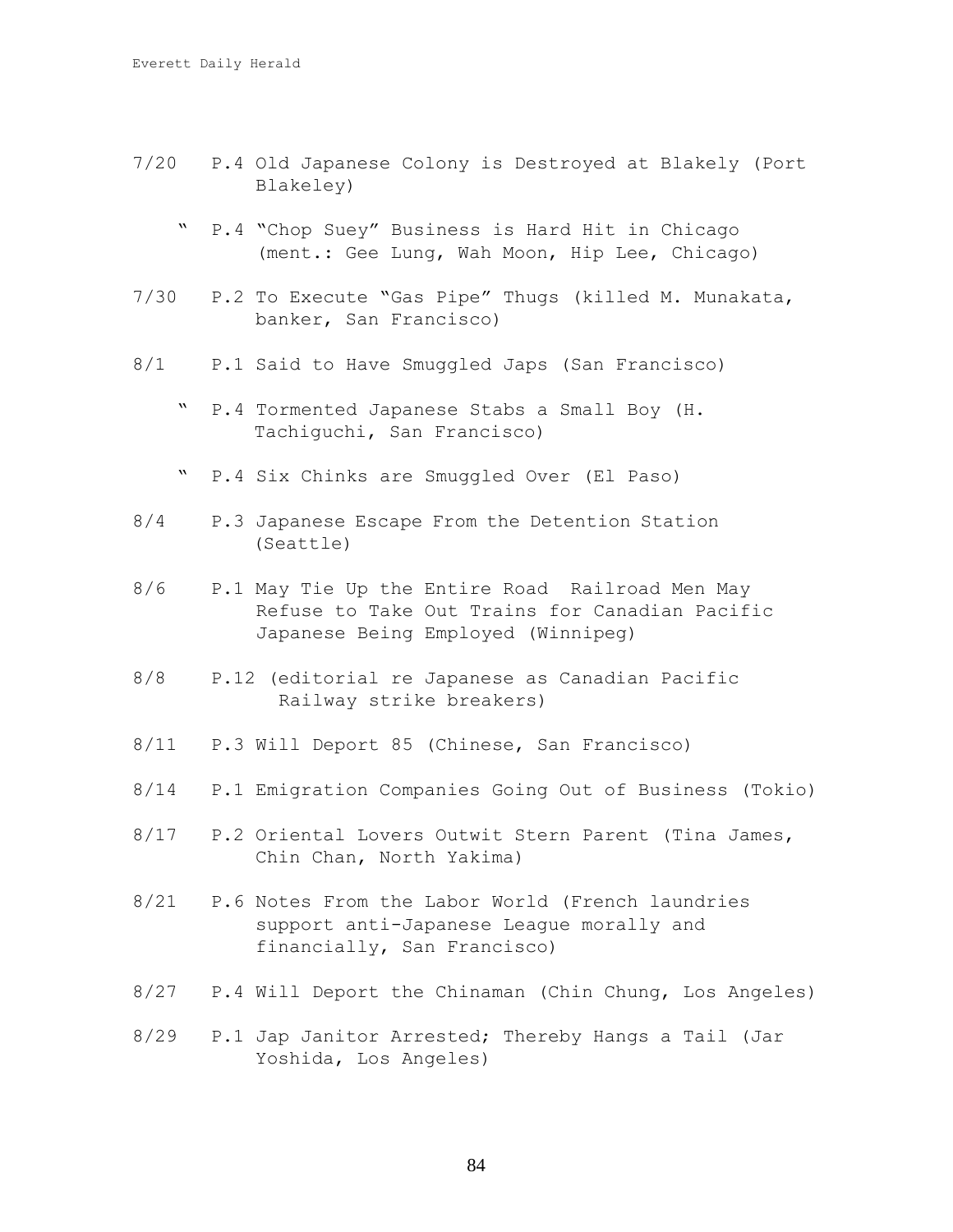7/20 P.4 Old Japanese Colony is Destroyed at Blakely (Port Blakeley)

" P.4 "Chop Suey" Business is Hard Hit in Chicago (ment.: Gee Lung, Wah Moon, Hip Lee, Chicago)

7/30 P.2 To Execute "Gas Pipe" Thugs (killed M. Munakata, banker, San Francisco)

8/1 P.1 Said to Have Smuggled Japs (San Francisco)

" P.4 Tormented Japanese Stabs a Small Boy (H. Tachiguchi, San Francisco)

" P.4 Six Chinks are Smuggled Over (El Paso)

8/4 P.3 Japanese Escape From the Detention Station (Seattle)

8/6 P.1 May Tie Up the Entire Road Railroad Men May Refuse to Take Out Trains for Canadian Pacific Japanese Being Employed (Winnipeg)

8/8 P.12 (editorial re Japanese as Canadian Pacific Railway strike breakers)

8/11 P.3 Will Deport 85 (Chinese, San Francisco)

8/14 P.1 Emigration Companies Going Out of Business (Tokio)

8/17 P.2 Oriental Lovers Outwit Stern Parent (Tina James, Chin Chan, North Yakima)

8/21 P.6 Notes From the Labor World (French laundries support anti-Japanese League morally and financially, San Francisco)

8/27 P.4 Will Deport the Chinaman (Chin Chung, Los Angeles)

8/29 P.1 Jap Janitor Arrested; Thereby Hangs a Tail (Jar Yoshida, Los Angeles)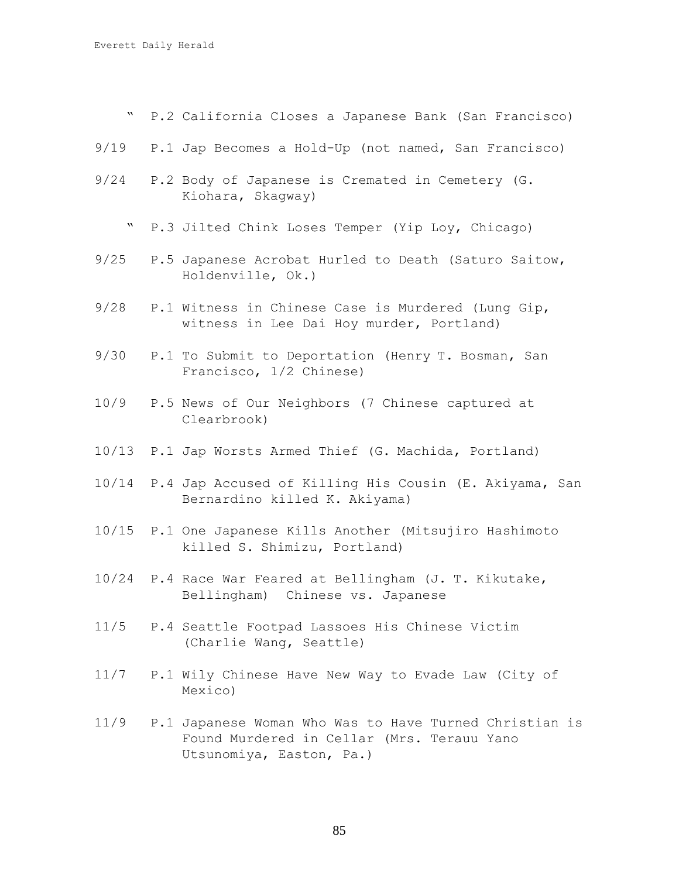" P.2 California Closes a Japanese Bank (San Francisco)

9/19 P.1 Jap Becomes a Hold-Up (not named, San Francisco)

9/24 P.2 Body of Japanese is Cremated in Cemetery (G. Kiohara, Skagway)

" P.3 Jilted Chink Loses Temper (Yip Loy, Chicago)

9/25 P.5 Japanese Acrobat Hurled to Death (Saturo Saitow, Holdenville, Ok.)

9/28 P.1 Witness in Chinese Case is Murdered (Lung Gip, witness in Lee Dai Hoy murder, Portland)

9/30 P.1 To Submit to Deportation (Henry T. Bosman, San Francisco, 1/2 Chinese)

10/9 P.5 News of Our Neighbors (7 Chinese captured at Clearbrook)

10/13 P.1 Jap Worsts Armed Thief (G. Machida, Portland)

10/14 P.4 Jap Accused of Killing His Cousin (E. Akiyama, San Bernardino killed K. Akiyama)

10/15 P.1 One Japanese Kills Another (Mitsujiro Hashimoto killed S. Shimizu, Portland)

10/24 P.4 Race War Feared at Bellingham (J. T. Kikutake, Bellingham) Chinese vs. Japanese

11/5 P.4 Seattle Footpad Lassoes His Chinese Victim (Charlie Wang, Seattle)

11/7 P.1 Wily Chinese Have New Way to Evade Law (City of Mexico)

11/9 P.1 Japanese Woman Who Was to Have Turned Christian is Found Murdered in Cellar (Mrs. Terauu Yano Utsunomiya, Easton, Pa.)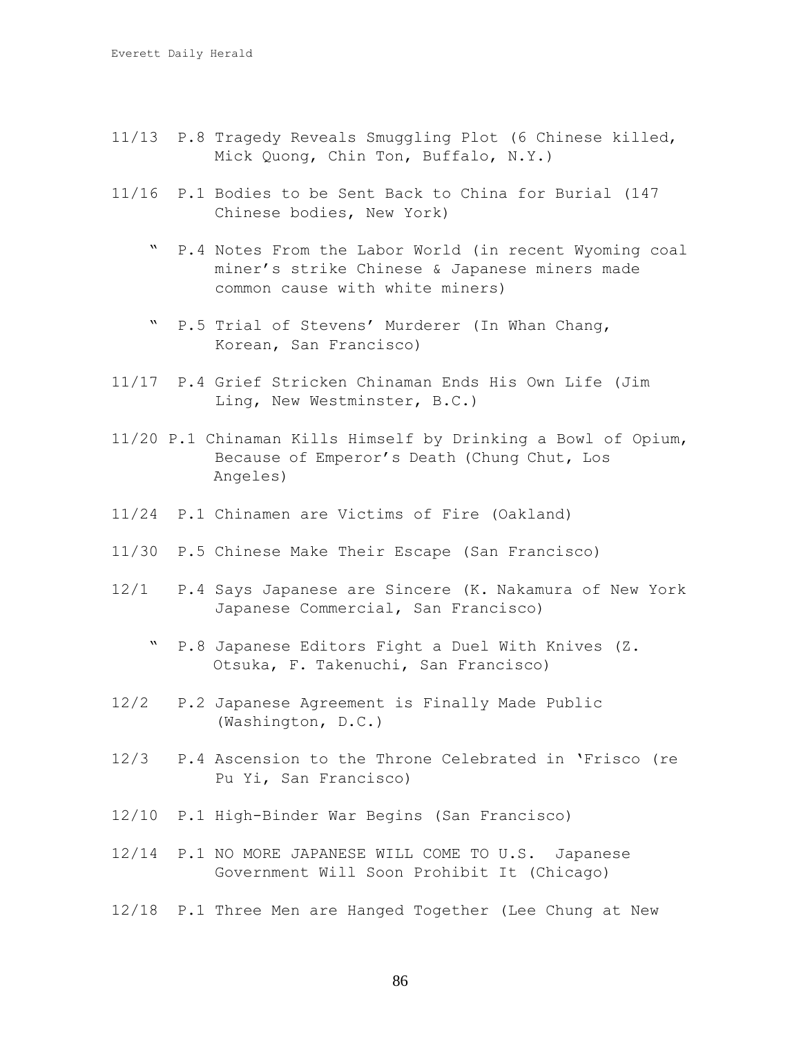11/13 P.8 Tragedy Reveals Smuggling Plot (6 Chinese killed, Mick Quong, Chin Ton, Buffalo, N.Y.)

11/16 P.1 Bodies to be Sent Back to China for Burial (147 Chinese bodies, New York)

" P.4 Notes From the Labor World (in recent Wyoming coal miner's strike Chinese & Japanese miners made common cause with white miners)

" P.5 Trial of Stevens' Murderer (In Whan Chang, Korean, San Francisco)

11/17 P.4 Grief Stricken Chinaman Ends His Own Life (Jim Ling, New Westminster, B.C.)

11/20 P.1 Chinaman Kills Himself by Drinking a Bowl of Opium, Because of Emperor's Death (Chung Chut, Los Angeles)

11/24 P.1 Chinamen are Victims of Fire (Oakland)

11/30 P.5 Chinese Make Their Escape (San Francisco)

12/1 P.4 Says Japanese are Sincere (K. Nakamura of New York Japanese Commercial, San Francisco)

" P.8 Japanese Editors Fight a Duel With Knives (Z. Otsuka, F. Takenuchi, San Francisco)

12/2 P.2 Japanese Agreement is Finally Made Public (Washington, D.C.)

12/3 P.4 Ascension to the Throne Celebrated in 'Frisco (re Pu Yi, San Francisco)

12/10 P.1 High-Binder War Begins (San Francisco)

12/14 P.1 NO MORE JAPANESE WILL COME TO U.S. Japanese Government Will Soon Prohibit It (Chicago)

12/18 P.1 Three Men are Hanged Together (Lee Chung at New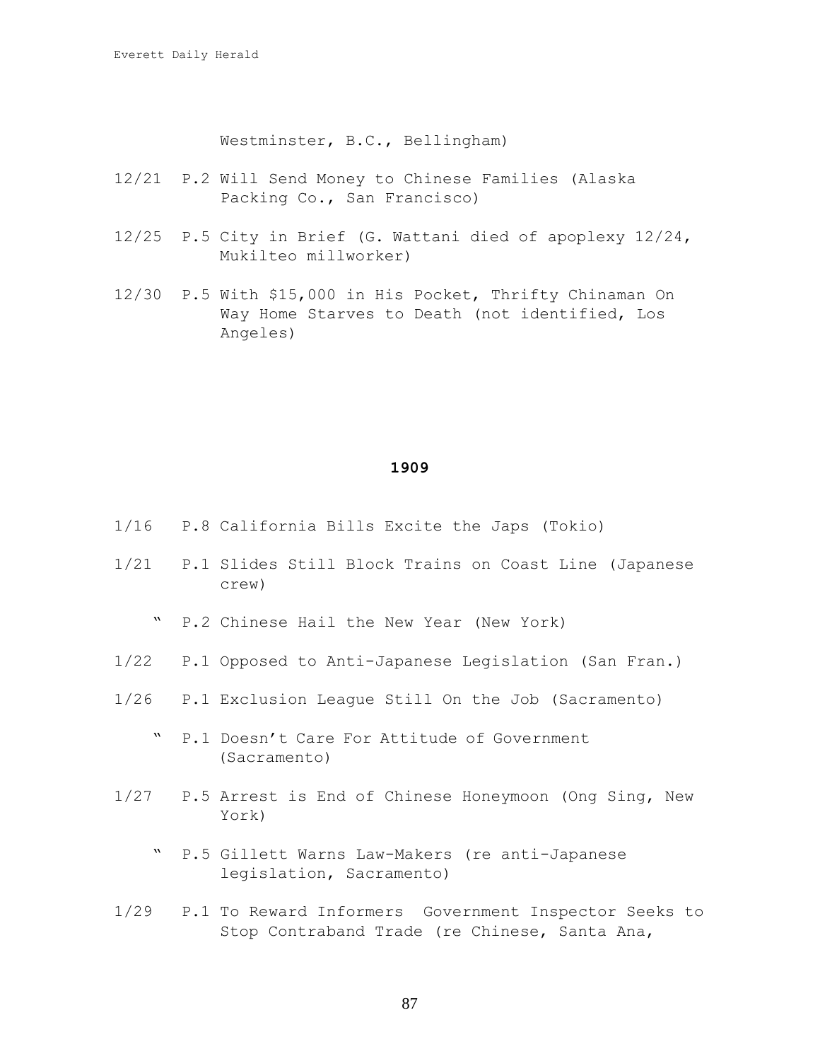Westminster, B.C., Bellingham)

12/21 P.2 Will Send Money to Chinese Families (Alaska Packing Co., San Francisco)

12/25 P.5 City in Brief (G. Wattani died of apoplexy 12/24, Mukilteo millworker)

12/30 P.5 With $15,000 in His Pocket, Thrifty Chinaman On Way Home Starves to Death (not identified, Los Angeles)

## 1909

1/16 P.8 California Bills Excite the Japs (Tokio)

1/21 P.1 Slides Still Block Trains on Coast Line (Japanese crew)

" P.2 Chinese Hail the New Year (New York)

1/22 P.1 Opposed to Anti-Japanese Legislation (San Fran.)

1/26 P.1 Exclusion League Still On the Job (Sacramento)

" P.1 Doesn't Care For Attitude of Government (Sacramento)

1/27 P.5 Arrest is End of Chinese Honeymoon (Ong Sing, New York)

" P.5 Gillett Warns Law-Makers (re anti-Japanese legislation, Sacramento)

1/29 P.1 To Reward Informers Government Inspector Seeks to Stop Contraband Trade (re Chinese, Santa Ana,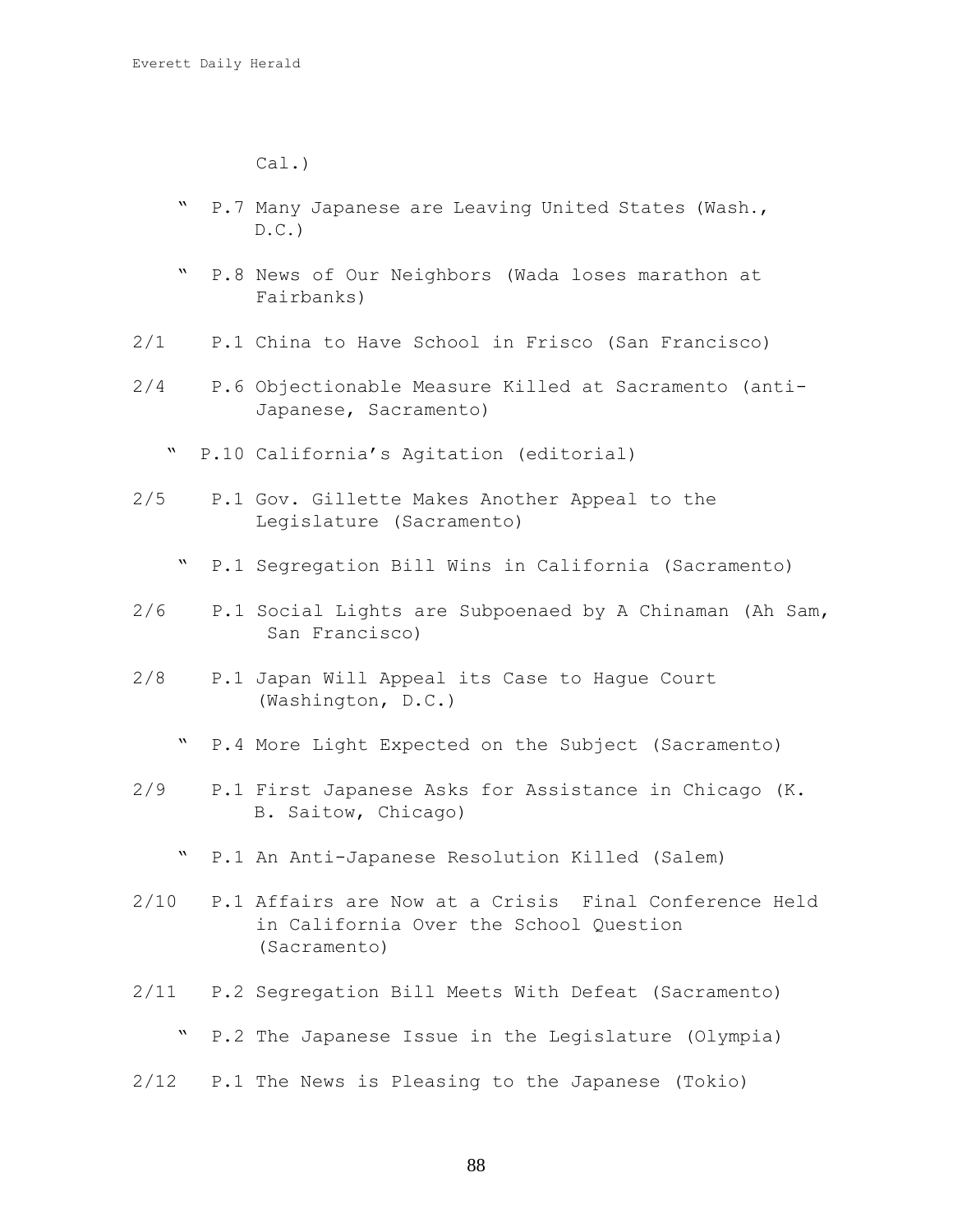Cal.)

" P.7 Many Japanese are Leaving United States (Wash., D.C.)

" P.8 News of Our Neighbors (Wada loses marathon at Fairbanks)

2/1 P.1 China to Have School in Frisco (San Francisco)

2/4 P.6 Objectionable Measure Killed at Sacramento (anti-Japanese, Sacramento)

" P.10 California's Agitation (editorial)

2/5 P.1 Gov. Gillette Makes Another Appeal to the Legislature (Sacramento)

" P.1 Segregation Bill Wins in California (Sacramento)

2/6 P.1 Social Lights are Subpoenaed by A Chinaman (Ah Sam, San Francisco)

2/8 P.1 Japan Will Appeal its Case to Hague Court (Washington, D.C.)

" P.4 More Light Expected on the Subject (Sacramento)

2/9 P.1 First Japanese Asks for Assistance in Chicago (K. B. Saitow, Chicago)

" P.1 An Anti-Japanese Resolution Killed (Salem)

2/10 P.1 Affairs are Now at a Crisis Final Conference Held in California Over the School Question (Sacramento)

2/11 P.2 Segregation Bill Meets With Defeat (Sacramento)

" P.2 The Japanese Issue in the Legislature (Olympia)

2/12 P.1 The News is Pleasing to the Japanese (Tokio)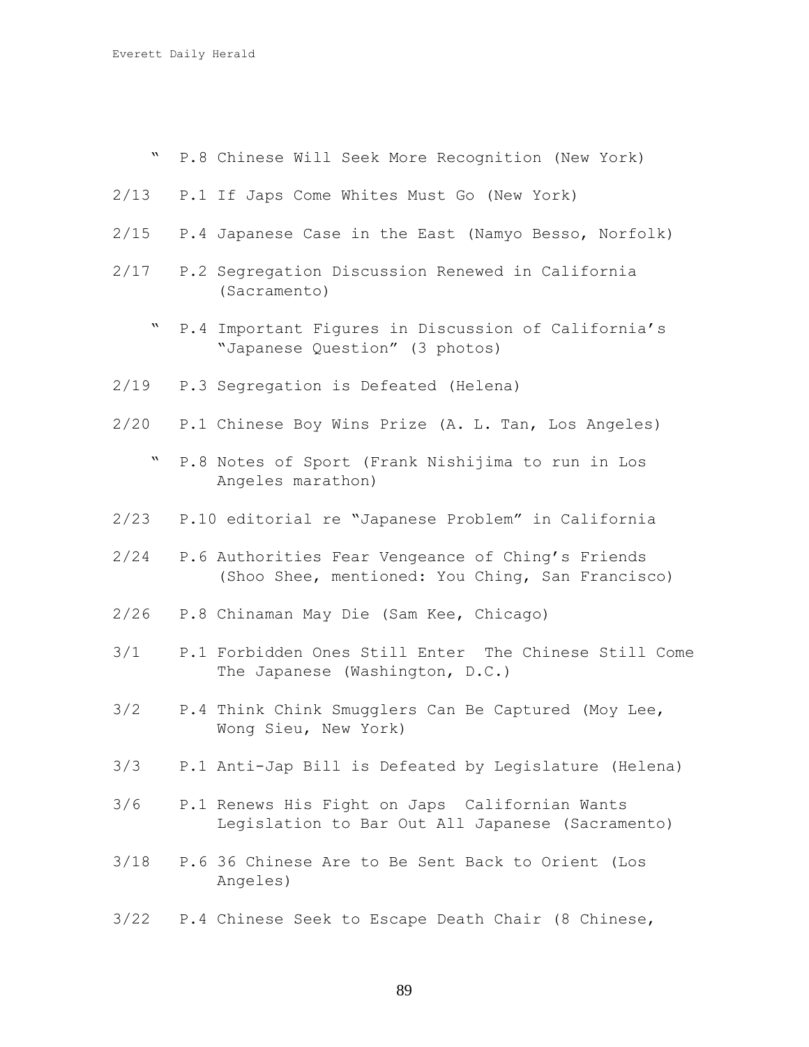" P.8 Chinese Will Seek More Recognition (New York)

2/13 P.1 If Japs Come Whites Must Go (New York)

2/15 P.4 Japanese Case in the East (Namyo Besso, Norfolk)

2/17 P.2 Segregation Discussion Renewed in California (Sacramento)

" P.4 Important Figures in Discussion of California's "Japanese Question" (3 photos)

2/19 P.3 Segregation is Defeated (Helena)

2/20 P.1 Chinese Boy Wins Prize (A. L. Tan, Los Angeles)

" P.8 Notes of Sport (Frank Nishijima to run in Los Angeles marathon)

2/23 P.10 editorial re "Japanese Problem" in California

2/24 P.6 Authorities Fear Vengeance of Ching's Friends (Shoo Shee, mentioned: You Ching, San Francisco)

2/26 P.8 Chinaman May Die (Sam Kee, Chicago)

3/1 P.1 Forbidden Ones Still Enter The Chinese Still Come The Japanese (Washington, D.C.)

3/2 P.4 Think Chink Smugglers Can Be Captured (Moy Lee, Wong Sieu, New York)

3/3 P.1 Anti-Jap Bill is Defeated by Legislature (Helena)

3/6 P.1 Renews His Fight on Japs Californian Wants Legislation to Bar Out All Japanese (Sacramento)

3/18 P.6 36 Chinese Are to Be Sent Back to Orient (Los Angeles)

3/22 P.4 Chinese Seek to Escape Death Chair (8 Chinese,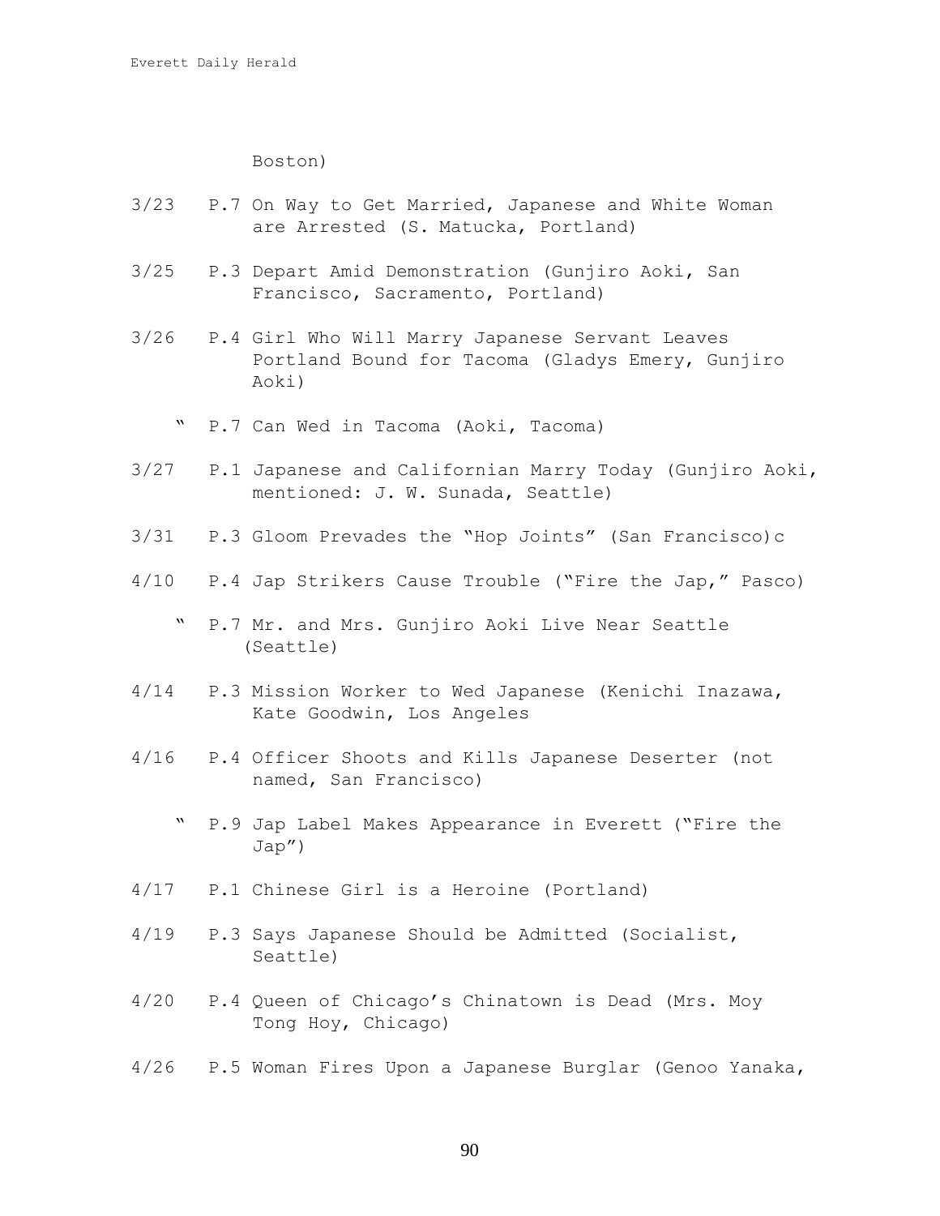Boston)

3/23 P.7 On Way to Get Married, Japanese and White Woman are Arrested (S. Matucka, Portland)

3/25 P.3 Depart Amid Demonstration (Gunjiro Aoki, San Francisco, Sacramento, Portland)

3/26 P.4 Girl Who Will Marry Japanese Servant Leaves Portland Bound for Tacoma (Gladys Emery, Gunjiro Aoki)

" P.7 Can Wed in Tacoma (Aoki, Tacoma)

3/27 P.1 Japanese and Californian Marry Today (Gunjiro Aoki, mentioned: J. W. Sunada, Seattle)

3/31 P.3 Gloom Prevades the "Hop Joints" (San Francisco)c

4/10 P.4 Jap Strikers Cause Trouble ("Fire the Jap," Pasco)

" P.7 Mr. and Mrs. Gunjiro Aoki Live Near Seattle (Seattle)

4/14 P.3 Mission Worker to Wed Japanese (Kenichi Inazawa, Kate Goodwin, Los Angeles

4/16 P.4 Officer Shoots and Kills Japanese Deserter (not named, San Francisco)

" P.9 Jap Label Makes Appearance in Everett ("Fire the Jap")

4/17 P.1 Chinese Girl is a Heroine (Portland)

4/19 P.3 Says Japanese Should be Admitted (Socialist, Seattle)

4/20 P.4 Queen of Chicago's Chinatown is Dead (Mrs. Moy Tong Hoy, Chicago)

4/26 P.5 Woman Fires Upon a Japanese Burglar (Genoo Yanaka,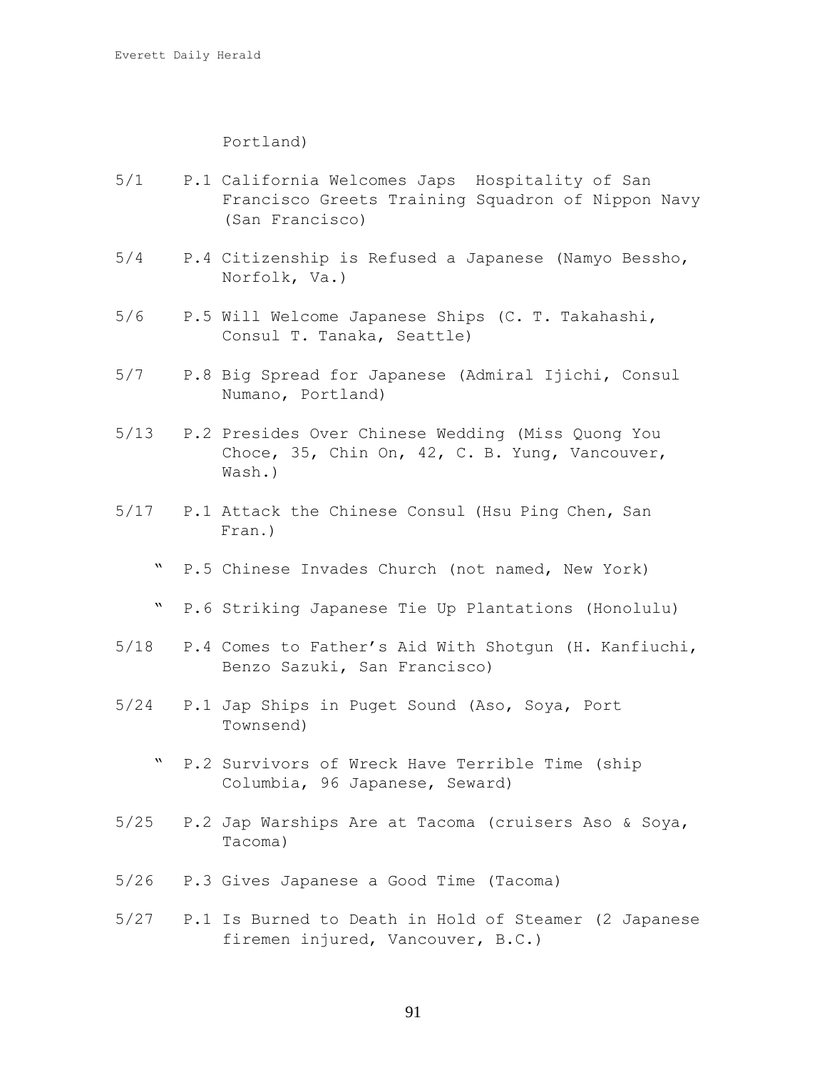Portland)

5/1 P.1 California Welcomes Japs Hospitality of San Francisco Greets Training Squadron of Nippon Navy (San Francisco)

5/4 P.4 Citizenship is Refused a Japanese (Namyo Bessho, Norfolk, Va.)

5/6 P.5 Will Welcome Japanese Ships (C. T. Takahashi, Consul T. Tanaka, Seattle)

5/7 P.8 Big Spread for Japanese (Admiral Ijichi, Consul Numano, Portland)

5/13 P.2 Presides Over Chinese Wedding (Miss Quong You Choce, 35, Chin On, 42, C. B. Yung, Vancouver, Wash.)

5/17 P.1 Attack the Chinese Consul (Hsu Ping Chen, San Fran.)

" P.5 Chinese Invades Church (not named, New York)

" P.6 Striking Japanese Tie Up Plantations (Honolulu)

5/18 P.4 Comes to Father's Aid With Shotgun (H. Kanfiuchi, Benzo Sazuki, San Francisco)

5/24 P.1 Jap Ships in Puget Sound (Aso, Soya, Port Townsend)

" P.2 Survivors of Wreck Have Terrible Time (ship Columbia, 96 Japanese, Seward)

5/25 P.2 Jap Warships Are at Tacoma (cruisers Aso & Soya, Tacoma)

5/26 P.3 Gives Japanese a Good Time (Tacoma)

5/27 P.1 Is Burned to Death in Hold of Steamer (2 Japanese firemen injured, Vancouver, B.C.)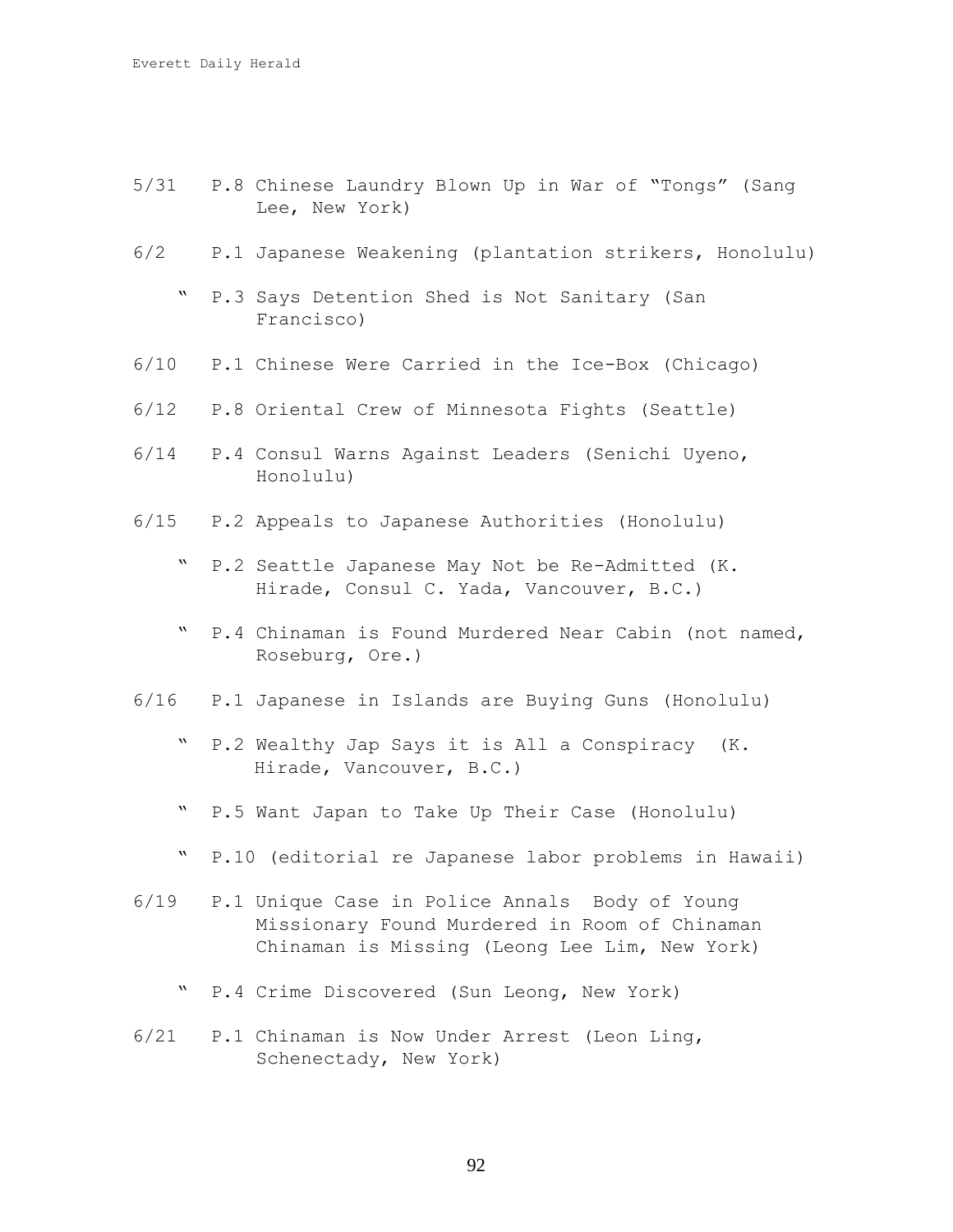5/31 P.8 Chinese Laundry Blown Up in War of "Tongs" (Sang Lee, New York)

6/2 P.1 Japanese Weakening (plantation strikers, Honolulu)

" P.3 Says Detention Shed is Not Sanitary (San Francisco)

6/10 P.1 Chinese Were Carried in the Ice-Box (Chicago)

6/12 P.8 Oriental Crew of Minnesota Fights (Seattle)

6/14 P.4 Consul Warns Against Leaders (Senichi Uyeno, Honolulu)

6/15 P.2 Appeals to Japanese Authorities (Honolulu)

" P.2 Seattle Japanese May Not be Re-Admitted (K. Hirade, Consul C. Yada, Vancouver, B.C.)

" P.4 Chinaman is Found Murdered Near Cabin (not named, Roseburg, Ore.)

6/16 P.1 Japanese in Islands are Buying Guns (Honolulu)

" P.2 Wealthy Jap Says it is All a Conspiracy (K. Hirade, Vancouver, B.C.)

" P.5 Want Japan to Take Up Their Case (Honolulu)

" P.10 (editorial re Japanese labor problems in Hawaii)

6/19 P.1 Unique Case in Police Annals Body of Young Missionary Found Murdered in Room of Chinaman Chinaman is Missing (Leong Lee Lim, New York)

" P.4 Crime Discovered (Sun Leong, New York)

6/21 P.1 Chinaman is Now Under Arrest (Leon Ling, Schenectady, New York)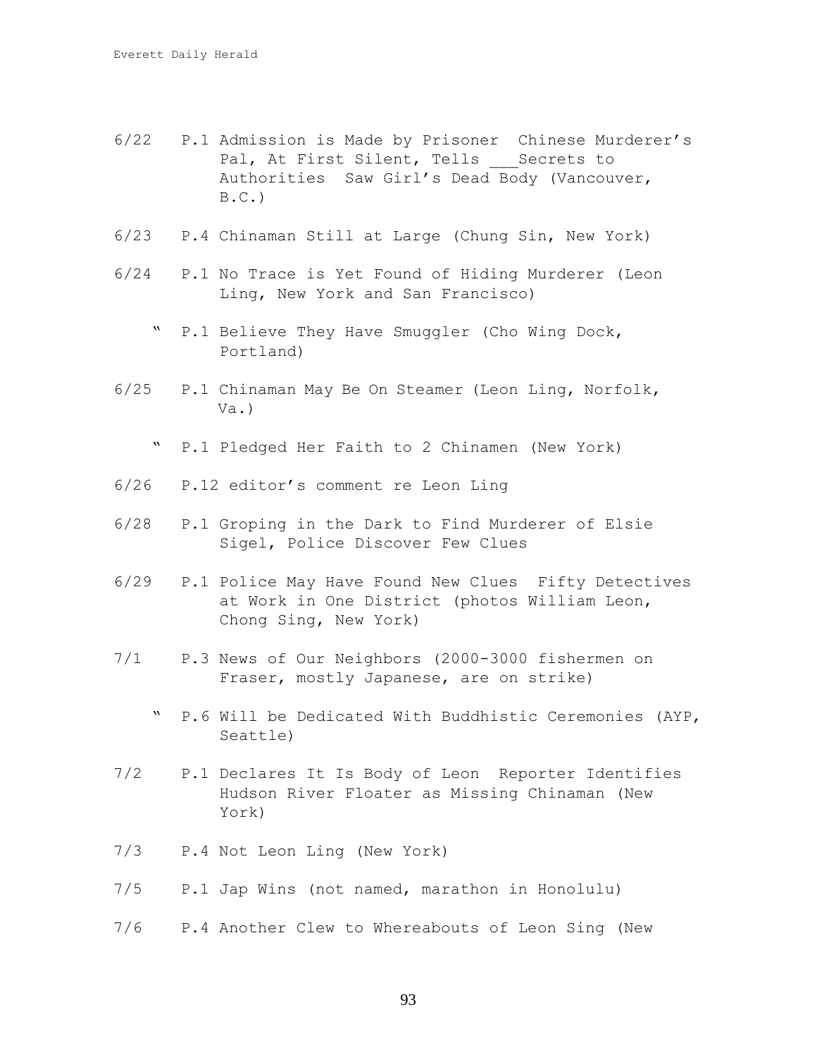6/22 P.1 Admission is Made by Prisoner Chinese Murderer's Pal, At First Silent, Tells ___Secrets to Authorities Saw Girl's Dead Body (Vancouver, B.C.)

6/23 P.4 Chinaman Still at Large (Chung Sin, New York)

6/24 P.1 No Trace is Yet Found of Hiding Murderer (Leon Ling, New York and San Francisco)

" P.1 Believe They Have Smuggler (Cho Wing Dock, Portland)

6/25 P.1 Chinaman May Be On Steamer (Leon Ling, Norfolk, Va.)

" P.1 Pledged Her Faith to 2 Chinamen (New York)

6/26 P.12 editor's comment re Leon Ling

6/28 P.1 Groping in the Dark to Find Murderer of Elsie Sigel, Police Discover Few Clues

6/29 P.1 Police May Have Found New Clues Fifty Detectives at Work in One District (photos William Leon, Chong Sing, New York)

7/1 P.3 News of Our Neighbors (2000-3000 fishermen on Fraser, mostly Japanese, are on strike)

" P.6 Will be Dedicated With Buddhistic Ceremonies (AYP, Seattle)

7/2 P.1 Declares It Is Body of Leon Reporter Identifies Hudson River Floater as Missing Chinaman (New York)

7/3 P.4 Not Leon Ling (New York)

7/5 P.1 Jap Wins (not named, marathon in Honolulu)

7/6 P.4 Another Clew to Whereabouts of Leon Sing (New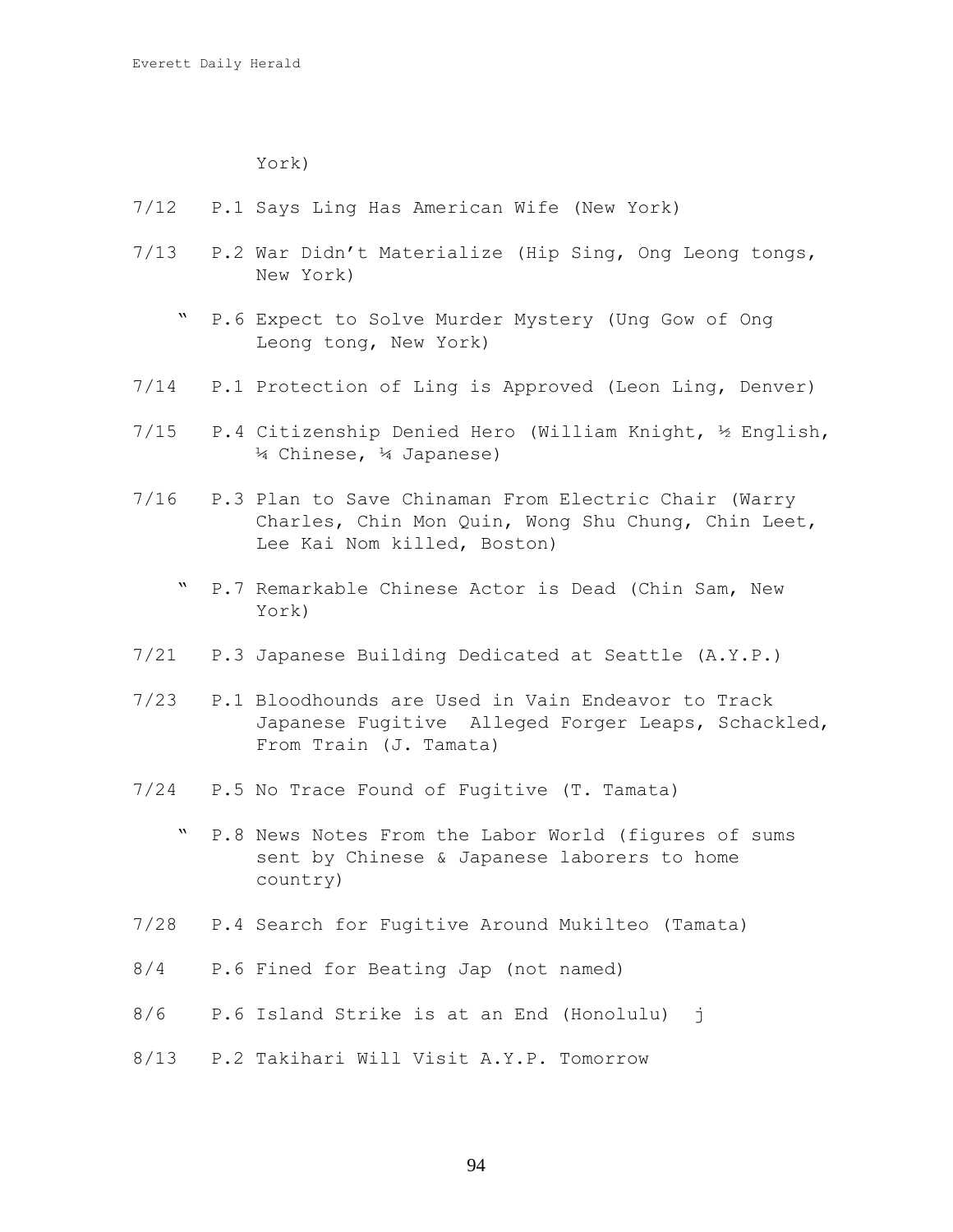York)

7/12 P.1 Says Ling Has American Wife (New York)

7/13 P.2 War Didn't Materialize (Hip Sing, Ong Leong tongs, New York)

" P.6 Expect to Solve Murder Mystery (Ung Gow of Ong Leong tong, New York)

7/14 P.1 Protection of Ling is Approved (Leon Ling, Denver)

7/15 P.4 Citizenship Denied Hero (William Knight, ½ English, ¼ Chinese, ¼ Japanese)

7/16 P.3 Plan to Save Chinaman From Electric Chair (Warry Charles, Chin Mon Quin, Wong Shu Chung, Chin Leet, Lee Kai Nom killed, Boston)

" P.7 Remarkable Chinese Actor is Dead (Chin Sam, New York)

7/21 P.3 Japanese Building Dedicated at Seattle (A.Y.P.)

7/23 P.1 Bloodhounds are Used in Vain Endeavor to Track Japanese Fugitive Alleged Forger Leaps, Schackled, From Train (J. Tamata)

7/24 P.5 No Trace Found of Fugitive (T. Tamata)

" P.8 News Notes From the Labor World (figures of sums sent by Chinese & Japanese laborers to home country)

7/28 P.4 Search for Fugitive Around Mukilteo (Tamata)

8/4 P.6 Fined for Beating Jap (not named)

8/6 P.6 Island Strike is at an End (Honolulu) j

8/13 P.2 Takihari Will Visit A.Y.P. Tomorrow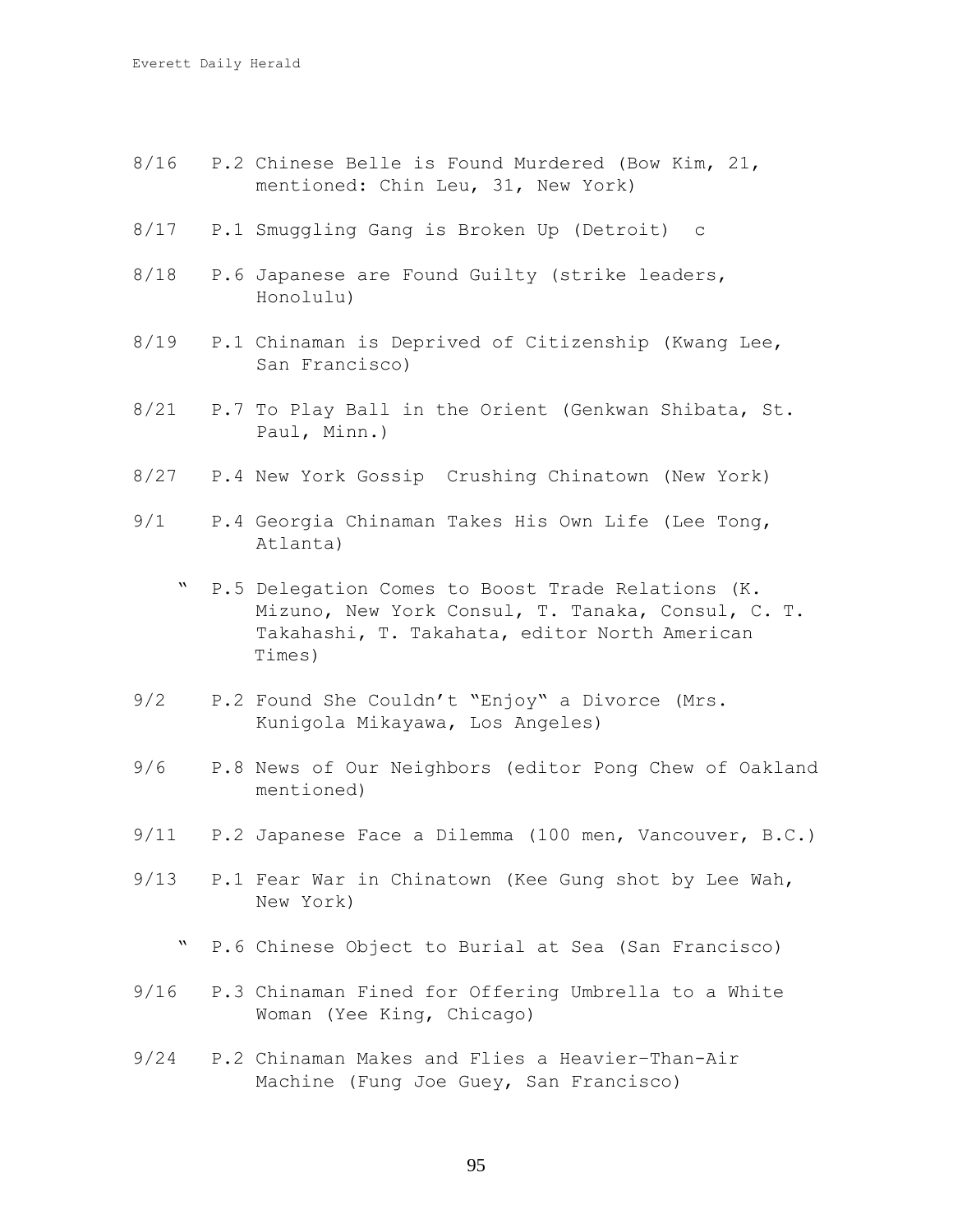8/16 P.2 Chinese Belle is Found Murdered (Bow Kim, 21, mentioned: Chin Leu, 31, New York)

8/17 P.1 Smuggling Gang is Broken Up (Detroit) c

8/18 P.6 Japanese are Found Guilty (strike leaders, Honolulu)

8/19 P.1 Chinaman is Deprived of Citizenship (Kwang Lee, San Francisco)

8/21 P.7 To Play Ball in the Orient (Genkwan Shibata, St. Paul, Minn.)

8/27 P.4 New York Gossip Crushing Chinatown (New York)

9/1 P.4 Georgia Chinaman Takes His Own Life (Lee Tong, Atlanta)

" P.5 Delegation Comes to Boost Trade Relations (K. Mizuno, New York Consul, T. Tanaka, Consul, C. T. Takahashi, T. Takahata, editor North American Times)

9/2 P.2 Found She Couldn't "Enjoy" a Divorce (Mrs. Kunigola Mikayawa, Los Angeles)

9/6 P.8 News of Our Neighbors (editor Pong Chew of Oakland mentioned)

9/11 P.2 Japanese Face a Dilemma (100 men, Vancouver, B.C.)

9/13 P.1 Fear War in Chinatown (Kee Gung shot by Lee Wah, New York)

" P.6 Chinese Object to Burial at Sea (San Francisco)

9/16 P.3 Chinaman Fined for Offering Umbrella to a White Woman (Yee King, Chicago)

9/24 P.2 Chinaman Makes and Flies a Heavier-Than-Air Machine (Fung Joe Guey, San Francisco)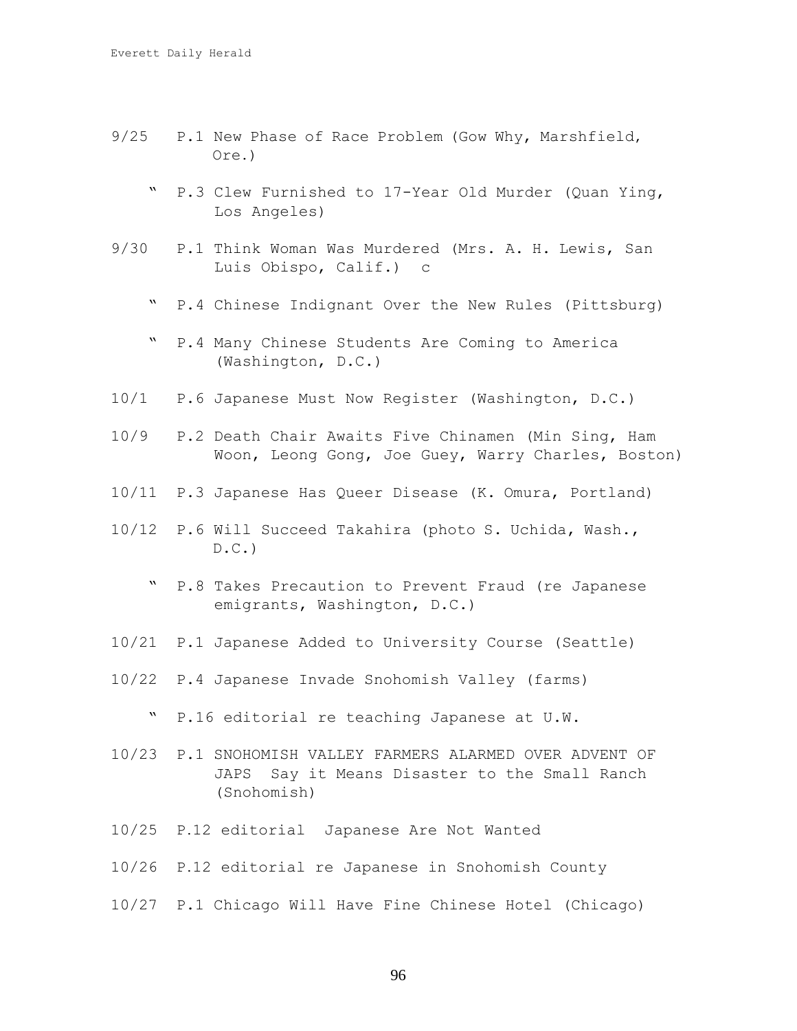9/25 P.1 New Phase of Race Problem (Gow Why, Marshfield, Ore.)

" P.3 Clew Furnished to 17-Year Old Murder (Quan Ying, Los Angeles)

9/30 P.1 Think Woman Was Murdered (Mrs. A. H. Lewis, San Luis Obispo, Calif.) c

" P.4 Chinese Indignant Over the New Rules (Pittsburg)

" P.4 Many Chinese Students Are Coming to America (Washington, D.C.)

10/1 P.6 Japanese Must Now Register (Washington, D.C.)

10/9 P.2 Death Chair Awaits Five Chinamen (Min Sing, Ham Woon, Leong Gong, Joe Guey, Warry Charles, Boston)

10/11 P.3 Japanese Has Queer Disease (K. Omura, Portland)

10/12 P.6 Will Succeed Takahira (photo S. Uchida, Wash., D.C.)

" P.8 Takes Precaution to Prevent Fraud (re Japanese emigrants, Washington, D.C.)

10/21 P.1 Japanese Added to University Course (Seattle)

10/22 P.4 Japanese Invade Snohomish Valley (farms)

" P.16 editorial re teaching Japanese at U.W.

10/23 P.1 SNOHOMISH VALLEY FARMERS ALARMED OVER ADVENT OF JAPS Say it Means Disaster to the Small Ranch (Snohomish)

10/25 P.12 editorial Japanese Are Not Wanted

10/26 P.12 editorial re Japanese in Snohomish County

10/27 P.1 Chicago Will Have Fine Chinese Hotel (Chicago)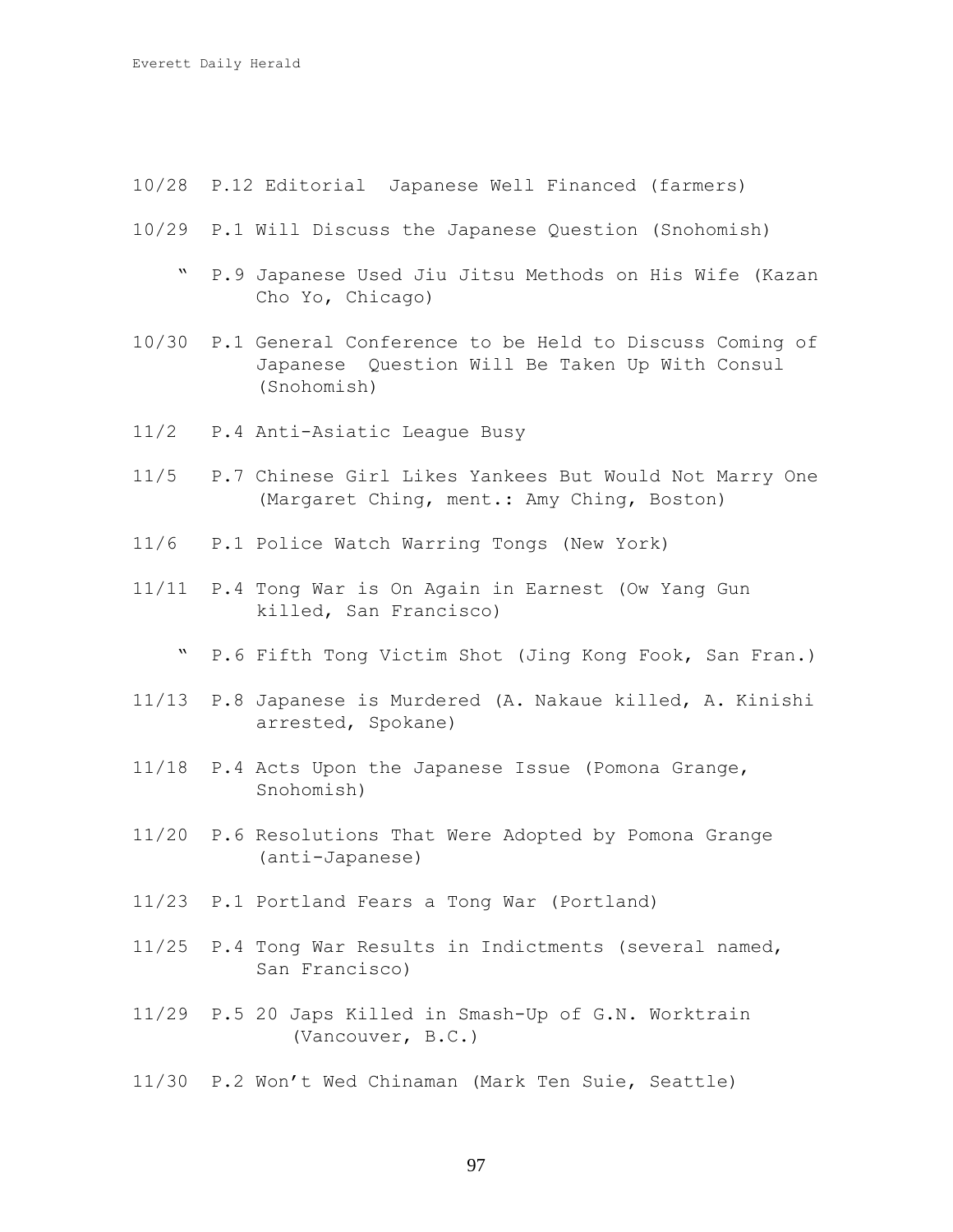10/28 P.12 Editorial Japanese Well Financed (farmers)

10/29 P.1 Will Discuss the Japanese Question (Snohomish)

" P.9 Japanese Used Jiu Jitsu Methods on His Wife (Kazan Cho Yo, Chicago)

10/30 P.1 General Conference to be Held to Discuss Coming of Japanese Question Will Be Taken Up With Consul (Snohomish)

11/2 P.4 Anti-Asiatic League Busy

11/5 P.7 Chinese Girl Likes Yankees But Would Not Marry One (Margaret Ching, ment.: Amy Ching, Boston)

11/6 P.1 Police Watch Warring Tongs (New York)

11/11 P.4 Tong War is On Again in Earnest (Ow Yang Gun killed, San Francisco)

" P.6 Fifth Tong Victim Shot (Jing Kong Fook, San Fran.)

11/13 P.8 Japanese is Murdered (A. Nakaue killed, A. Kinishi arrested, Spokane)

11/18 P.4 Acts Upon the Japanese Issue (Pomona Grange, Snohomish)

11/20 P.6 Resolutions That Were Adopted by Pomona Grange (anti-Japanese)

11/23 P.1 Portland Fears a Tong War (Portland)

11/25 P.4 Tong War Results in Indictments (several named, San Francisco)

11/29 P.5 20 Japs Killed in Smash-Up of G.N. Worktrain (Vancouver, B.C.)

11/30 P.2 Won't Wed Chinaman (Mark Ten Suie, Seattle)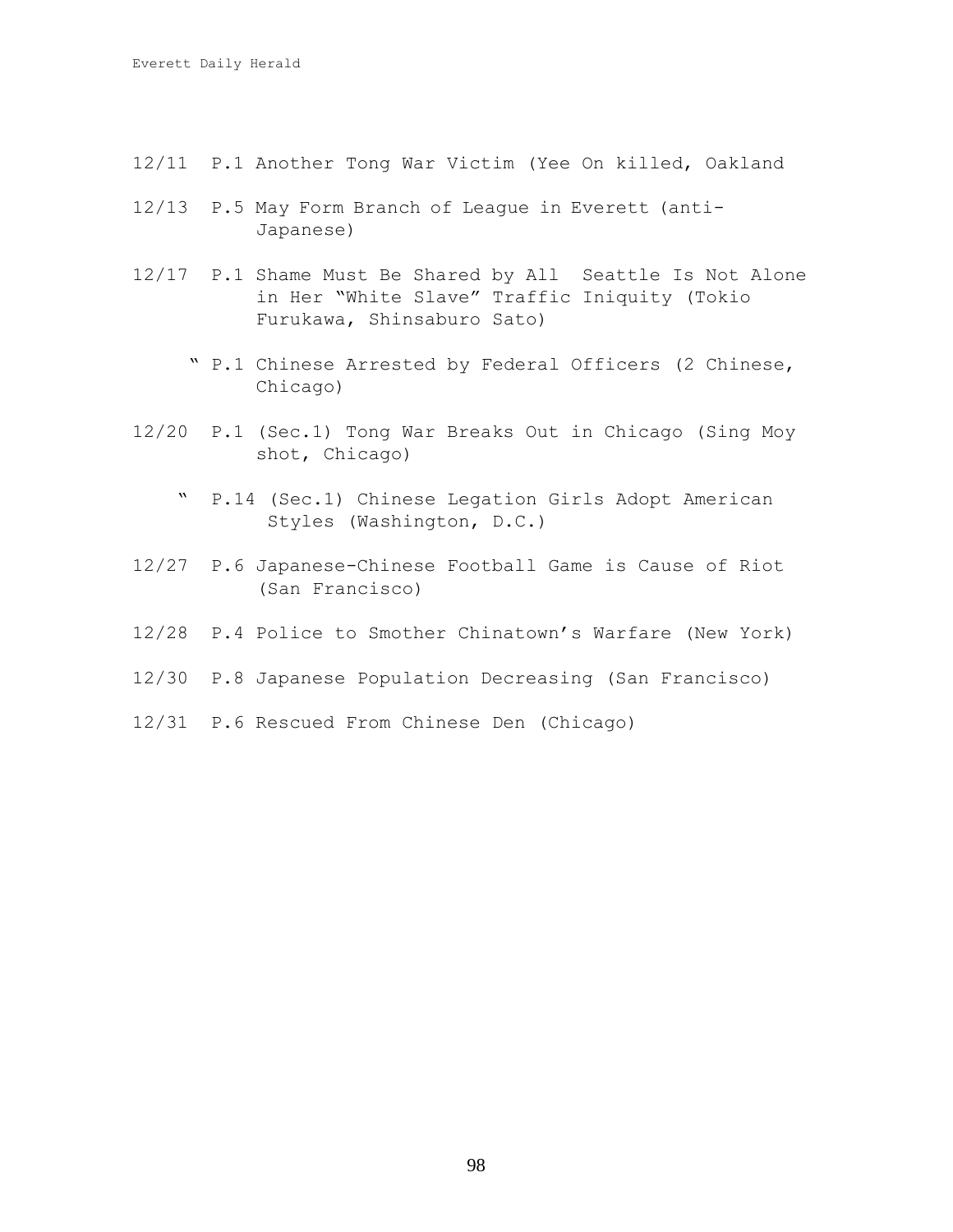12/11 P.1 Another Tong War Victim (Yee On killed, Oakland

12/13 P.5 May Form Branch of League in Everett (anti-Japanese)

12/17 P.1 Shame Must Be Shared by All Seattle Is Not Alone in Her "White Slave" Traffic Iniquity (Tokio Furukawa, Shinsaburo Sato)

" P.1 Chinese Arrested by Federal Officers (2 Chinese, Chicago)

12/20 P.1 (Sec.1) Tong War Breaks Out in Chicago (Sing Moy shot, Chicago)

" P.14 (Sec.1) Chinese Legation Girls Adopt American Styles (Washington, D.C.)

12/27 P.6 Japanese-Chinese Football Game is Cause of Riot (San Francisco)

12/28 P.4 Police to Smother Chinatown's Warfare (New York)

12/30 P.8 Japanese Population Decreasing (San Francisco)

12/31 P.6 Rescued From Chinese Den (Chicago)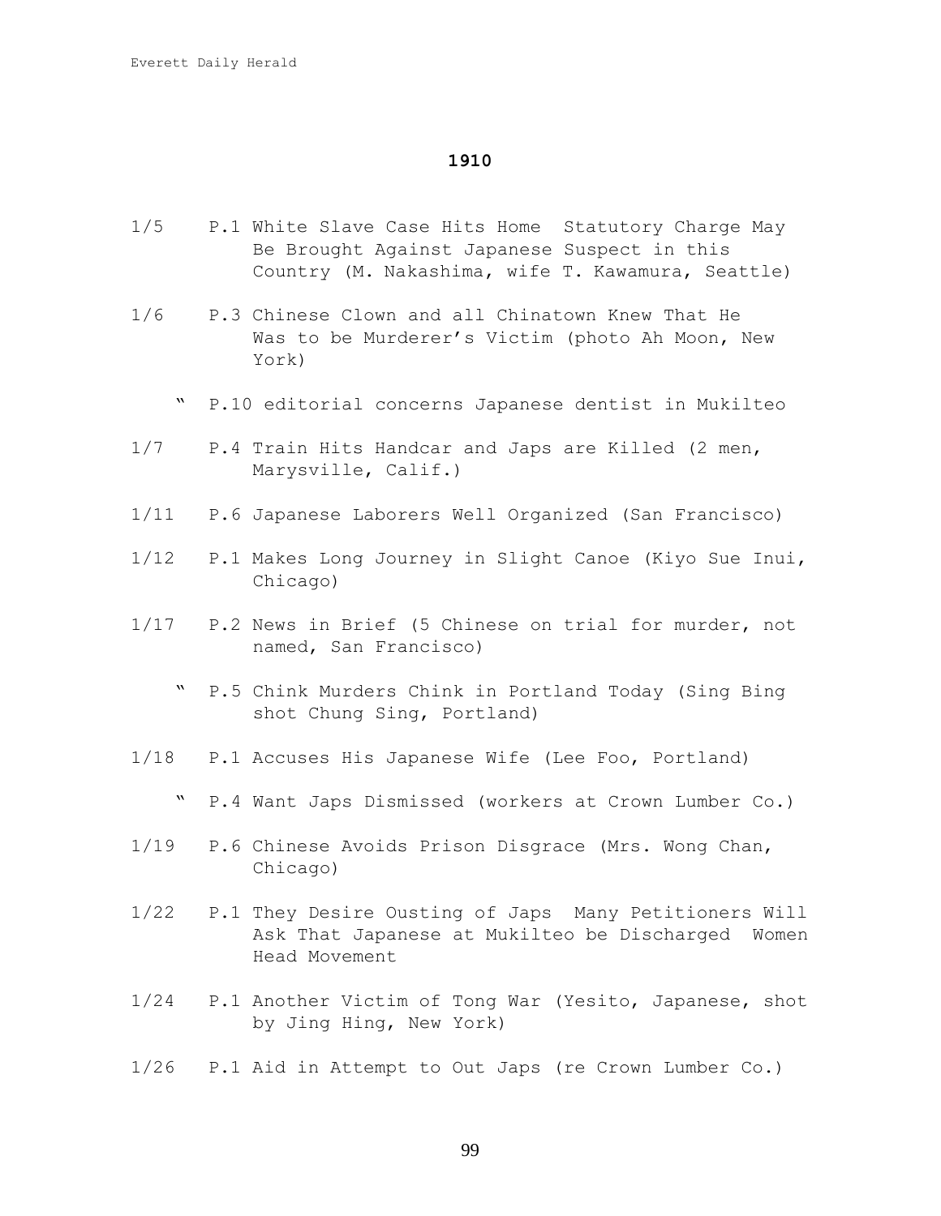## 1910

1/5 P.1 White Slave Case Hits Home Statutory Charge May Be Brought Against Japanese Suspect in this Country (M. Nakashima, wife T. Kawamura, Seattle)

1/6 P.3 Chinese Clown and all Chinatown Knew That He Was to be Murderer's Victim (photo Ah Moon, New York)

" P.10 editorial concerns Japanese dentist in Mukilteo

1/7 P.4 Train Hits Handcar and Japs are Killed (2 men, Marysville, Calif.)

1/11 P.6 Japanese Laborers Well Organized (San Francisco)

1/12 P.1 Makes Long Journey in Slight Canoe (Kiyo Sue Inui, Chicago)

1/17 P.2 News in Brief (5 Chinese on trial for murder, not named, San Francisco)

" P.5 Chink Murders Chink in Portland Today (Sing Bing shot Chung Sing, Portland)

1/18 P.1 Accuses His Japanese Wife (Lee Foo, Portland)

" P.4 Want Japs Dismissed (workers at Crown Lumber Co.)

1/19 P.6 Chinese Avoids Prison Disgrace (Mrs. Wong Chan, Chicago)

1/22 P.1 They Desire Ousting of Japs Many Petitioners Will Ask That Japanese at Mukilteo be Discharged Women Head Movement

1/24 P.1 Another Victim of Tong War (Yesito, Japanese, shot by Jing Hing, New York)

1/26 P.1 Aid in Attempt to Out Japs (re Crown Lumber Co.)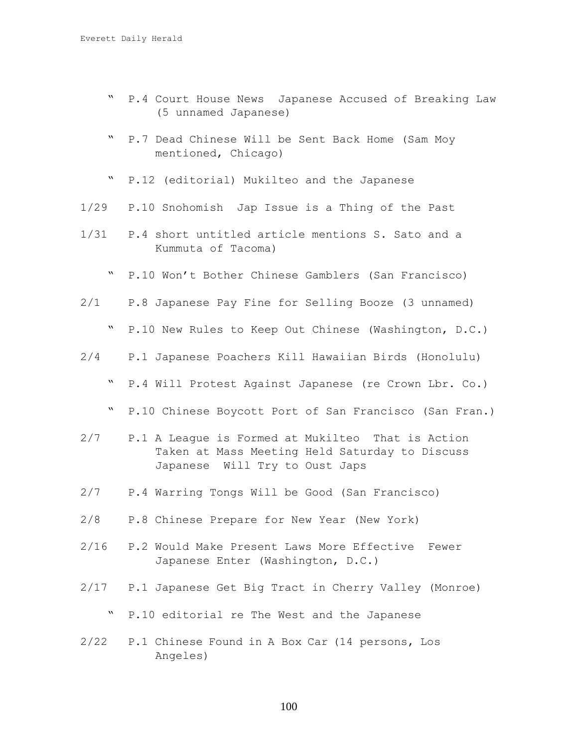" P.4 Court House News Japanese Accused of Breaking Law (5 unnamed Japanese)

" P.7 Dead Chinese Will be Sent Back Home (Sam Moy mentioned, Chicago)

" P.12 (editorial) Mukilteo and the Japanese

1/29 P.10 Snohomish Jap Issue is a Thing of the Past

1/31 P.4 short untitled article mentions S. Sato and a Kummuta of Tacoma)

" P.10 Won't Bother Chinese Gamblers (San Francisco)

2/1 P.8 Japanese Pay Fine for Selling Booze (3 unnamed)

" P.10 New Rules to Keep Out Chinese (Washington, D.C.)

2/4 P.1 Japanese Poachers Kill Hawaiian Birds (Honolulu)

" P.4 Will Protest Against Japanese (re Crown Lbr. Co.)

" P.10 Chinese Boycott Port of San Francisco (San Fran.)

2/7 P.1 A League is Formed at Mukilteo That is Action Taken at Mass Meeting Held Saturday to Discuss Japanese Will Try to Oust Japs

2/7 P.4 Warring Tongs Will be Good (San Francisco)

2/8 P.8 Chinese Prepare for New Year (New York)

2/16 P.2 Would Make Present Laws More Effective Fewer Japanese Enter (Washington, D.C.)

2/17 P.1 Japanese Get Big Tract in Cherry Valley (Monroe)

" P.10 editorial re The West and the Japanese

2/22 P.1 Chinese Found in A Box Car (14 persons, Los Angeles)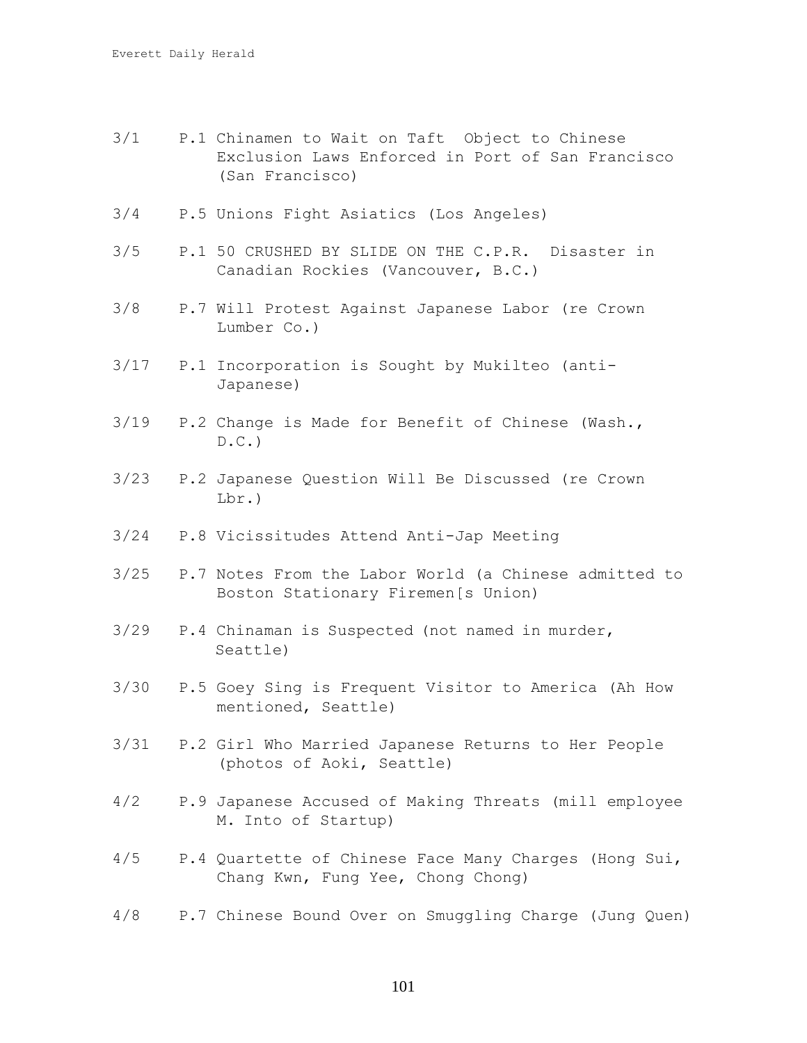3/1 P.1 Chinamen to Wait on Taft Object to Chinese Exclusion Laws Enforced in Port of San Francisco (San Francisco)

3/4 P.5 Unions Fight Asiatics (Los Angeles)

3/5 P.1 50 CRUSHED BY SLIDE ON THE C.P.R. Disaster in Canadian Rockies (Vancouver, B.C.)

3/8 P.7 Will Protest Against Japanese Labor (re Crown Lumber Co.)

3/17 P.1 Incorporation is Sought by Mukilteo (anti-Japanese)

3/19 P.2 Change is Made for Benefit of Chinese (Wash., D.C.)

3/23 P.2 Japanese Question Will Be Discussed (re Crown Lbr.)

3/24 P.8 Vicissitudes Attend Anti-Jap Meeting

3/25 P.7 Notes From the Labor World (a Chinese admitted to Boston Stationary Firemen[s Union)

3/29 P.4 Chinaman is Suspected (not named in murder, Seattle)

3/30 P.5 Goey Sing is Frequent Visitor to America (Ah How mentioned, Seattle)

3/31 P.2 Girl Who Married Japanese Returns to Her People (photos of Aoki, Seattle)

4/2 P.9 Japanese Accused of Making Threats (mill employee M. Into of Startup)

4/5 P.4 Quartette of Chinese Face Many Charges (Hong Sui, Chang Kwn, Fung Yee, Chong Chong)

4/8 P.7 Chinese Bound Over on Smuggling Charge (Jung Quen)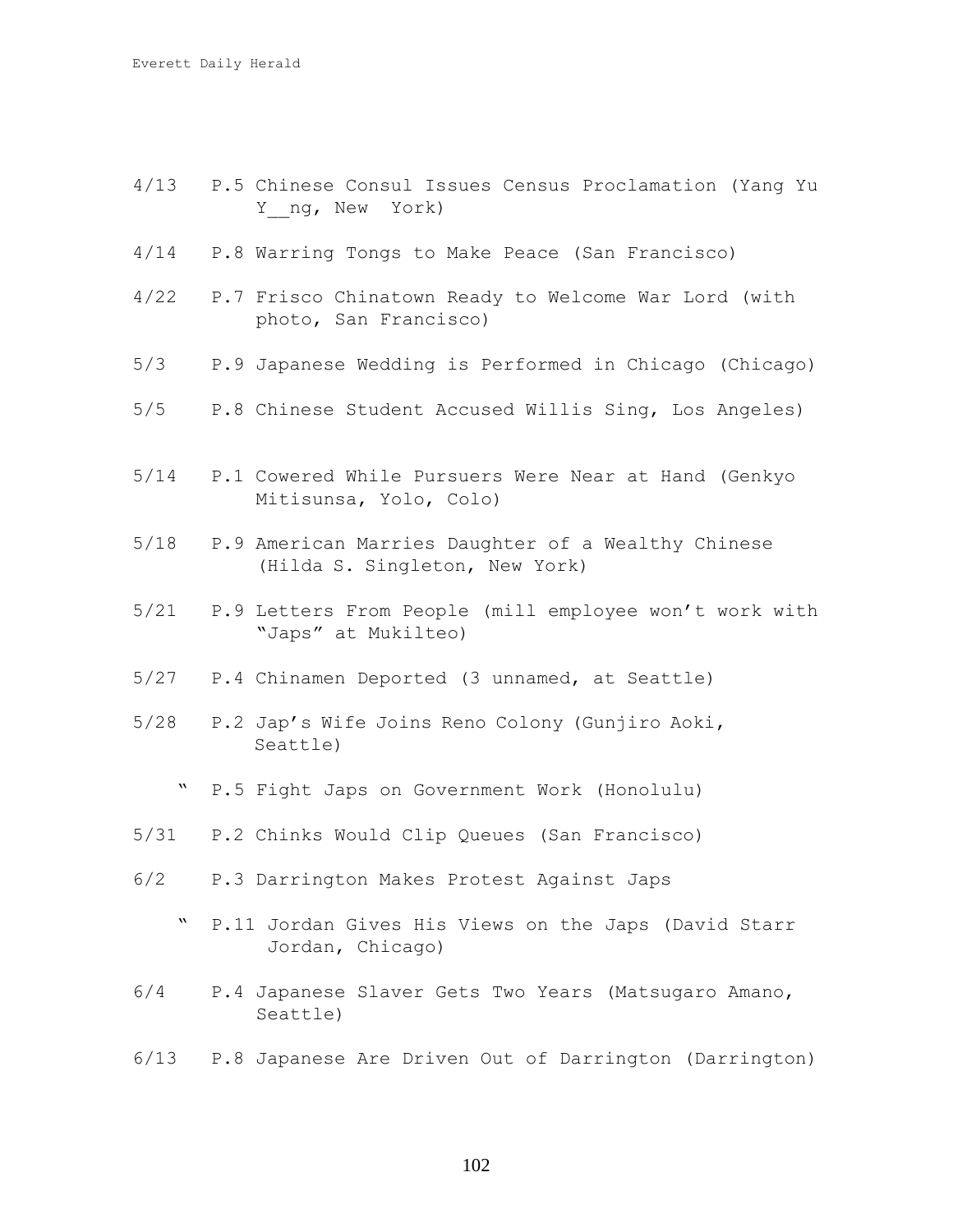4/13 P.5 Chinese Consul Issues Census Proclamation (Yang Yu Y__ng, New York)

4/14 P.8 Warring Tongs to Make Peace (San Francisco)

4/22 P.7 Frisco Chinatown Ready to Welcome War Lord (with photo, San Francisco)

5/3 P.9 Japanese Wedding is Performed in Chicago (Chicago)

5/5 P.8 Chinese Student Accused Willis Sing, Los Angeles)

5/14 P.1 Cowered While Pursuers Were Near at Hand (Genkyo Mitisunsa, Yolo, Colo)

5/18 P.9 American Marries Daughter of a Wealthy Chinese (Hilda S. Singleton, New York)

5/21 P.9 Letters From People (mill employee won't work with "Japs" at Mukilteo)

5/27 P.4 Chinamen Deported (3 unnamed, at Seattle)

5/28 P.2 Jap's Wife Joins Reno Colony (Gunjiro Aoki, Seattle)

" P.5 Fight Japs on Government Work (Honolulu)

5/31 P.2 Chinks Would Clip Queues (San Francisco)

6/2 P.3 Darrington Makes Protest Against Japs

" P.11 Jordan Gives His Views on the Japs (David Starr Jordan, Chicago)

6/4 P.4 Japanese Slaver Gets Two Years (Matsugaro Amano, Seattle)

6/13 P.8 Japanese Are Driven Out of Darrington (Darrington)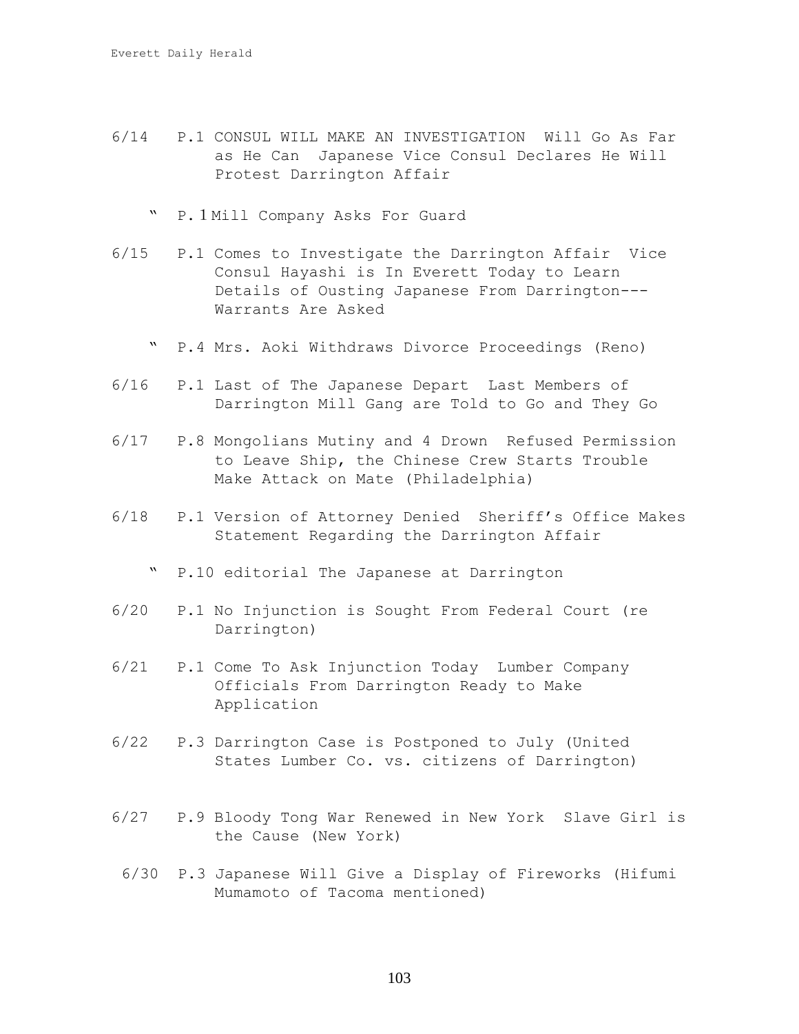6/14 P.1 CONSUL WILL MAKE AN INVESTIGATION Will Go As Far as He Can Japanese Vice Consul Declares He Will Protest Darrington Affair

" P.1 Mill Company Asks For Guard

6/15 P.1 Comes to Investigate the Darrington Affair Vice Consul Hayashi is In Everett Today to Learn Details of Ousting Japanese From Darrington---Warrants Are Asked

" P.4 Mrs. Aoki Withdraws Divorce Proceedings (Reno)

6/16 P.1 Last of The Japanese Depart Last Members of Darrington Mill Gang are Told to Go and They Go

6/17 P.8 Mongolians Mutiny and 4 Drown Refused Permission to Leave Ship, the Chinese Crew Starts Trouble Make Attack on Mate (Philadelphia)

6/18 P.1 Version of Attorney Denied Sheriff's Office Makes Statement Regarding the Darrington Affair

" P.10 editorial The Japanese at Darrington

6/20 P.1 No Injunction is Sought From Federal Court (re Darrington)

6/21 P.1 Come To Ask Injunction Today Lumber Company Officials From Darrington Ready to Make Application

6/22 P.3 Darrington Case is Postponed to July (United States Lumber Co. vs. citizens of Darrington)

6/27 P.9 Bloody Tong War Renewed in New York Slave Girl is the Cause (New York)

6/30 P.3 Japanese Will Give a Display of Fireworks (Hifumi Mumamoto of Tacoma mentioned)